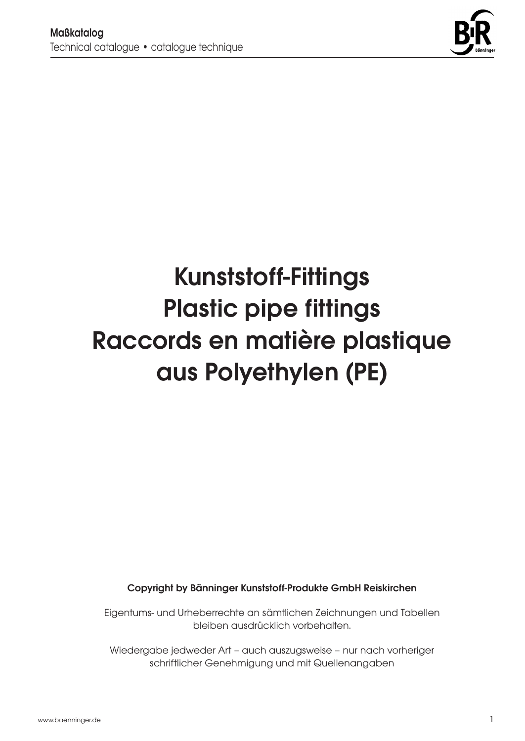# Kunststoff-Fittings
# Plastic pipe fittings
# Raccords en matière plastique
# aus Polyethylen (PE)

**Copyright by Bänninger Kunststoff-Produkte GmbH Reiskirchen**

Eigentums- und Urheberrechte an sämtlichen Zeichnungen und Tabellen bleiben ausdrücklich vorbehalten.

Wiedergabe jedweder Art – auch auszugsweise – nur nach vorheriger schriftlicher Genehmigung und mit Quellenangaben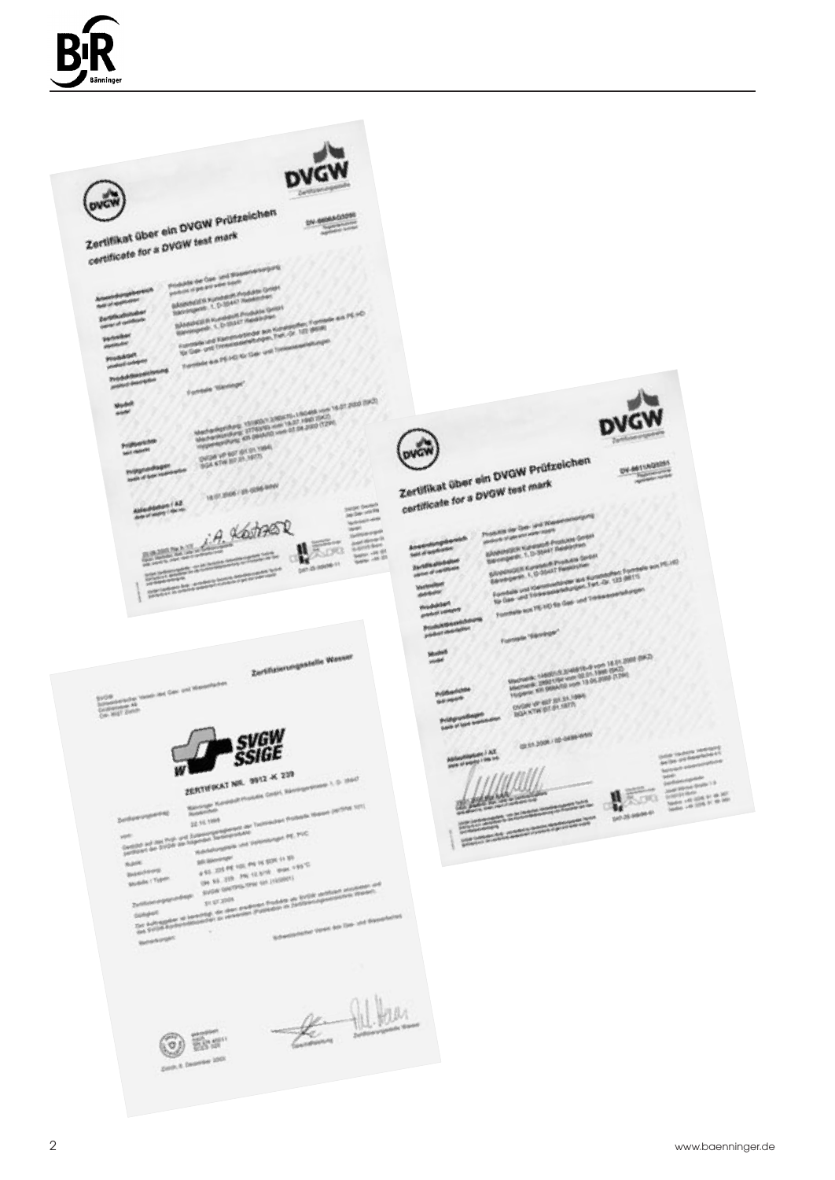**Zertifikat über ein DVGW Prüfzeichen**
*certificate for a DVGW test mark*

**Zertifikat über ein DVGW Prüfzeichen**
*certificate for a DVGW test mark*

**Zertifizierungsstelle Wasser**

**SVGW SSIGE**

**ZERTIFIKAT NR. 9912 -K 239**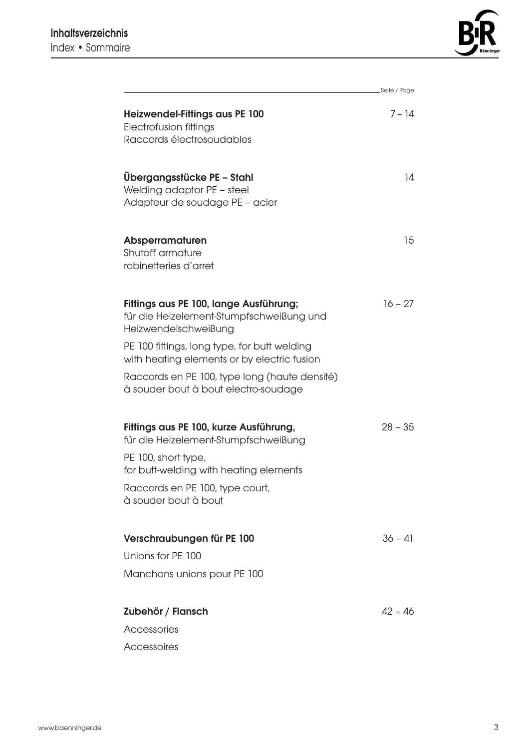# Inhaltsverzeichnis

Index • Sommaire

| | Seite / Page |
|---|---|
| **Heizwendel-Fittings aus PE 100**<br>Electrofusion fittings<br>Raccords électrosoudables | 7 – 14 |
| **Übergangsstücke PE – Stahl**<br>Welding adaptor PE – steel<br>Adapteur de soudage PE – acier | 14 |
| **Absperramaturen**<br>Shutoff armature<br>robinetteries d'arret | 15 |
| **Fittings aus PE 100, lange Ausführung;**<br>für die Heizelement-Stumpfschweißung und Heizwendelschweißung<br>PE 100 fittings, long type, for butt welding with heating elements or by electric fusion<br>Raccords en PE 100, type long (haute densité) à souder bout à bout electro-soudage | 16 – 27 |
| **Fittings aus PE 100, kurze Ausführung,**<br>für die Heizelement-Stumpfschweißung<br>PE 100, short type, for butt-welding with heating elements<br>Raccords en PE 100, type court, à souder bout à bout | 28 – 35 |
| **Verschraubungen für PE 100**<br>Unions for PE 100<br>Manchons unions pour PE 100 | 36 – 41 |
| **Zubehör / Flansch**<br>Accessories<br>Accessoires | 42 – 46 |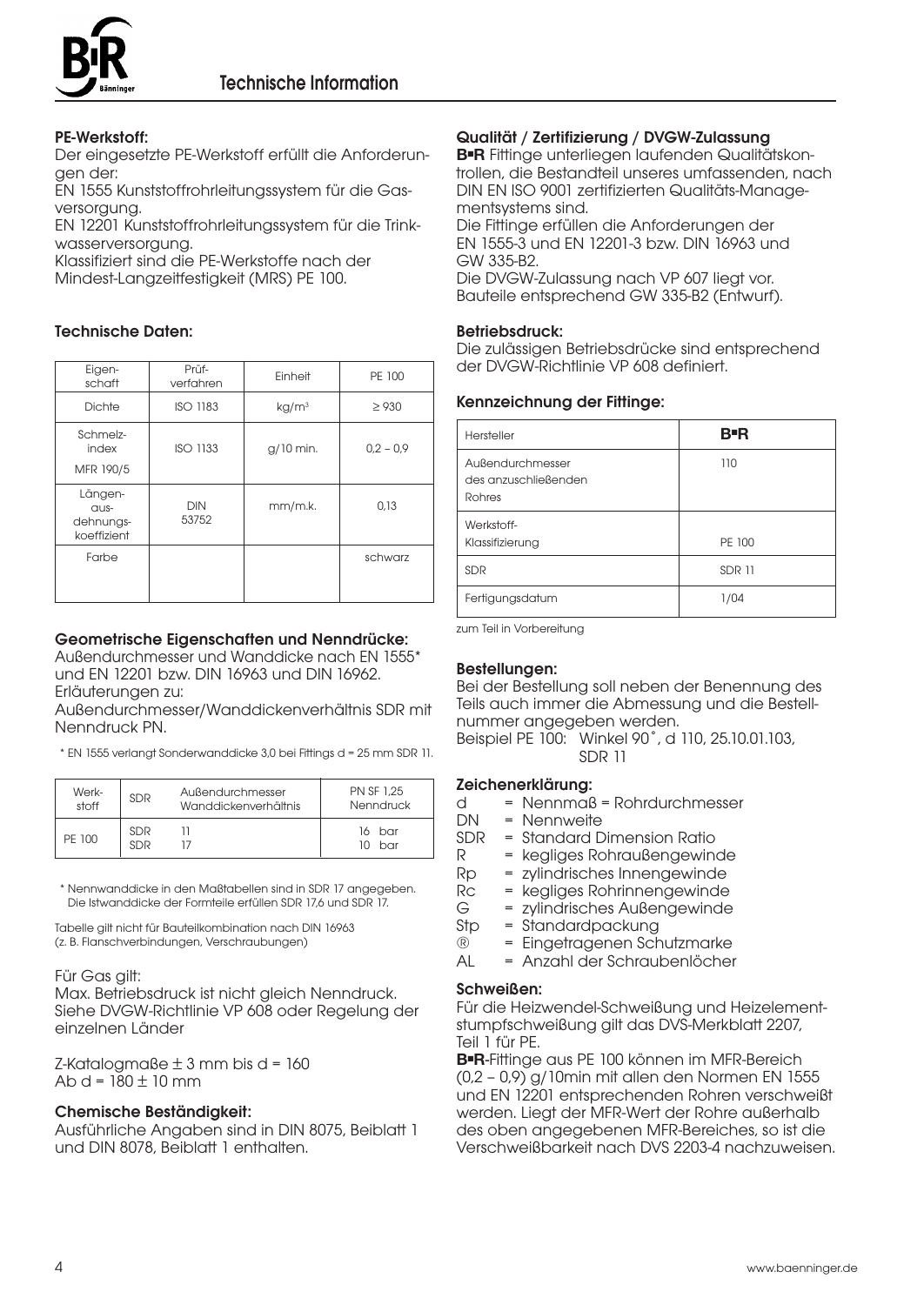## Technische Information

### PE-Werkstoff:

Der eingesetzte PE-Werkstoff erfüllt die Anforderungen der:

EN 1555 Kunststoffrohrleitungssystem für die Gasversorgung.

EN 12201 Kunststoffrohrleitungssystem für die Trinkwasserversorgung.

Klassifiziert sind die PE-Werkstoffe nach der Mindest-Langzeitfestigkeit (MRS) PE 100.

### Technische Daten:

| Eigenschaft | Prüfverfahren | Einheit | PE 100 |
|---|---|---|---|
| Dichte | ISO 1183 | kg/m³ | ≥ 930 |
| Schmelzindex MFR 190/5 | ISO 1133 | g/10 min. | 0,2 – 0,9 |
| Längenausdehnungskoeffizient | DIN 53752 | mm/m.k. | 0,13 |
| Farbe | | | schwarz |

### Geometrische Eigenschaften und Nenndrücke:

Außendurchmesser und Wanddicke nach EN 1555* und EN 12201 bzw. DIN 16963 und DIN 16962.

Erläuterungen zu:

Außendurchmesser/Wanddickenverhältnis SDR mit Nenndruck PN.

\* EN 1555 verlangt Sonderwanddicke 3,0 bei Fittings d = 25 mm SDR 11.

| Werkstoff | SDR | Außendurchmesser Wanddickenverhältnis | PN SF 1,25 Nenndruck |
|---|---|---|---|
| PE 100 | SDR | 11 | 16 bar |
| | SDR | 17 | 10 bar |

\* Nennwanddicke in den Maßtabellen sind in SDR 17 angegeben. Die Istwanddicke der Formteile erfüllen SDR 17,6 und SDR 17.

Tabelle gilt nicht für Bauteilkombination nach DIN 16963 (z. B. Flanschverbindungen, Verschraubungen)

Für Gas gilt:

Max. Betriebsdruck ist nicht gleich Nenndruck. Siehe DVGW-Richtlinie VP 608 oder Regelung der einzelnen Länder

Z-Katalogmaße ± 3 mm bis d = 160
Ab d = 180 ± 10 mm

### Chemische Beständigkeit:

Ausführliche Angaben sind in DIN 8075, Beiblatt 1 und DIN 8078, Beiblatt 1 enthalten.

### Qualität / Zertifizierung / DVGW-Zulassung

**B▪R** Fittinge unterliegen laufenden Qualitätskontrollen, die Bestandteil unseres umfassenden, nach DIN EN ISO 9001 zertifizierten Qualitäts-Managementsystems sind.

Die Fittinge erfüllen die Anforderungen der EN 1555-3 und EN 12201-3 bzw. DIN 16963 und GW 335-B2.

Die DVGW-Zulassung nach VP 607 liegt vor. Bauteile entsprechend GW 335-B2 (Entwurf).

### Betriebsdruck:

Die zulässigen Betriebsdrücke sind entsprechend der DVGW-Richtlinie VP 608 definiert.

### Kennzeichnung der Fittinge:

| Hersteller | **B▪R** |
|---|---|
| Außendurchmesser des anzuschließenden Rohres | 110 |
| Werkstoff-Klassifizierung | PE 100 |
| SDR | SDR 11 |
| Fertigungsdatum | 1/04 |

zum Teil in Vorbereitung

### Bestellungen:

Bei der Bestellung soll neben der Benennung des Teils auch immer die Abmessung und die Bestellnummer angegeben werden.

Beispiel PE 100: Winkel 90°, d 110, 25.10.01.103, SDR 11

### Zeichenerklärung:

- d = Nennmaß = Rohrdurchmesser
- DN = Nennweite
- SDR = Standard Dimension Ratio
- R = kegliges Rohraußengewinde
- Rp = zylindrisches Innengewinde
- Rc = kegliges Rohrinnengewinde
- G = zylindrisches Außengewinde
- Stp = Standardpackung
- ® = Eingetragenen Schutzmarke
- AL = Anzahl der Schraubenlöcher

### Schweißen:

Für die Heizwendel-Schweißung und Heizelementstumpfschweißung gilt das DVS-Merkblatt 2207, Teil 1 für PE.

**B▪R**-Fittinge aus PE 100 können im MFR-Bereich (0,2 – 0,9) g/10min mit allen den Normen EN 1555 und EN 12201 entsprechenden Rohren verschweißt werden. Liegt der MFR-Wert der Rohre außerhalb des oben angegebenen MFR-Bereiches, so ist die Verschweißbarkeit nach DVS 2203-4 nachzuweisen.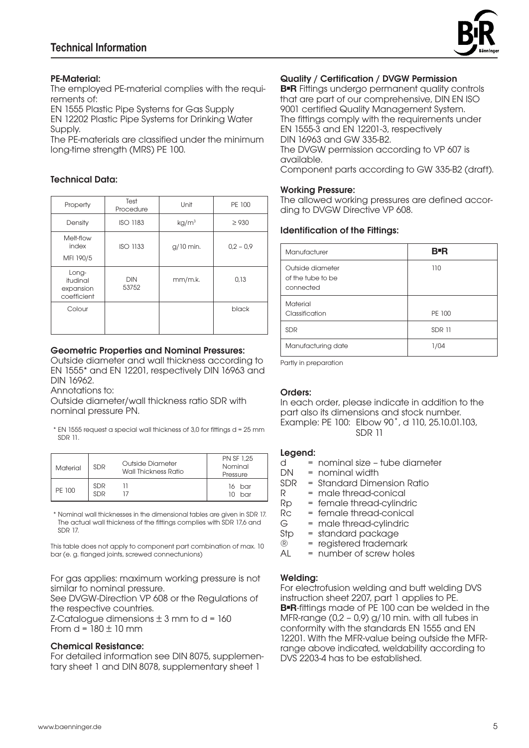# Technical Information

### PE-Material:

The employed PE-material complies with the requirements of:
EN 1555 Plastic Pipe Systems for Gas Supply
EN 12202 Plastic Pipe Systems for Drinking Water Supply.
The PE-materials are classified under the minimum long-time strength (MRS) PE 100.

### Technical Data:

| Property | Test Procedure | Unit | PE 100 |
|---|---|---|---|
| Density | ISO 1183 | $kg/m^3$ | ≥ 930 |
| Melt-flow index MFI 190/5 | ISO 1133 | g/10 min. | 0,2 – 0,9 |
| Long-itudinal expansion coefficient | DIN 53752 | mm/m.k. | 0,13 |
| Colour | | | black |

### Geometric Properties and Nominal Pressures:

Outside diameter and wall thickness according to EN 1555* and EN 12201, respectively DIN 16963 and DIN 16962.
Annotations to:
Outside diameter/wall thickness ratio SDR with nominal pressure PN.

\* EN 1555 request a special wall thickness of 3,0 for fittings d = 25 mm SDR 11.

| Material | SDR | Outside Diameter Wall Thickness Ratio | PN SF 1,25 Nominal Pressure |
|---|---|---|---|
| PE 100 | SDR<br>SDR | 11<br>17 | 16 bar<br>10 bar |

\* Nominal wall thicknesses in the dimensional tables are given in SDR 17. The actual wall thickness of the fittings complies with SDR 17,6 and SDR 17.

This table does not apply to component part combination of max. 10 bar (e. g. flanged joints, screwed connectunions)

For gas applies: maximum working pressure is not similar to nominal pressure.
See DVGW-Direction VP 608 or the Regulations of the respective countries.
Z-Catalogue dimensions ± 3 mm to d = 160
From d = 180 ± 10 mm

### Chemical Resistance:

For detailed information see DIN 8075, supplementary sheet 1 and DIN 8078, supplementary sheet 1

### Quality / Certification / DVGW Permission

**B■R** Fittings undergo permanent quality controls that are part of our comprehensive, DIN EN ISO 9001 certified Quality Management System.
The fittings comply with the requirements under EN 1555-3 and EN 12201-3, respectively DIN 16963 and GW 335-B2.
The DVGW permission according to VP 607 is available.
Component parts according to GW 335-B2 (draft).

### Working Pressure:

The allowed working pressures are defined according to DVGW Directive VP 608.

### Identification of the Fittings:

| Manufacturer | **B■R** |
|---|---|
| Outside diameter of the tube to be connected | 110 |
| Material Classification | PE 100 |
| SDR | SDR 11 |
| Manufacturing date | 1/04 |

Partly in preparation

### Orders:

In each order, please indicate in addition to the part also its dimensions and stock number.
Example: PE 100: Elbow 90˚, d 110, 25.10.01.103, SDR 11

### Legend:

- d = nominal size – tube diameter
- DN = nominal width
- SDR = Standard Dimension Ratio
- R = male thread-conical
- Rp = female thread-cylindric
- Rc = female thread-conical
- G = male thread-cylindric
- Stp = standard package
- ® = registered trademark
- AL = number of screw holes

### Welding:

For electrofusion welding and butt welding DVS instruction sheet 2207, part 1 applies to PE.
**B■R**-fittings made of PE 100 can be welded in the MFR-range (0,2 – 0,9) g/10 min. with all tubes in conformity with the standards EN 1555 and EN 12201. With the MFR-value being outside the MFR-range above indicated, weldability according to DVS 2203-4 has to be established.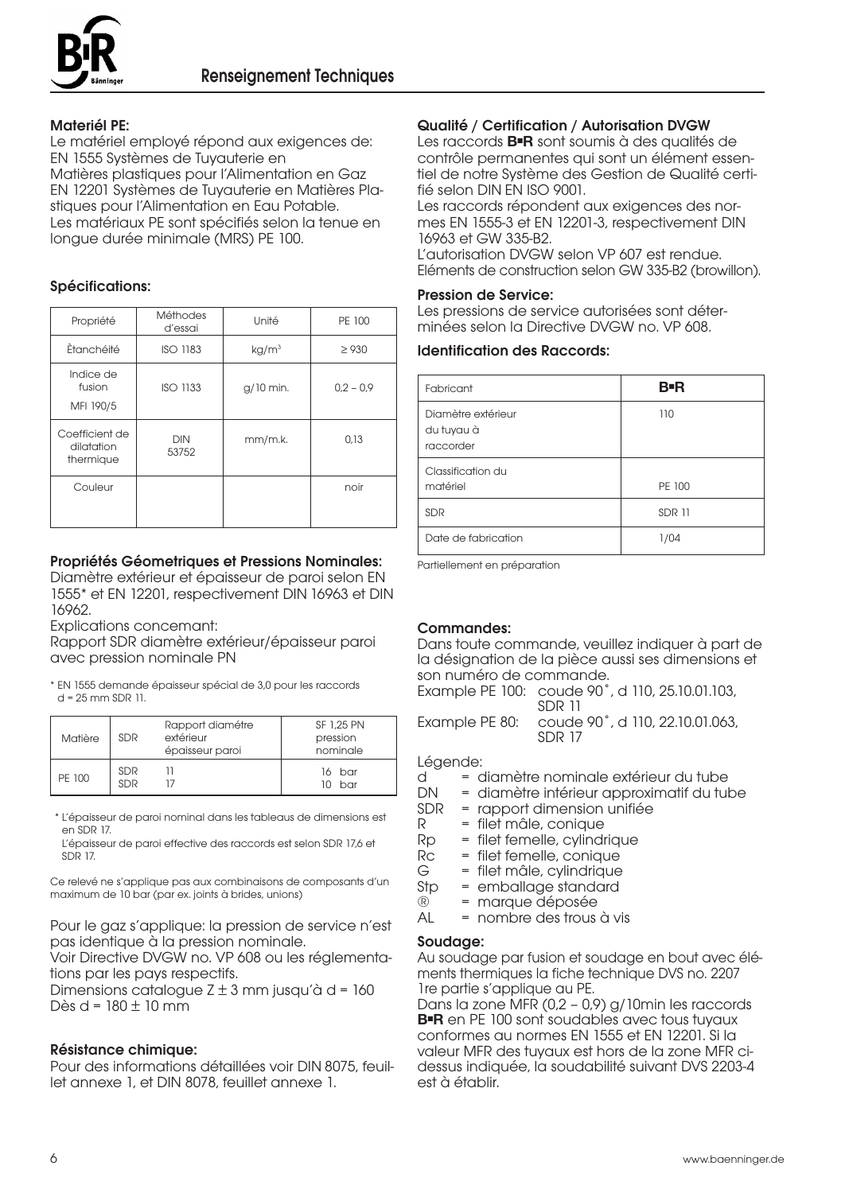## Renseignement Techniques

### Materiél PE:

Le matériel employé répond aux exigences de:
EN 1555 Systèmes de Tuyauterie en Matières plastiques pour l'Alimentation en Gaz
EN 12201 Systèmes de Tuyauterie en Matières Plastiques pour l'Alimentation en Eau Potable.
Les matériaux PE sont spécifiés selon la tenue en longue durée minimale (MRS) PE 100.

### Spécifications:

| Propriété | Méthodes d'essai | Unité | PE 100 |
|---|---|---|---|
| Ětanchéité | ISO 1183 | kg/m³ | ≥ 930 |
| Indice de fusion MFI 190/5 | ISO 1133 | g/10 min. | 0,2 – 0,9 |
| Coefficient de dilatation thermique | DIN 53752 | mm/m.k. | 0,13 |
| Couleur | | | noir |

### Propriétés Géometriques et Pressions Nominales:

Diamètre extérieur et épaisseur de paroi selon EN 1555* et EN 12201, respectivement DIN 16963 et DIN 16962.
Explications concemant:
Rapport SDR diamètre extérieur/épaisseur paroi avec pression nominale PN

\* EN 1555 demande épaisseur spécial de 3,0 pour les raccords d = 25 mm SDR 11.

| Matière | SDR | Rapport diamétre extérieur épaisseur paroi | SF 1,25 PN pression nominale |
|---|---|---|---|
| PE 100 | SDR<br>SDR | 11<br>17 | 16 bar<br>10 bar |

\* L'épaisseur de paroi nominal dans les tableaus de dimensions est en SDR 17.
L'épaisseur de paroi effective des raccords est selon SDR 17,6 et SDR 17.

Ce relevé ne s'applique pas aux combinaisons de composants d'un maximum de 10 bar (par ex. joints à brides, unions)

Pour le gaz s'applique: la pression de service n'est pas identique à la pression nominale.
Voir Directive DVGW no. VP 608 ou les réglementations par les pays respectifs.
Dimensions catalogue Z ± 3 mm jusqu'à d = 160
Dès d = 180 ± 10 mm

### Résistance chimique:

Pour des informations détaillées voir DIN 8075, feuillet annexe 1, et DIN 8078, feuillet annexe 1.

### Qualité / Certification / Autorisation DVGW

Les raccords **B▪R** sont soumis à des qualités de contrôle permanentes qui sont un élément essentiel de notre Système des Gestion de Qualité certifié selon DIN EN ISO 9001.
Les raccords répondent aux exigences des normes EN 1555-3 et EN 12201-3, respectivement DIN 16963 et GW 335-B2.
L'autorisation DVGW selon VP 607 est rendue.
Eléments de construction selon GW 335-B2 (browillon).

### Pression de Service:

Les pressions de service autorisées sont déterminées selon la Directive DVGW no. VP 608.

### Identification des Raccords:

| Fabricant | **B▪R** |
|---|---|
| Diamètre extérieur du tuyau à raccorder | 110 |
| Classification du matériel | PE 100 |
| SDR | SDR 11 |
| Date de fabrication | 1/04 |

Partiellement en préparation

### Commandes:

Dans toute commande, veuillez indiquer à part de la désignation de la pièce aussi ses dimensions et son numéro de commande.

Example PE 100: coude 90˚, d 110, 25.10.01.103, SDR 11
Example PE 80: coude 90˚, d 110, 22.10.01.063, SDR 17

Légende:
- d = diamètre nominale extérieur du tube
- DN = diamètre intérieur approximatif du tube
- SDR = rapport dimension unifiée
- R = filet mâle, conique
- Rp = filet femelle, cylindrique
- Rc = filet femelle, conique
- G = filet mâle, cylindrique
- Stp = emballage standard
- ® = marque déposée
- AL = nombre des trous à vis

### Soudage:

Au soudage par fusion et soudage en bout avec éléments thermiques la fiche technique DVS no. 2207 1re partie s'applique au PE.
Dans la zone MFR (0,2 – 0,9) g/10min les raccords **B▪R** en PE 100 sont soudables avec tous tuyaux conformes au normes EN 1555 et EN 12201. Si la valeur MFR des tuyaux est hors de la zone MFR cidessus indiquée, la soudabilité suivant DVS 2203-4 est à établir.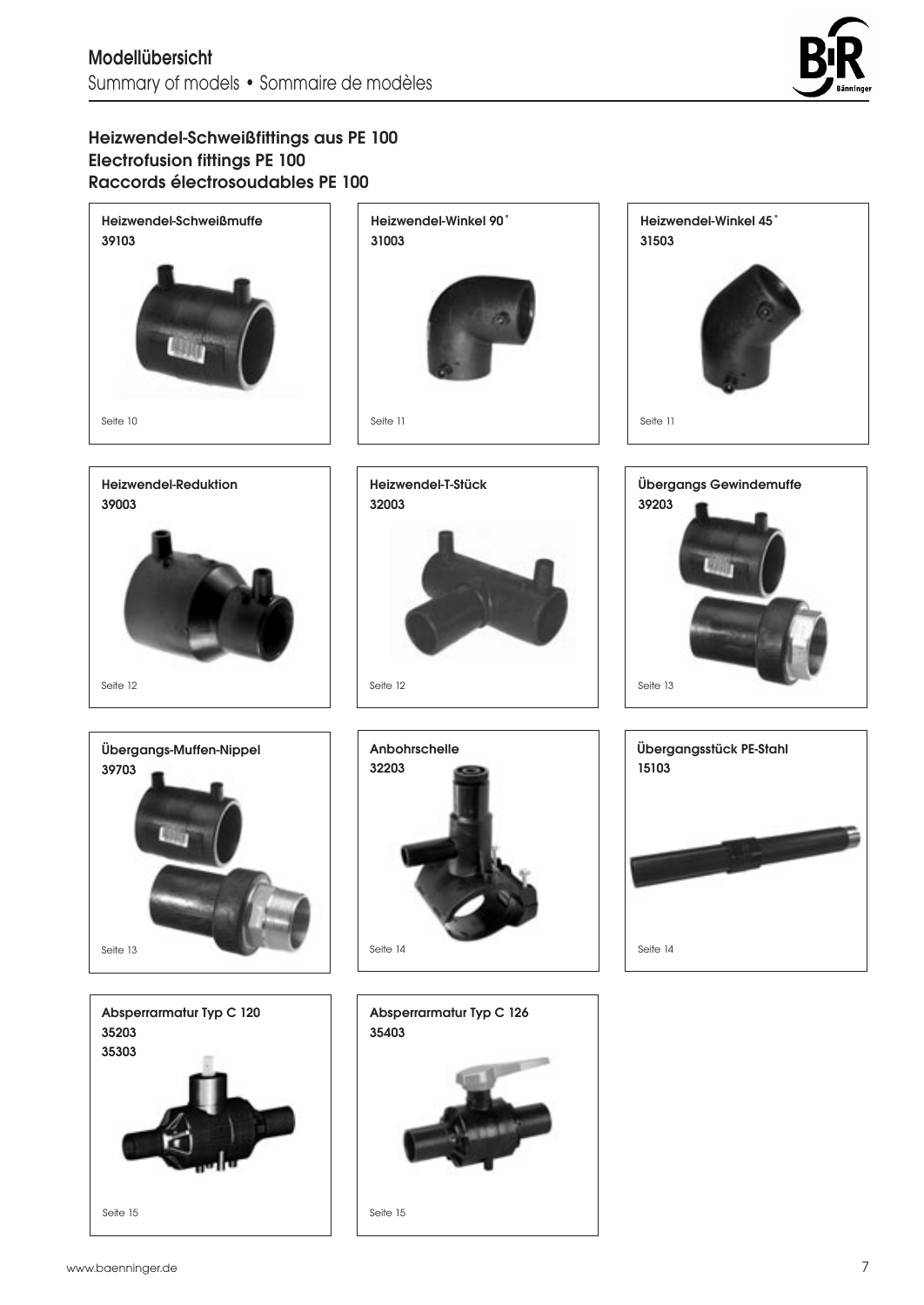# Modellübersicht
Summary of models • Sommaire de modèles

## Heizwendel-Schweißfittings aus PE 100
## Electrofusion fittings PE 100
## Raccords électrosoudables PE 100

**Heizwendel-Schweißmuffe**
**39103**

Seite 10

**Heizwendel-Winkel 90˚**
**31003**

Seite 11

**Heizwendel-Winkel 45˚**
**31503**

Seite 11

**Heizwendel-Reduktion**
**39003**

Seite 12

**Heizwendel-T-Stück**
**32003**

Seite 12

**Übergangs Gewindemuffe**
**39203**

Seite 13

**Übergangs-Muffen-Nippel**
**39703**

Seite 13

**Anbohrschelle**
**32203**

Seite 14

**Übergangsstück PE-Stahl**
**15103**

Seite 14

**Absperrarmatur Typ C 120**
**35203**
**35303**

Seite 15

**Absperrarmatur Typ C 126**
**35403**

Seite 15

www.baenninger.de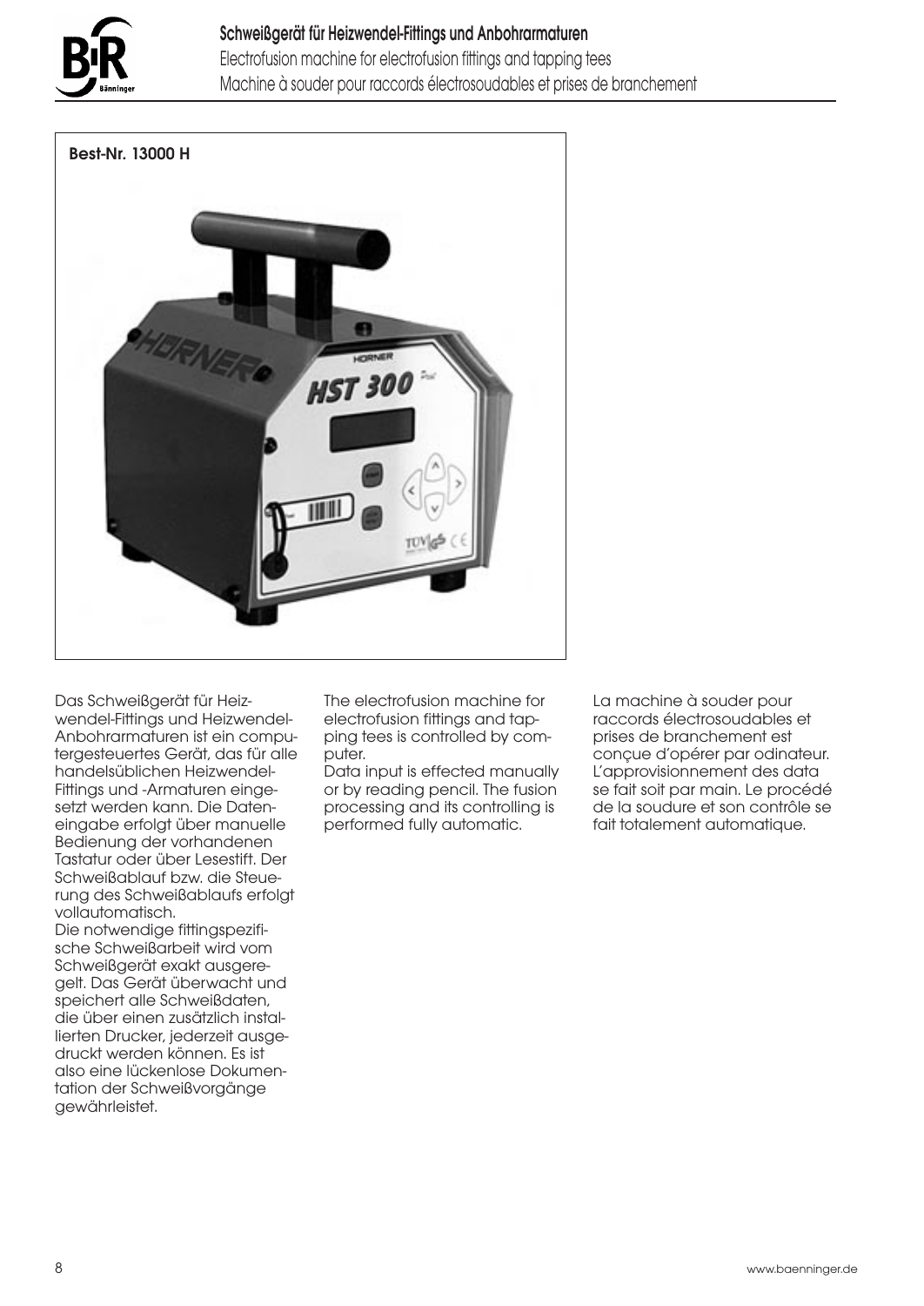# Schweißgerät für Heizwendel-Fittings und Anbohrarmaturen

Electrofusion machine for electrofusion fittings and tapping tees

Machine à souder pour raccords électrosoudables et prises de branchement

**Best-Nr. 13000 H**

Das Schweißgerät für Heizwendel-Fittings und Heizwendel-Anbohrarmaturen ist ein computergesteuertes Gerät, das für alle handelsüblichen Heizwendel-Fittings und -Armaturen eingesetzt werden kann. Die Dateneingabe erfolgt über manuelle Bedienung der vorhandenen Tastatur oder über Lesestift. Der Schweißablauf bzw. die Steuerung des Schweißablaufs erfolgt vollautomatisch.
Die notwendige fittingspezifische Schweißarbeit wird vom Schweißgerät exakt ausgeregelt. Das Gerät überwacht und speichert alle Schweißdaten, die über einen zusätzlich installierten Drucker, jederzeit ausgedruckt werden können. Es ist also eine lückenlose Dokumentation der Schweißvorgänge gewährleistet.

The electrofusion machine for electrofusion fittings and tapping tees is controlled by computer.
Data input is effected manually or by reading pencil. The fusion processing and its controlling is performed fully automatic.

La machine à souder pour raccords électrosoudables et prises de branchement est conçue d'opérer par odinateur. L'approvisionnement des data se fait soit par main. Le procédé de la soudure et son contrôle se fait totalement automatique.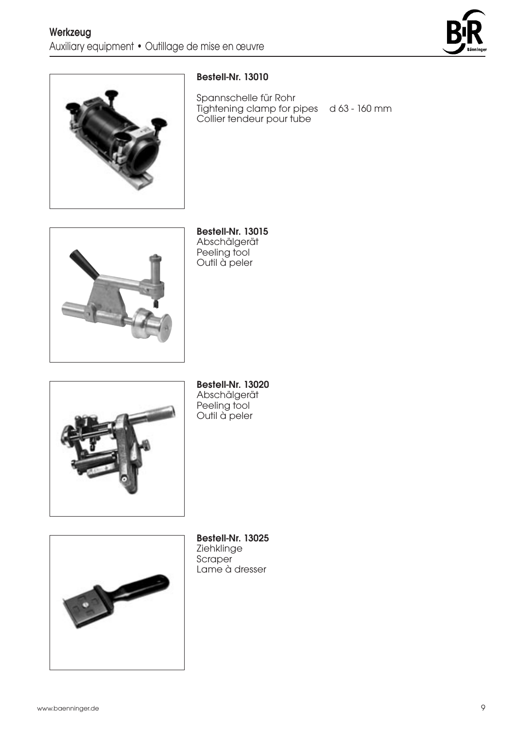# Werkzeug

Auxiliary equipment • Outillage de mise en œuvre

**Bestell-Nr. 13010**

Spannschelle für Rohr
Tightening clamp for pipes d 63 - 160 mm
Collier tendeur pour tube

**Bestell-Nr. 13015**
Abschälgerät
Peeling tool
Outil à peler

**Bestell-Nr. 13020**
Abschälgerät
Peeling tool
Outil à peler

**Bestell-Nr. 13025**
Ziehklinge
Scraper
Lame à dresser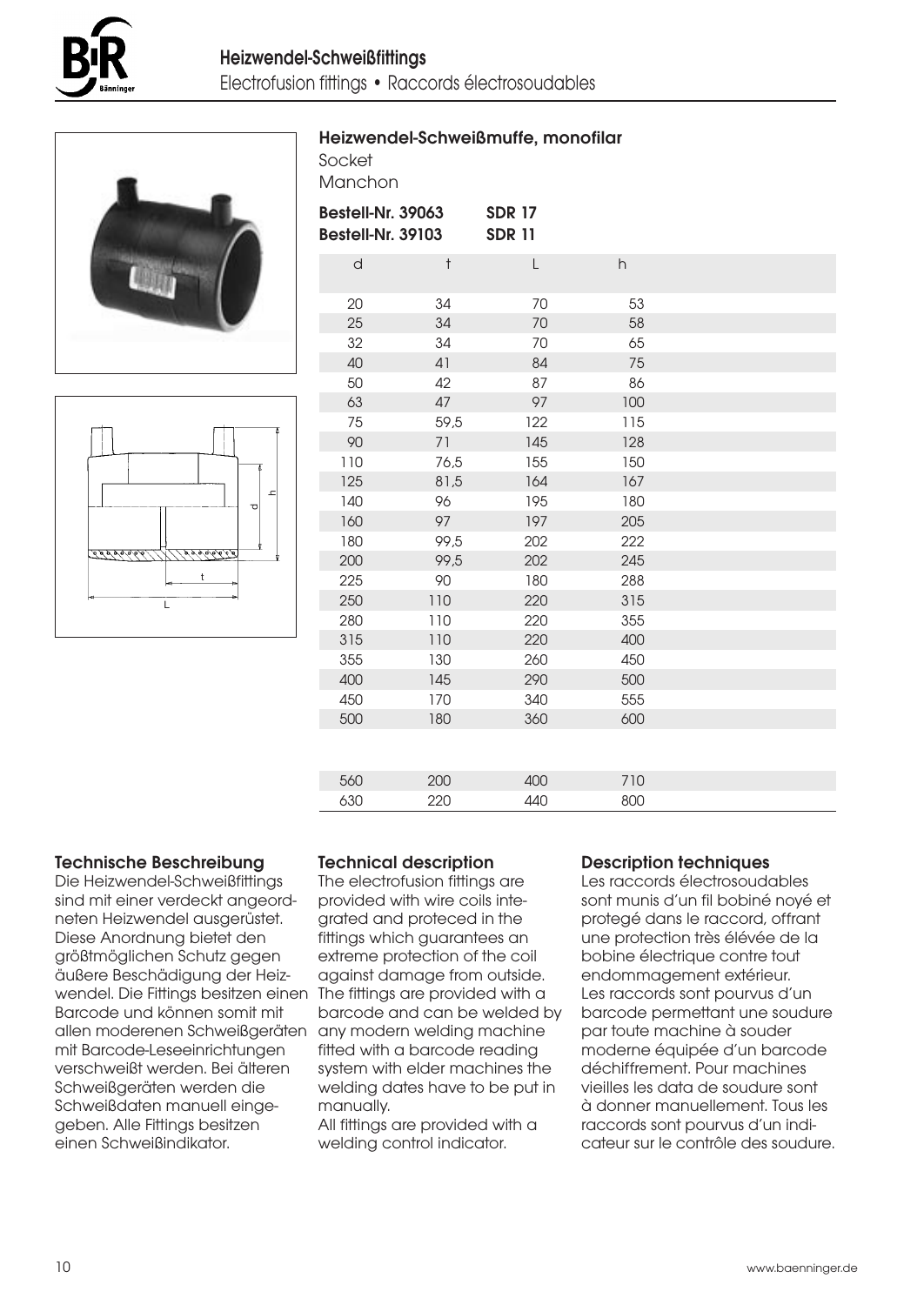# Heizwendel-Schweißfittings

Electrofusion fittings • Raccords électrosoudables

## Heizwendel-Schweißmuffe, monofilar

Socket

Manchon

**Bestell-Nr. 39063** **SDR 17**
**Bestell-Nr. 39103** **SDR 11**

| d | t | L | h |
|---|---|---|---|
| 20 | 34 | 70 | 53 |
| 25 | 34 | 70 | 58 |
| 32 | 34 | 70 | 65 |
| 40 | 41 | 84 | 75 |
| 50 | 42 | 87 | 86 |
| 63 | 47 | 97 | 100 |
| 75 | 59,5 | 122 | 115 |
| 90 | 71 | 145 | 128 |
| 110 | 76,5 | 155 | 150 |
| 125 | 81,5 | 164 | 167 |
| 140 | 96 | 195 | 180 |
| 160 | 97 | 197 | 205 |
| 180 | 99,5 | 202 | 222 |
| 200 | 99,5 | 202 | 245 |
| 225 | 90 | 180 | 288 |
| 250 | 110 | 220 | 315 |
| 280 | 110 | 220 | 355 |
| 315 | 110 | 220 | 400 |
| 355 | 130 | 260 | 450 |
| 400 | 145 | 290 | 500 |
| 450 | 170 | 340 | 555 |
| 500 | 180 | 360 | 600 |
| 560 | 200 | 400 | 710 |
| 630 | 220 | 440 | 800 |

### Technische Beschreibung

Die Heizwendel-Schweißfittings sind mit einer verdeckt angeordneten Heizwendel ausgerüstet. Diese Anordnung bietet den größtmöglichen Schutz gegen äußere Beschädigung der Heizwendel. Die Fittings besitzen einen Barcode und können somit mit allen moderenen Schweißgeräten mit Barcode-Leseeinrichtungen verschweißt werden. Bei älteren Schweißgeräten werden die Schweißdaten manuell eingegeben. Alle Fittings besitzen einen Schweißindikator.

### Technical description

The electrofusion fittings are provided with wire coils integrated and proteced in the fittings which guarantees an extreme protection of the coil against damage from outside. The fittings are provided with a barcode and can be welded by any modern welding machine fitted with a barcode reading system with elder machines the welding dates have to be put in manually.
All fittings are provided with a welding control indicator.

### Description techniques

Les raccords électrosoudables sont munis d'un fil bobiné noyé et protegé dans le raccord, offrant une protection très élévée de la bobine électrique contre tout endommagement extérieur. Les raccords sont pourvus d'un barcode permettant une soudure par toute machine à souder moderne équipée d'un barcode déchiffrement. Pour machines vieilles les data de soudure sont à donner manuellement. Tous les raccords sont pourvus d'un indicateur sur le contrôle des soudure.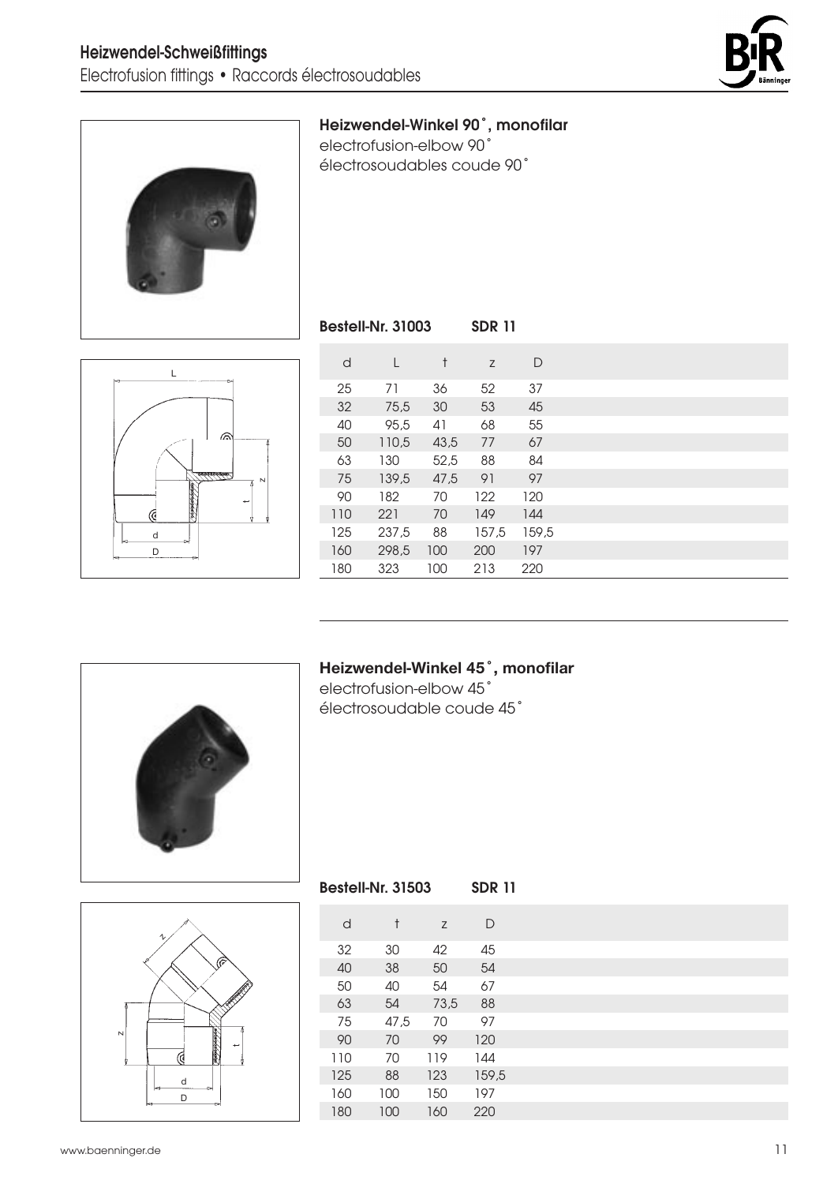## Heizwendel-Schweißfittings

Electrofusion fittings • Raccords électrosoudables

### Heizwendel-Winkel 90˚, monofilar

electrofusion-elbow 90˚

électrosoudables coude 90˚

**Bestell-Nr. 31003** **SDR 11**

| d | L | t | z | D |
|---|---|---|---|---|
| 25 | 71 | 36 | 52 | 37 |
| 32 | 75,5 | 30 | 53 | 45 |
| 40 | 95,5 | 41 | 68 | 55 |
| 50 | 110,5 | 43,5 | 77 | 67 |
| 63 | 130 | 52,5 | 88 | 84 |
| 75 | 139,5 | 47,5 | 91 | 97 |
| 90 | 182 | 70 | 122 | 120 |
| 110 | 221 | 70 | 149 | 144 |
| 125 | 237,5 | 88 | 157,5 | 159,5 |
| 160 | 298,5 | 100 | 200 | 197 |
| 180 | 323 | 100 | 213 | 220 |

### Heizwendel-Winkel 45˚, monofilar

electrofusion-elbow 45˚

électrosoudable coude 45˚

**Bestell-Nr. 31503** **SDR 11**

| d | t | z | D |
|---|---|---|---|
| 32 | 30 | 42 | 45 |
| 40 | 38 | 50 | 54 |
| 50 | 40 | 54 | 67 |
| 63 | 54 | 73,5 | 88 |
| 75 | 47,5 | 70 | 97 |
| 90 | 70 | 99 | 120 |
| 110 | 70 | 119 | 144 |
| 125 | 88 | 123 | 159,5 |
| 160 | 100 | 150 | 197 |
| 180 | 100 | 160 | 220 |

www.baenninger.de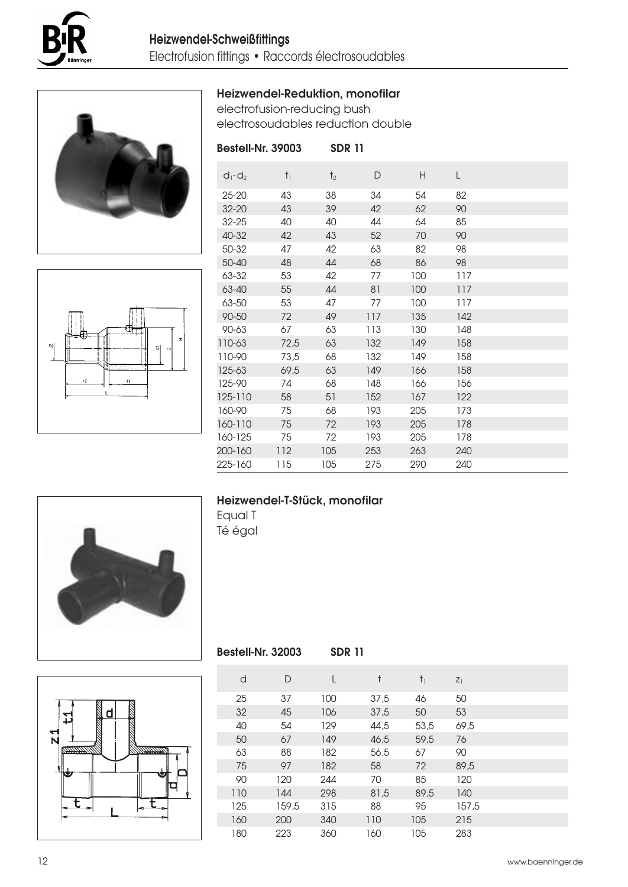## Heizwendel-Schweißfittings

Electrofusion fittings • Raccords électrosoudables

### Heizwendel-Reduktion, monofilar

electrofusion-reducing bush
electrosoudables reduction double

**Bestell-Nr. 39003** **SDR 11**

| $d_1$-$d_2$ | $t_1$ | $t_2$ | D | H | L |
|---|---|---|---|---|---|
| 25-20 | 43 | 38 | 34 | 54 | 82 |
| 32-20 | 43 | 39 | 42 | 62 | 90 |
| 32-25 | 40 | 40 | 44 | 64 | 85 |
| 40-32 | 42 | 43 | 52 | 70 | 90 |
| 50-32 | 47 | 42 | 63 | 82 | 98 |
| 50-40 | 48 | 44 | 68 | 86 | 98 |
| 63-32 | 53 | 42 | 77 | 100 | 117 |
| 63-40 | 55 | 44 | 81 | 100 | 117 |
| 63-50 | 53 | 47 | 77 | 100 | 117 |
| 90-50 | 72 | 49 | 117 | 135 | 142 |
| 90-63 | 67 | 63 | 113 | 130 | 148 |
| 110-63 | 72,5 | 63 | 132 | 149 | 158 |
| 110-90 | 73,5 | 68 | 132 | 149 | 158 |
| 125-63 | 69,5 | 63 | 149 | 166 | 158 |
| 125-90 | 74 | 68 | 148 | 166 | 156 |
| 125-110 | 58 | 51 | 152 | 167 | 122 |
| 160-90 | 75 | 68 | 193 | 205 | 173 |
| 160-110 | 75 | 72 | 193 | 205 | 178 |
| 160-125 | 75 | 72 | 193 | 205 | 178 |
| 200-160 | 112 | 105 | 253 | 263 | 240 |
| 225-160 | 115 | 105 | 275 | 290 | 240 |

### Heizwendel-T-Stück, monofilar

Equal T
Té égal

**Bestell-Nr. 32003** **SDR 11**

| d | D | L | t | $t_1$ | $z_1$ |
|---|---|---|---|---|---|
| 25 | 37 | 100 | 37,5 | 46 | 50 |
| 32 | 45 | 106 | 37,5 | 50 | 53 |
| 40 | 54 | 129 | 44,5 | 53,5 | 69,5 |
| 50 | 67 | 149 | 46,5 | 59,5 | 76 |
| 63 | 88 | 182 | 56,5 | 67 | 90 |
| 75 | 97 | 182 | 58 | 72 | 89,5 |
| 90 | 120 | 244 | 70 | 85 | 120 |
| 110 | 144 | 298 | 81,5 | 89,5 | 140 |
| 125 | 159,5 | 315 | 88 | 95 | 157,5 |
| 160 | 200 | 340 | 110 | 105 | 215 |
| 180 | 223 | 360 | 160 | 105 | 283 |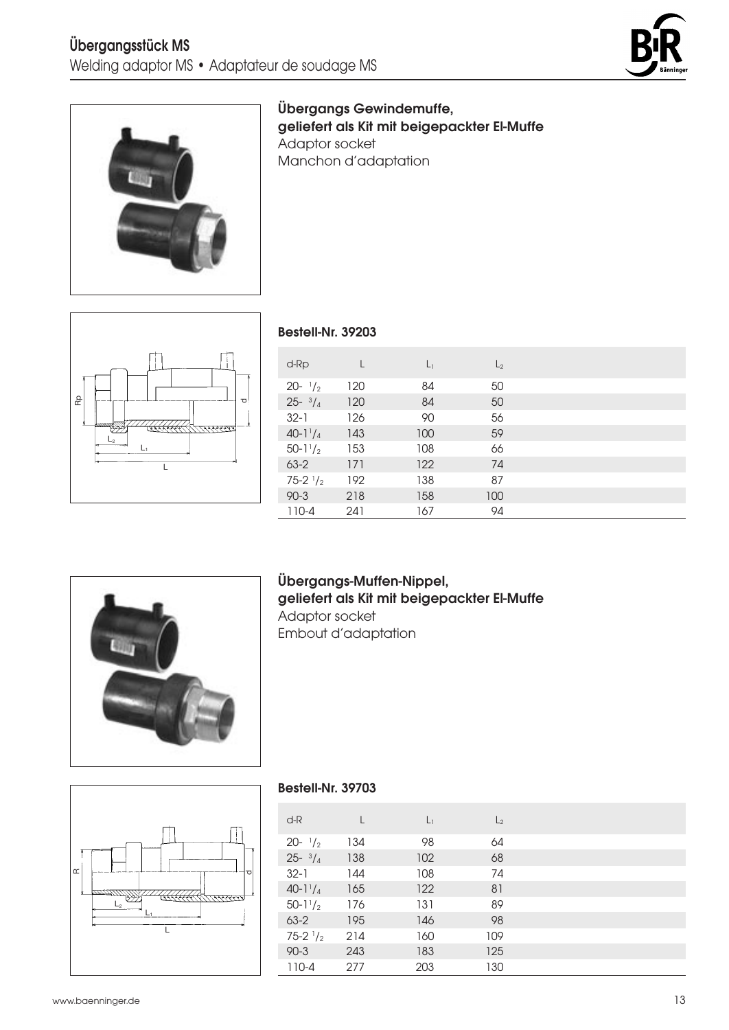# Übergangsstück MS

Welding adaptor MS • Adaptateur de soudage MS

## Übergangs Gewindemuffe, geliefert als Kit mit beigepackter El-Muffe

Adaptor socket

Manchon d'adaptation

### Bestell-Nr. 39203

| d-Rp | L | $L_1$ | $L_2$ |
|---|---|---|---|
| 20- 1/2 | 120 | 84 | 50 |
| 25- 3/4 | 120 | 84 | 50 |
| 32-1 | 126 | 90 | 56 |
| 40-1 1/4 | 143 | 100 | 59 |
| 50-1 1/2 | 153 | 108 | 66 |
| 63-2 | 171 | 122 | 74 |
| 75-2 1/2 | 192 | 138 | 87 |
| 90-3 | 218 | 158 | 100 |
| 110-4 | 241 | 167 | 94 |

## Übergangs-Muffen-Nippel, geliefert als Kit mit beigepackter El-Muffe

Adaptor socket

Embout d'adaptation

### Bestell-Nr. 39703

| d-R | L | $L_1$ | $L_2$ |
|---|---|---|---|
| 20- 1/2 | 134 | 98 | 64 |
| 25- 3/4 | 138 | 102 | 68 |
| 32-1 | 144 | 108 | 74 |
| 40-1 1/4 | 165 | 122 | 81 |
| 50-1 1/2 | 176 | 131 | 89 |
| 63-2 | 195 | 146 | 98 |
| 75-2 1/2 | 214 | 160 | 109 |
| 90-3 | 243 | 183 | 125 |
| 110-4 | 277 | 203 | 130 |

www.baenninger.de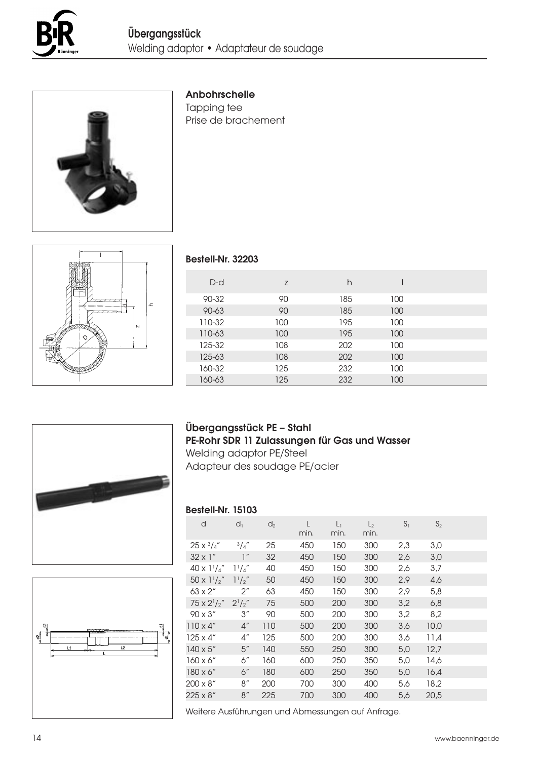## Übergangsstück
Welding adaptor • Adaptateur de soudage

### Anbohrschelle
Tapping tee
Prise de brachement

**Bestell-Nr. 32203**

| D-d | z | h | l |
|---|---|---|---|
| 90-32 | 90 | 185 | 100 |
| 90-63 | 90 | 185 | 100 |
| 110-32 | 100 | 195 | 100 |
| 110-63 | 100 | 195 | 100 |
| 125-32 | 108 | 202 | 100 |
| 125-63 | 108 | 202 | 100 |
| 160-32 | 125 | 232 | 100 |
| 160-63 | 125 | 232 | 100 |

### Übergangsstück PE – Stahl
**PE-Rohr SDR 11 Zulassungen für Gas und Wasser**
Welding adaptor PE/Steel
Adapteur des soudage PE/acier

**Bestell-Nr. 15103**

| d | $d_1$ | $d_2$ | L min. | $L_1$ min. | $L_2$ min. | $S_1$ | $S_2$ |
|---|---|---|---|---|---|---|---|
| 25 x 3/4″ | 3/4″ | 25 | 450 | 150 | 300 | 2,3 | 3,0 |
| 32 x 1″ | 1″ | 32 | 450 | 150 | 300 | 2,6 | 3,0 |
| 40 x 1 1/4″ | 1 1/4″ | 40 | 450 | 150 | 300 | 2,6 | 3,7 |
| 50 x 1 1/2″ | 1 1/2″ | 50 | 450 | 150 | 300 | 2,9 | 4,6 |
| 63 x 2″ | 2″ | 63 | 450 | 150 | 300 | 2,9 | 5,8 |
| 75 x 2 1/2″ | 2 1/2″ | 75 | 500 | 200 | 300 | 3,2 | 6,8 |
| 90 x 3″ | 3″ | 90 | 500 | 200 | 300 | 3,2 | 8,2 |
| 110 x 4″ | 4″ | 110 | 500 | 200 | 300 | 3,6 | 10,0 |
| 125 x 4″ | 4″ | 125 | 500 | 200 | 300 | 3,6 | 11,4 |
| 140 x 5″ | 5″ | 140 | 550 | 250 | 300 | 5,0 | 12,7 |
| 160 x 6″ | 6″ | 160 | 600 | 250 | 350 | 5,0 | 14,6 |
| 180 x 6″ | 6″ | 180 | 600 | 250 | 350 | 5,0 | 16,4 |
| 200 x 8″ | 8″ | 200 | 700 | 300 | 400 | 5,6 | 18,2 |
| 225 x 8″ | 8″ | 225 | 700 | 300 | 400 | 5,6 | 20,5 |

Weitere Ausführungen und Abmessungen auf Anfrage.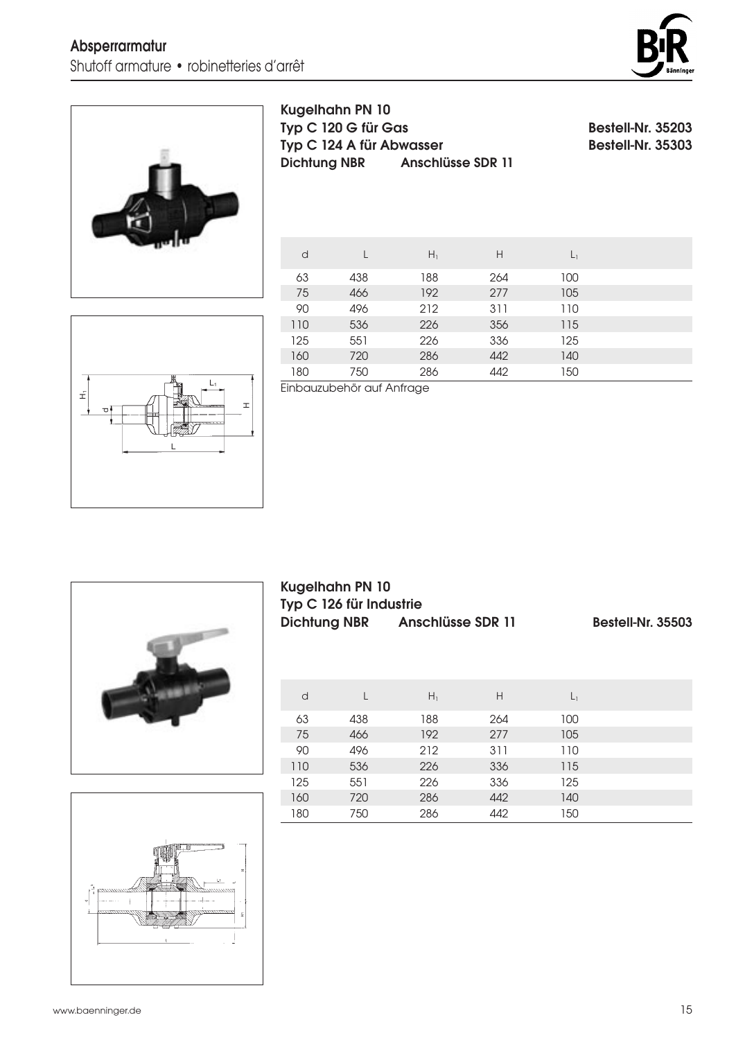## Absperrarmatur

Shutoff armature • robinetteries d'arrêt

### Kugelhahn PN 10

**Typ C 120 G für Gas** — **Bestell-Nr. 35203**

**Typ C 124 A für Abwasser** — **Bestell-Nr. 35303**

**Dichtung NBR    Anschlüsse SDR 11**

| d | L | $H_1$ | H | $L_1$ |
|---|---|---|---|---|
| 63 | 438 | 188 | 264 | 100 |
| 75 | 466 | 192 | 277 | 105 |
| 90 | 496 | 212 | 311 | 110 |
| 110 | 536 | 226 | 356 | 115 |
| 125 | 551 | 226 | 336 | 125 |
| 160 | 720 | 286 | 442 | 140 |
| 180 | 750 | 286 | 442 | 150 |

Einbauzubehör auf Anfrage

### Kugelhahn PN 10

**Typ C 126 für Industrie**

**Dichtung NBR    Anschlüsse SDR 11** — **Bestell-Nr. 35503**

| d | L | $H_1$ | H | $L_1$ |
|---|---|---|---|---|
| 63 | 438 | 188 | 264 | 100 |
| 75 | 466 | 192 | 277 | 105 |
| 90 | 496 | 212 | 311 | 110 |
| 110 | 536 | 226 | 336 | 115 |
| 125 | 551 | 226 | 336 | 125 |
| 160 | 720 | 286 | 442 | 140 |
| 180 | 750 | 286 | 442 | 150 |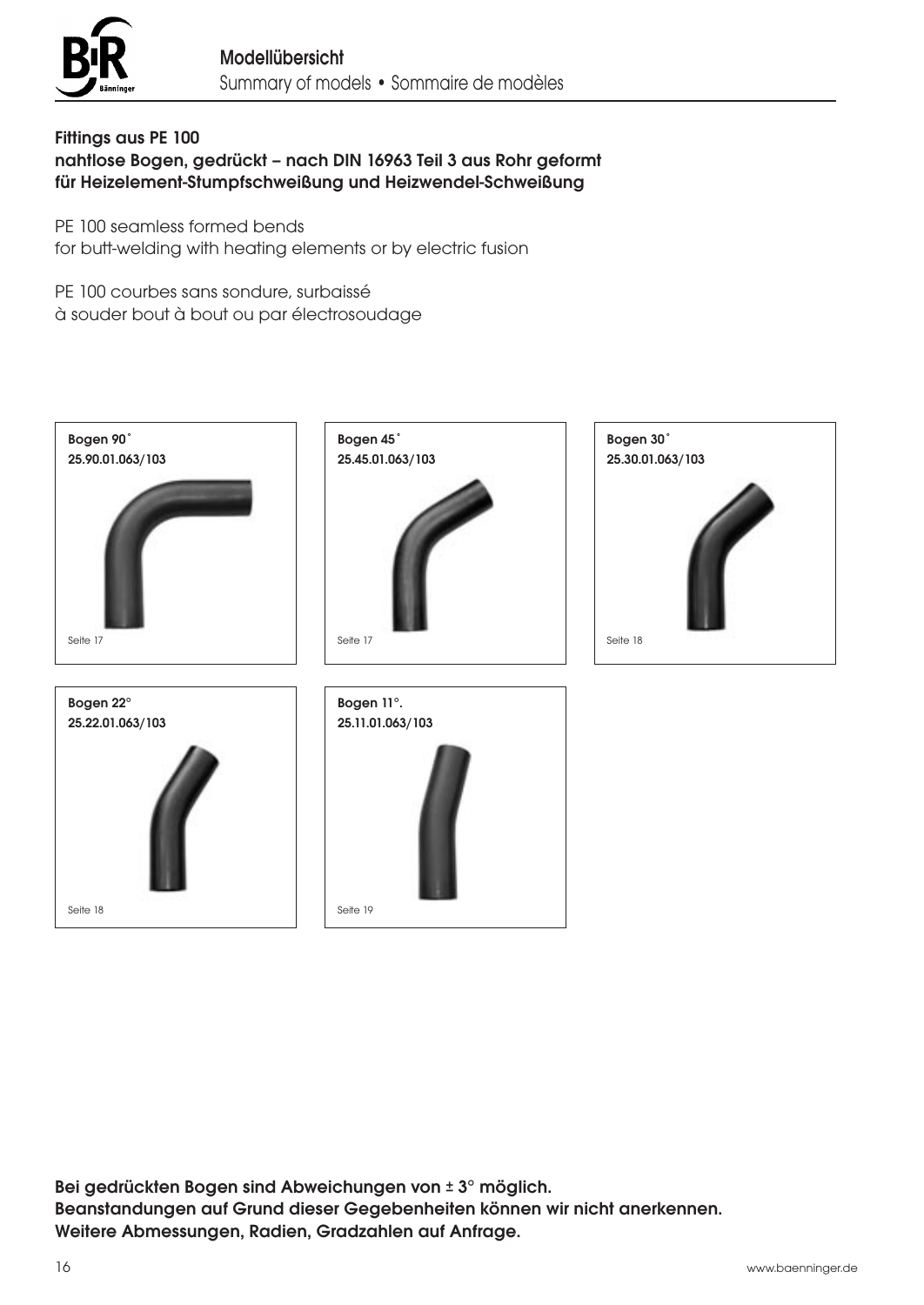## Modellübersicht

Summary of models • Sommaire de modèles

**Fittings aus PE 100**
**nahtlose Bogen, gedrückt – nach DIN 16963 Teil 3 aus Rohr geformt**
**für Heizelement-Stumpfschweißung und Heizwendel-Schweißung**

PE 100 seamless formed bends
for butt-welding with heating elements or by electric fusion

PE 100 courbes sans sondure, surbaissé
à souder bout à bout ou par électrosoudage

**Bogen 90˚**
**25.90.01.063/103**

Seite 17

**Bogen 45˚**
**25.45.01.063/103**

Seite 17

**Bogen 30˚**
**25.30.01.063/103**

Seite 18

**Bogen 22°**
**25.22.01.063/103**

Seite 18

**Bogen 11°.**
**25.11.01.063/103**

Seite 19

**Bei gedrückten Bogen sind Abweichungen von ± 3° möglich.**
**Beanstandungen auf Grund dieser Gegebenheiten können wir nicht anerkennen.**
**Weitere Abmessungen, Radien, Gradzahlen auf Anfrage.**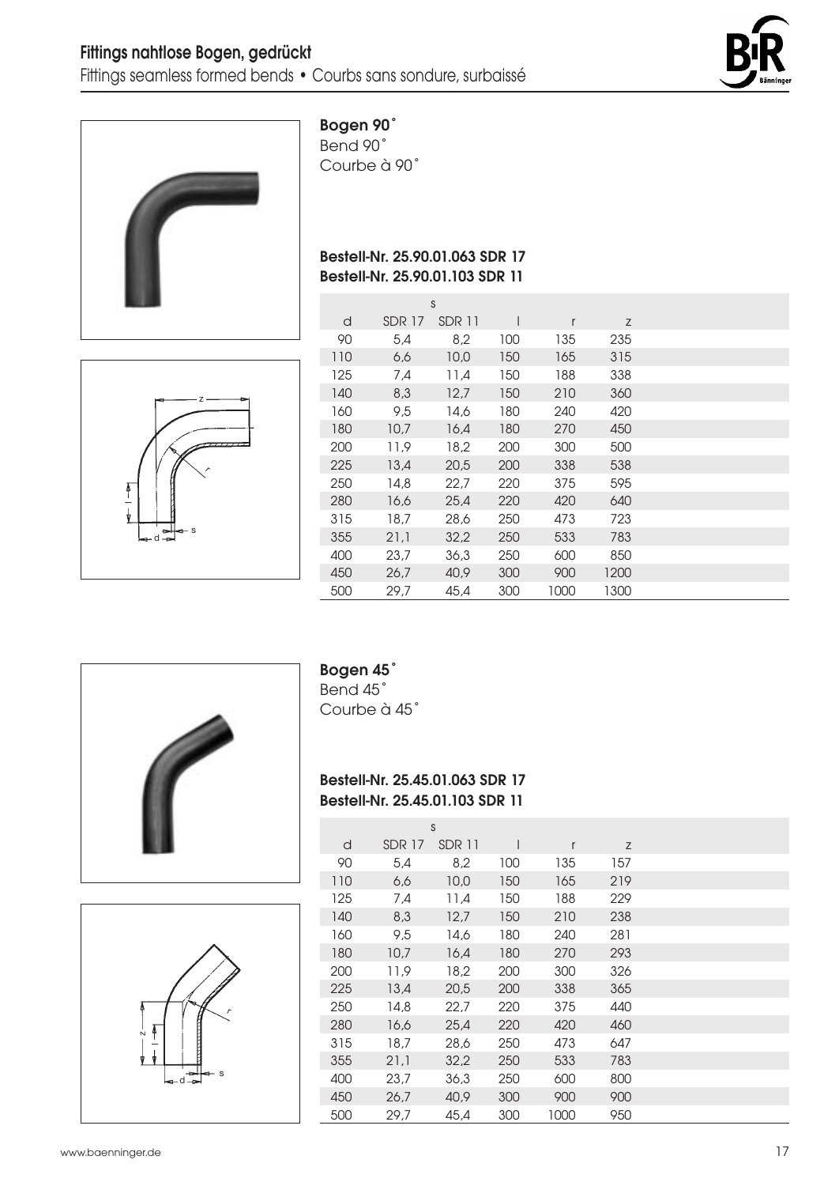# Fittings nahtlose Bogen, gedrückt

Fittings seamless formed bends • Courbs sans sondure, surbaissé

## Bogen 90˚

Bend 90˚

Courbe à 90˚

**Bestell-Nr. 25.90.01.063 SDR 17**
**Bestell-Nr. 25.90.01.103 SDR 11**

| | s | | | | |
|---|---|---|---|---|---|
| d | SDR 17 | SDR 11 | l | r | z |
| 90 | 5,4 | 8,2 | 100 | 135 | 235 |
| 110 | 6,6 | 10,0 | 150 | 165 | 315 |
| 125 | 7,4 | 11,4 | 150 | 188 | 338 |
| 140 | 8,3 | 12,7 | 150 | 210 | 360 |
| 160 | 9,5 | 14,6 | 180 | 240 | 420 |
| 180 | 10,7 | 16,4 | 180 | 270 | 450 |
| 200 | 11,9 | 18,2 | 200 | 300 | 500 |
| 225 | 13,4 | 20,5 | 200 | 338 | 538 |
| 250 | 14,8 | 22,7 | 220 | 375 | 595 |
| 280 | 16,6 | 25,4 | 220 | 420 | 640 |
| 315 | 18,7 | 28,6 | 250 | 473 | 723 |
| 355 | 21,1 | 32,2 | 250 | 533 | 783 |
| 400 | 23,7 | 36,3 | 250 | 600 | 850 |
| 450 | 26,7 | 40,9 | 300 | 900 | 1200 |
| 500 | 29,7 | 45,4 | 300 | 1000 | 1300 |

## Bogen 45˚

Bend 45˚

Courbe à 45˚

**Bestell-Nr. 25.45.01.063 SDR 17**
**Bestell-Nr. 25.45.01.103 SDR 11**

| | s | | | | |
|---|---|---|---|---|---|
| d | SDR 17 | SDR 11 | l | r | z |
| 90 | 5,4 | 8,2 | 100 | 135 | 157 |
| 110 | 6,6 | 10,0 | 150 | 165 | 219 |
| 125 | 7,4 | 11,4 | 150 | 188 | 229 |
| 140 | 8,3 | 12,7 | 150 | 210 | 238 |
| 160 | 9,5 | 14,6 | 180 | 240 | 281 |
| 180 | 10,7 | 16,4 | 180 | 270 | 293 |
| 200 | 11,9 | 18,2 | 200 | 300 | 326 |
| 225 | 13,4 | 20,5 | 200 | 338 | 365 |
| 250 | 14,8 | 22,7 | 220 | 375 | 440 |
| 280 | 16,6 | 25,4 | 220 | 420 | 460 |
| 315 | 18,7 | 28,6 | 250 | 473 | 647 |
| 355 | 21,1 | 32,2 | 250 | 533 | 783 |
| 400 | 23,7 | 36,3 | 250 | 600 | 800 |
| 450 | 26,7 | 40,9 | 300 | 900 | 900 |
| 500 | 29,7 | 45,4 | 300 | 1000 | 950 |

www.baenninger.de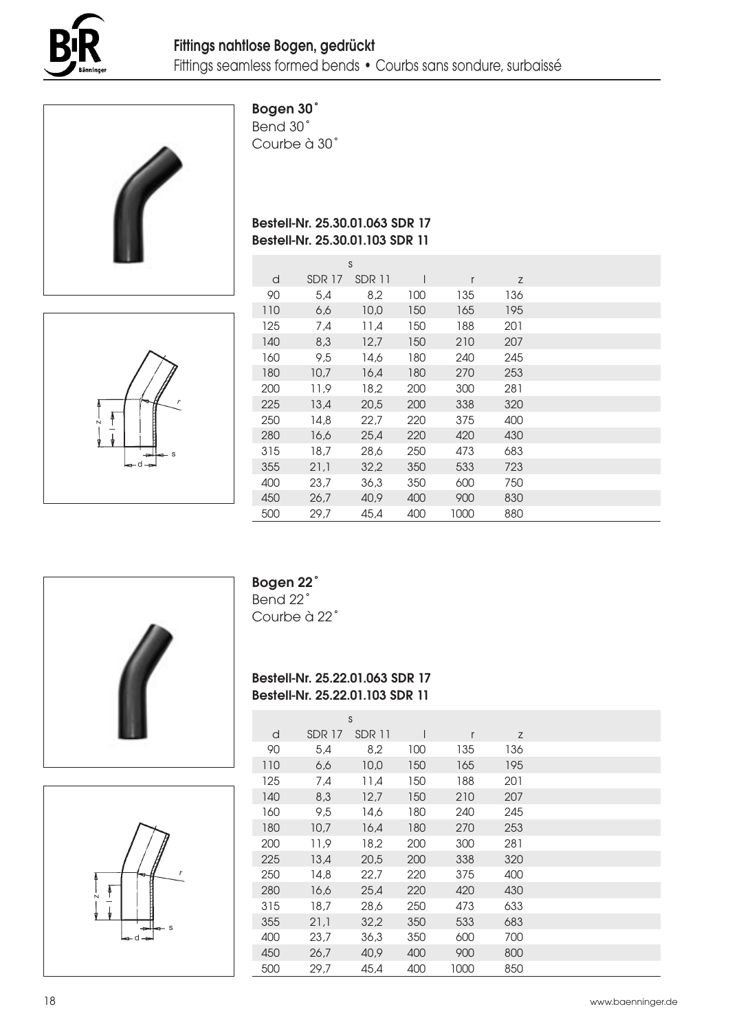# Fittings nahtlose Bogen, gedrückt

Fittings seamless formed bends • Courbs sans sondure, surbaissé

## Bogen 30˚

Bend 30˚
Courbe à 30˚

**Bestell-Nr. 25.30.01.063 SDR 17**
**Bestell-Nr. 25.30.01.103 SDR 11**

| | s | | | | |
|---|---|---|---|---|---|
| d | SDR 17 | SDR 11 | l | r | z |
| 90 | 5,4 | 8,2 | 100 | 135 | 136 |
| 110 | 6,6 | 10,0 | 150 | 165 | 195 |
| 125 | 7,4 | 11,4 | 150 | 188 | 201 |
| 140 | 8,3 | 12,7 | 150 | 210 | 207 |
| 160 | 9,5 | 14,6 | 180 | 240 | 245 |
| 180 | 10,7 | 16,4 | 180 | 270 | 253 |
| 200 | 11,9 | 18,2 | 200 | 300 | 281 |
| 225 | 13,4 | 20,5 | 200 | 338 | 320 |
| 250 | 14,8 | 22,7 | 220 | 375 | 400 |
| 280 | 16,6 | 25,4 | 220 | 420 | 430 |
| 315 | 18,7 | 28,6 | 250 | 473 | 683 |
| 355 | 21,1 | 32,2 | 350 | 533 | 723 |
| 400 | 23,7 | 36,3 | 350 | 600 | 750 |
| 450 | 26,7 | 40,9 | 400 | 900 | 830 |
| 500 | 29,7 | 45,4 | 400 | 1000 | 880 |

## Bogen 22˚

Bend 22˚
Courbe à 22˚

**Bestell-Nr. 25.22.01.063 SDR 17**
**Bestell-Nr. 25.22.01.103 SDR 11**

| | s | | | | |
|---|---|---|---|---|---|
| d | SDR 17 | SDR 11 | l | r | z |
| 90 | 5,4 | 8,2 | 100 | 135 | 136 |
| 110 | 6,6 | 10,0 | 150 | 165 | 195 |
| 125 | 7,4 | 11,4 | 150 | 188 | 201 |
| 140 | 8,3 | 12,7 | 150 | 210 | 207 |
| 160 | 9,5 | 14,6 | 180 | 240 | 245 |
| 180 | 10,7 | 16,4 | 180 | 270 | 253 |
| 200 | 11,9 | 18,2 | 200 | 300 | 281 |
| 225 | 13,4 | 20,5 | 200 | 338 | 320 |
| 250 | 14,8 | 22,7 | 220 | 375 | 400 |
| 280 | 16,6 | 25,4 | 220 | 420 | 430 |
| 315 | 18,7 | 28,6 | 250 | 473 | 633 |
| 355 | 21,1 | 32,2 | 350 | 533 | 683 |
| 400 | 23,7 | 36,3 | 350 | 600 | 700 |
| 450 | 26,7 | 40,9 | 400 | 900 | 800 |
| 500 | 29,7 | 45,4 | 400 | 1000 | 850 |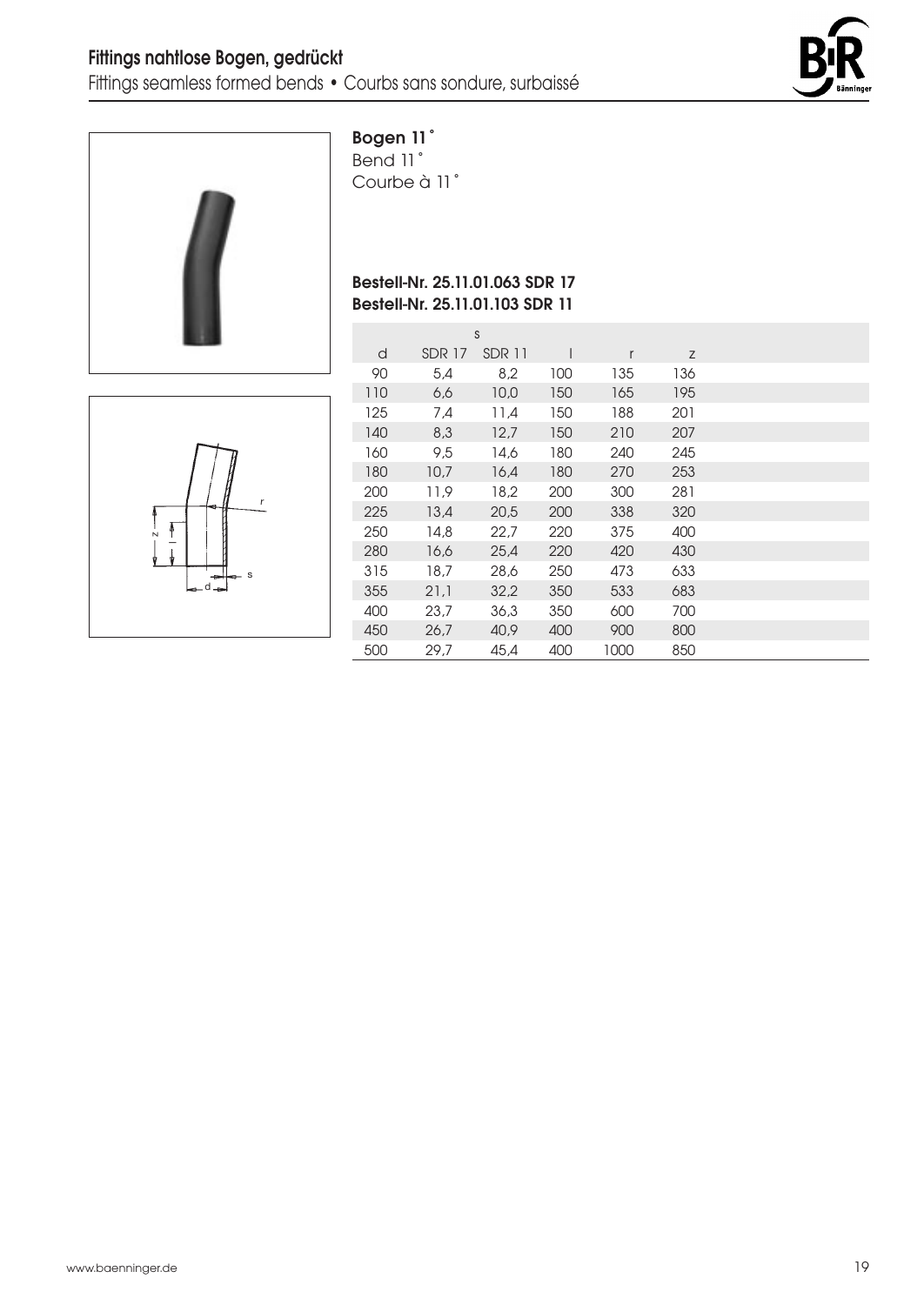# Fittings nahtlose Bogen, gedrückt

Fittings seamless formed bends • Courbs sans sondure, surbaissé

## Bogen 11˚

Bend 11˚

Courbe à 11˚

**Bestell-Nr. 25.11.01.063 SDR 17**
**Bestell-Nr. 25.11.01.103 SDR 11**

| | s | | | | |
|---|---|---|---|---|---|
| d | SDR 17 | SDR 11 | l | r | z |
| 90 | 5,4 | 8,2 | 100 | 135 | 136 |
| 110 | 6,6 | 10,0 | 150 | 165 | 195 |
| 125 | 7,4 | 11,4 | 150 | 188 | 201 |
| 140 | 8,3 | 12,7 | 150 | 210 | 207 |
| 160 | 9,5 | 14,6 | 180 | 240 | 245 |
| 180 | 10,7 | 16,4 | 180 | 270 | 253 |
| 200 | 11,9 | 18,2 | 200 | 300 | 281 |
| 225 | 13,4 | 20,5 | 200 | 338 | 320 |
| 250 | 14,8 | 22,7 | 220 | 375 | 400 |
| 280 | 16,6 | 25,4 | 220 | 420 | 430 |
| 315 | 18,7 | 28,6 | 250 | 473 | 633 |
| 355 | 21,1 | 32,2 | 350 | 533 | 683 |
| 400 | 23,7 | 36,3 | 350 | 600 | 700 |
| 450 | 26,7 | 40,9 | 400 | 900 | 800 |
| 500 | 29,7 | 45,4 | 400 | 1000 | 850 |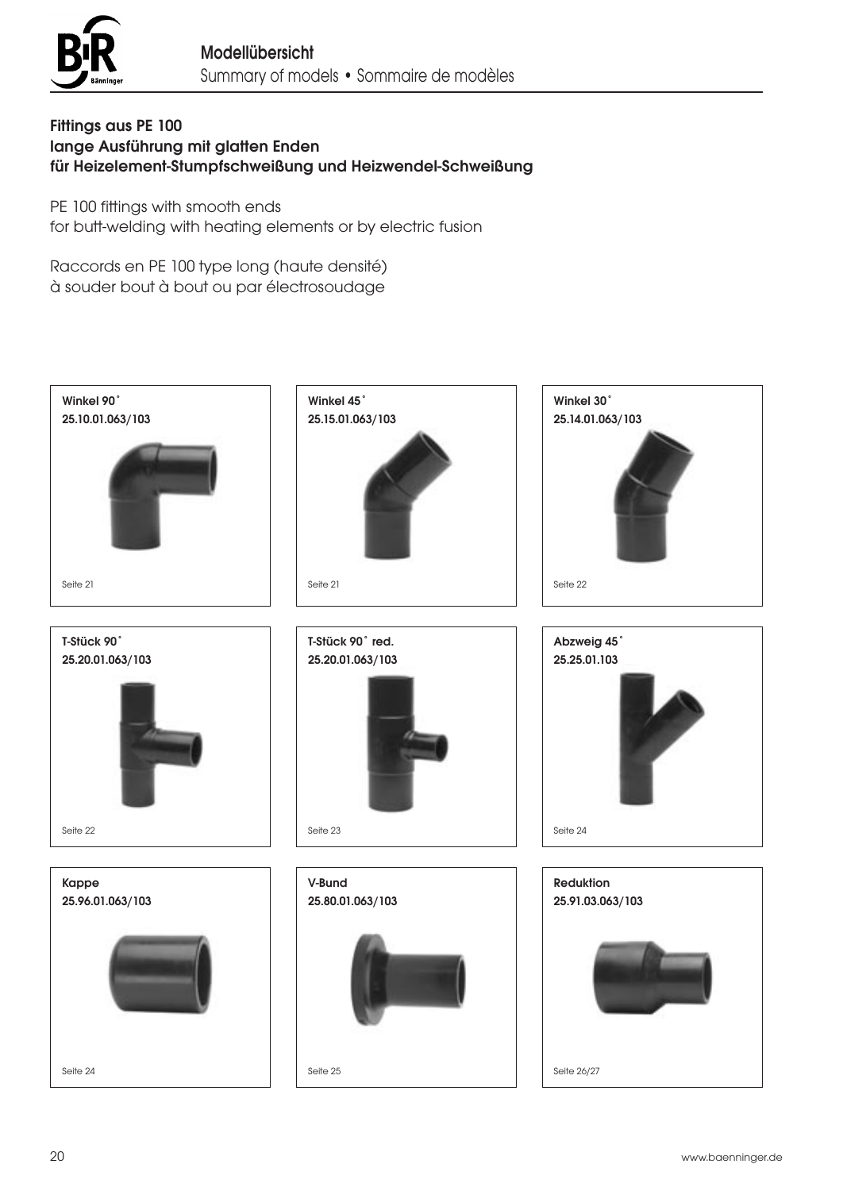## Modellübersicht

Summary of models • Sommaire de modèles

### Fittings aus PE 100
### lange Ausführung mit glatten Enden
### für Heizelement-Stumpfschweißung und Heizwendel-Schweißung

PE 100 fittings with smooth ends
for butt-welding with heating elements or by electric fusion

Raccords en PE 100 type long (haute densité)
à souder bout à bout ou par électrosoudage

**Winkel 90˚**
**25.10.01.063/103**

Seite 21

**Winkel 45˚**
**25.15.01.063/103**

Seite 21

**Winkel 30˚**
**25.14.01.063/103**

Seite 22

**T-Stück 90˚**
**25.20.01.063/103**

Seite 22

**T-Stück 90˚ red.**
**25.20.01.063/103**

Seite 23

**Abzweig 45˚**
**25.25.01.103**

Seite 24

**Kappe**
**25.96.01.063/103**

Seite 24

**V-Bund**
**25.80.01.063/103**

Seite 25

**Reduktion**
**25.91.03.063/103**

Seite 26/27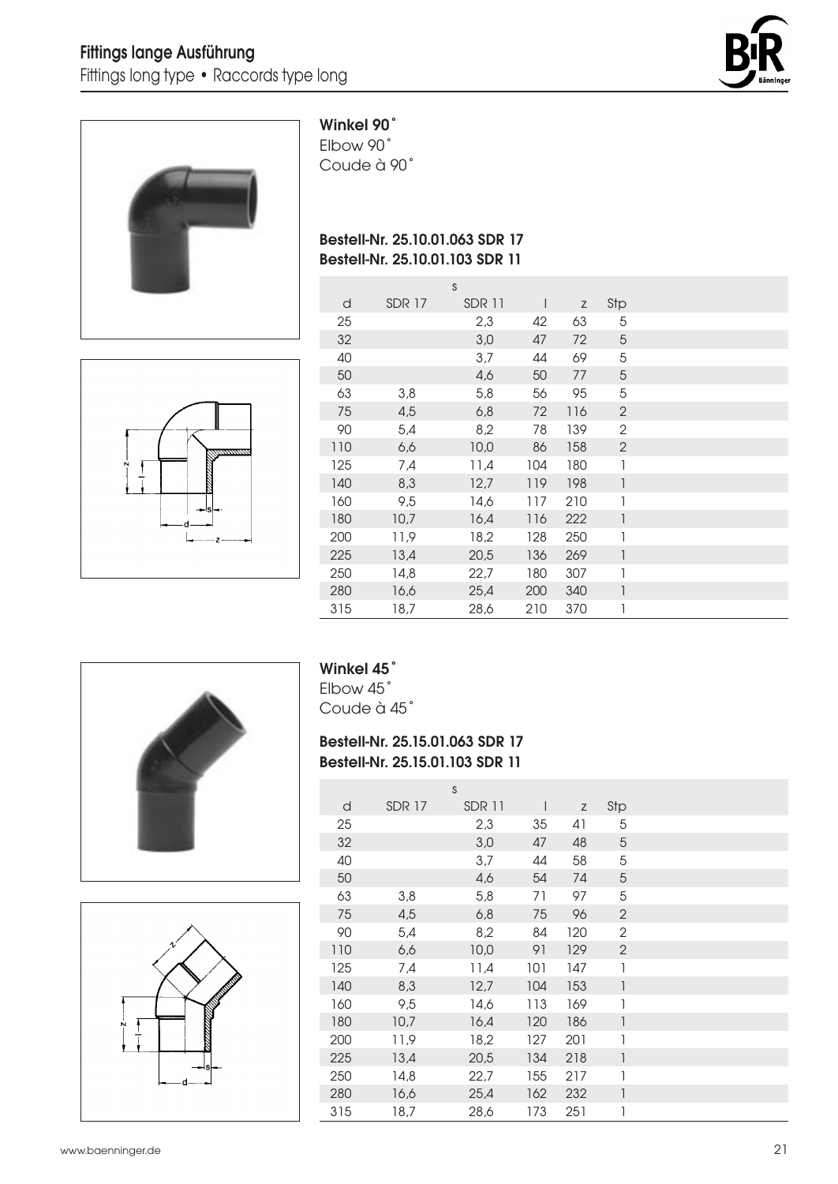## Fittings lange Ausführung

Fittings long type • Raccords type long

### Winkel 90˚

Elbow 90˚

Coude à 90˚

**Bestell-Nr. 25.10.01.063 SDR 17**
**Bestell-Nr. 25.10.01.103 SDR 11**

| | s | | | | |
|---|---|---|---|---|---|
| d | SDR 17 | SDR 11 | l | z | Stp |
| 25 | | 2,3 | 42 | 63 | 5 |
| 32 | | 3,0 | 47 | 72 | 5 |
| 40 | | 3,7 | 44 | 69 | 5 |
| 50 | | 4,6 | 50 | 77 | 5 |
| 63 | 3,8 | 5,8 | 56 | 95 | 5 |
| 75 | 4,5 | 6,8 | 72 | 116 | 2 |
| 90 | 5,4 | 8,2 | 78 | 139 | 2 |
| 110 | 6,6 | 10,0 | 86 | 158 | 2 |
| 125 | 7,4 | 11,4 | 104 | 180 | 1 |
| 140 | 8,3 | 12,7 | 119 | 198 | 1 |
| 160 | 9,5 | 14,6 | 117 | 210 | 1 |
| 180 | 10,7 | 16,4 | 116 | 222 | 1 |
| 200 | 11,9 | 18,2 | 128 | 250 | 1 |
| 225 | 13,4 | 20,5 | 136 | 269 | 1 |
| 250 | 14,8 | 22,7 | 180 | 307 | 1 |
| 280 | 16,6 | 25,4 | 200 | 340 | 1 |
| 315 | 18,7 | 28,6 | 210 | 370 | 1 |

### Winkel 45˚

Elbow 45˚

Coude à 45˚

**Bestell-Nr. 25.15.01.063 SDR 17**
**Bestell-Nr. 25.15.01.103 SDR 11**

| | s | | | | |
|---|---|---|---|---|---|
| d | SDR 17 | SDR 11 | l | z | Stp |
| 25 | | 2,3 | 35 | 41 | 5 |
| 32 | | 3,0 | 47 | 48 | 5 |
| 40 | | 3,7 | 44 | 58 | 5 |
| 50 | | 4,6 | 54 | 74 | 5 |
| 63 | 3,8 | 5,8 | 71 | 97 | 5 |
| 75 | 4,5 | 6,8 | 75 | 96 | 2 |
| 90 | 5,4 | 8,2 | 84 | 120 | 2 |
| 110 | 6,6 | 10,0 | 91 | 129 | 2 |
| 125 | 7,4 | 11,4 | 101 | 147 | 1 |
| 140 | 8,3 | 12,7 | 104 | 153 | 1 |
| 160 | 9,5 | 14,6 | 113 | 169 | 1 |
| 180 | 10,7 | 16,4 | 120 | 186 | 1 |
| 200 | 11,9 | 18,2 | 127 | 201 | 1 |
| 225 | 13,4 | 20,5 | 134 | 218 | 1 |
| 250 | 14,8 | 22,7 | 155 | 217 | 1 |
| 280 | 16,6 | 25,4 | 162 | 232 | 1 |
| 315 | 18,7 | 28,6 | 173 | 251 | 1 |

www.baenninger.de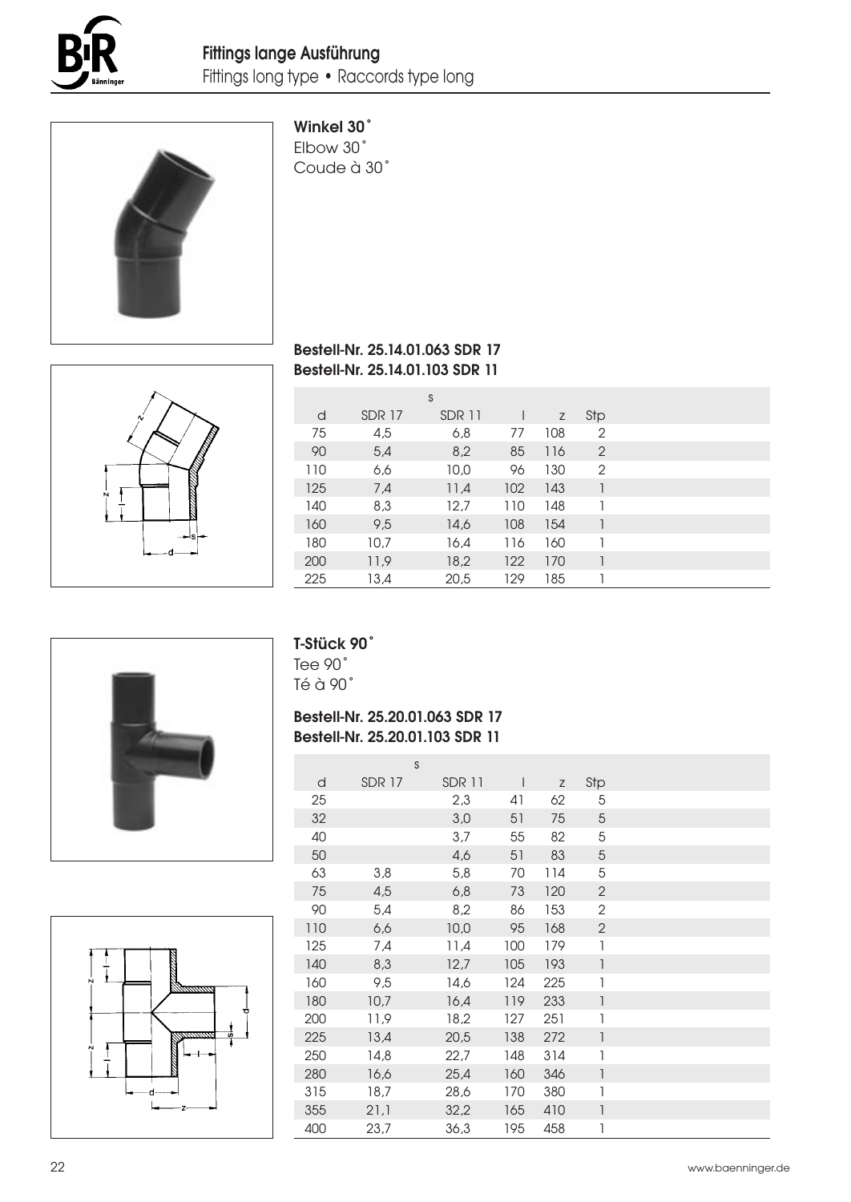## Fittings lange Ausführung

Fittings long type • Raccords type long

### Winkel 30°

Elbow 30°

Coude à 30°

**Bestell-Nr. 25.14.01.063 SDR 17**
**Bestell-Nr. 25.14.01.103 SDR 11**

| | s | | | | |
|---|---|---|---|---|---|
| d | SDR 17 | SDR 11 | l | z | Stp |
| 75 | 4,5 | 6,8 | 77 | 108 | 2 |
| 90 | 5,4 | 8,2 | 85 | 116 | 2 |
| 110 | 6,6 | 10,0 | 96 | 130 | 2 |
| 125 | 7,4 | 11,4 | 102 | 143 | 1 |
| 140 | 8,3 | 12,7 | 110 | 148 | 1 |
| 160 | 9,5 | 14,6 | 108 | 154 | 1 |
| 180 | 10,7 | 16,4 | 116 | 160 | 1 |
| 200 | 11,9 | 18,2 | 122 | 170 | 1 |
| 225 | 13,4 | 20,5 | 129 | 185 | 1 |

### T-Stück 90°

Tee 90°

Té à 90°

**Bestell-Nr. 25.20.01.063 SDR 17**
**Bestell-Nr. 25.20.01.103 SDR 11**

| | s | | | | |
|---|---|---|---|---|---|
| d | SDR 17 | SDR 11 | l | z | Stp |
| 25 | | 2,3 | 41 | 62 | 5 |
| 32 | | 3,0 | 51 | 75 | 5 |
| 40 | | 3,7 | 55 | 82 | 5 |
| 50 | | 4,6 | 51 | 83 | 5 |
| 63 | 3,8 | 5,8 | 70 | 114 | 5 |
| 75 | 4,5 | 6,8 | 73 | 120 | 2 |
| 90 | 5,4 | 8,2 | 86 | 153 | 2 |
| 110 | 6,6 | 10,0 | 95 | 168 | 2 |
| 125 | 7,4 | 11,4 | 100 | 179 | 1 |
| 140 | 8,3 | 12,7 | 105 | 193 | 1 |
| 160 | 9,5 | 14,6 | 124 | 225 | 1 |
| 180 | 10,7 | 16,4 | 119 | 233 | 1 |
| 200 | 11,9 | 18,2 | 127 | 251 | 1 |
| 225 | 13,4 | 20,5 | 138 | 272 | 1 |
| 250 | 14,8 | 22,7 | 148 | 314 | 1 |
| 280 | 16,6 | 25,4 | 160 | 346 | 1 |
| 315 | 18,7 | 28,6 | 170 | 380 | 1 |
| 355 | 21,1 | 32,2 | 165 | 410 | 1 |
| 400 | 23,7 | 36,3 | 195 | 458 | 1 |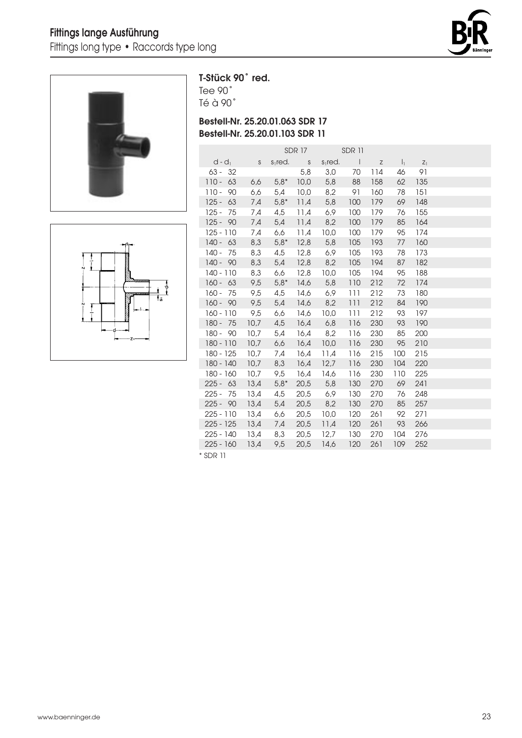## Fittings lange Ausführung

Fittings long type • Raccords type long

### T-Stück 90˚ red.

Tee 90˚

Té à 90˚

**Bestell-Nr. 25.20.01.063 SDR 17**

**Bestell-Nr. 25.20.01.103 SDR 11**

| | SDR 17 | | SDR 11 | | | | | |
|---|---|---|---|---|---|---|---|---|
| $d - d_1$ | s | $s_1$red. | s | $s_1$red. | l | z | $l_1$ | $z_1$ |
| 63 - 32 | | | 5,8 | 3,0 | 70 | 114 | 46 | 91 |
| 110 - 63 | 6,6 | 5,8* | 10,0 | 5,8 | 88 | 158 | 62 | 135 |
| 110 - 90 | 6,6 | 5,4 | 10,0 | 8,2 | 91 | 160 | 78 | 151 |
| 125 - 63 | 7,4 | 5,8* | 11,4 | 5,8 | 100 | 179 | 69 | 148 |
| 125 - 75 | 7,4 | 4,5 | 11,4 | 6,9 | 100 | 179 | 76 | 155 |
| 125 - 90 | 7,4 | 5,4 | 11,4 | 8,2 | 100 | 179 | 85 | 164 |
| 125 - 110 | 7,4 | 6,6 | 11,4 | 10,0 | 100 | 179 | 95 | 174 |
| 140 - 63 | 8,3 | 5,8* | 12,8 | 5,8 | 105 | 193 | 77 | 160 |
| 140 - 75 | 8,3 | 4,5 | 12,8 | 6,9 | 105 | 193 | 78 | 173 |
| 140 - 90 | 8,3 | 5,4 | 12,8 | 8,2 | 105 | 194 | 87 | 182 |
| 140 - 110 | 8,3 | 6,6 | 12,8 | 10,0 | 105 | 194 | 95 | 188 |
| 160 - 63 | 9,5 | 5,8* | 14,6 | 5,8 | 110 | 212 | 72 | 174 |
| 160 - 75 | 9,5 | 4,5 | 14,6 | 6,9 | 111 | 212 | 73 | 180 |
| 160 - 90 | 9,5 | 5,4 | 14,6 | 8,2 | 111 | 212 | 84 | 190 |
| 160 - 110 | 9,5 | 6,6 | 14,6 | 10,0 | 111 | 212 | 93 | 197 |
| 180 - 75 | 10,7 | 4,5 | 16,4 | 6,8 | 116 | 230 | 93 | 190 |
| 180 - 90 | 10,7 | 5,4 | 16,4 | 8,2 | 116 | 230 | 85 | 200 |
| 180 - 110 | 10,7 | 6,6 | 16,4 | 10,0 | 116 | 230 | 95 | 210 |
| 180 - 125 | 10,7 | 7,4 | 16,4 | 11,4 | 116 | 215 | 100 | 215 |
| 180 - 140 | 10,7 | 8,3 | 16,4 | 12,7 | 116 | 230 | 104 | 220 |
| 180 - 160 | 10,7 | 9,5 | 16,4 | 14,6 | 116 | 230 | 110 | 225 |
| 225 - 63 | 13,4 | 5,8* | 20,5 | 5,8 | 130 | 270 | 69 | 241 |
| 225 - 75 | 13,4 | 4,5 | 20,5 | 6,9 | 130 | 270 | 76 | 248 |
| 225 - 90 | 13,4 | 5,4 | 20,5 | 8,2 | 130 | 270 | 85 | 257 |
| 225 - 110 | 13,4 | 6,6 | 20,5 | 10,0 | 120 | 261 | 92 | 271 |
| 225 - 125 | 13,4 | 7,4 | 20,5 | 11,4 | 120 | 261 | 93 | 266 |
| 225 - 140 | 13,4 | 8,3 | 20,5 | 12,7 | 130 | 270 | 104 | 276 |
| 225 - 160 | 13,4 | 9,5 | 20,5 | 14,6 | 120 | 261 | 109 | 252 |

\* SDR 11

www.baenninger.de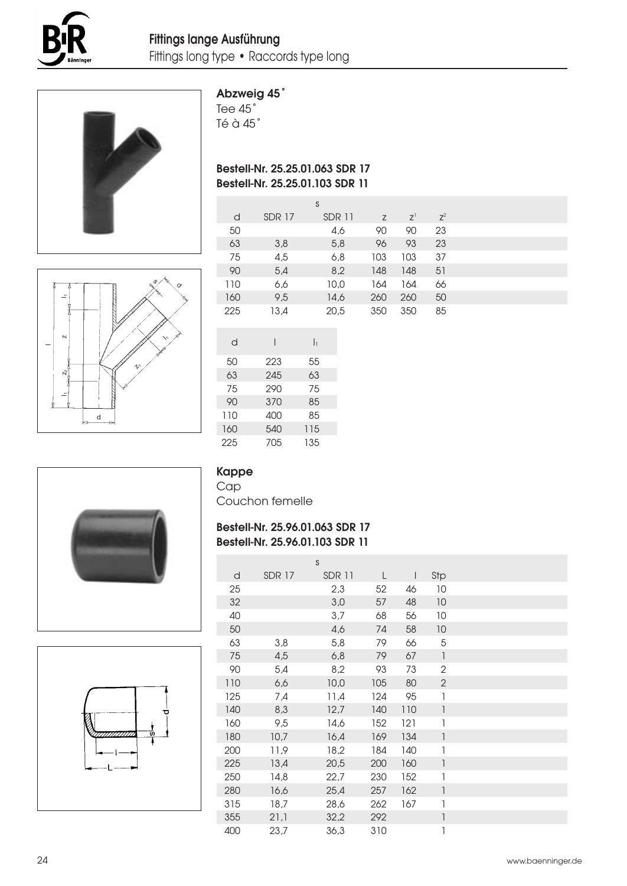## Abzweig 45°

Tee 45°
Té à 45°

**Bestell-Nr. 25.25.01.063 SDR 17**
**Bestell-Nr. 25.25.01.103 SDR 11**

| | s | | | | |
|---|---|---|---|---|---|
| d | SDR 17 | SDR 11 | z | $z^1$ | $z^2$ |
| 50 | | 4,6 | 90 | 90 | 23 |
| 63 | 3,8 | 5,8 | 96 | 93 | 23 |
| 75 | 4,5 | 6,8 | 103 | 103 | 37 |
| 90 | 5,4 | 8,2 | 148 | 148 | 51 |
| 110 | 6,6 | 10,0 | 164 | 164 | 66 |
| 160 | 9,5 | 14,6 | 260 | 260 | 50 |
| 225 | 13,4 | 20,5 | 350 | 350 | 85 |

| d | l | $l_1$ |
|---|---|---|
| 50 | 223 | 55 |
| 63 | 245 | 63 |
| 75 | 290 | 75 |
| 90 | 370 | 85 |
| 110 | 400 | 85 |
| 160 | 540 | 115 |
| 225 | 705 | 135 |

## Kappe

Cap
Couchon femelle

**Bestell-Nr. 25.96.01.063 SDR 17**
**Bestell-Nr. 25.96.01.103 SDR 11**

| | s | | | | |
|---|---|---|---|---|---|
| d | SDR 17 | SDR 11 | L | l | Stp |
| 25 | | 2,3 | 52 | 46 | 10 |
| 32 | | 3,0 | 57 | 48 | 10 |
| 40 | | 3,7 | 68 | 56 | 10 |
| 50 | | 4,6 | 74 | 58 | 10 |
| 63 | 3,8 | 5,8 | 79 | 66 | 5 |
| 75 | 4,5 | 6,8 | 79 | 67 | 1 |
| 90 | 5,4 | 8,2 | 93 | 73 | 2 |
| 110 | 6,6 | 10,0 | 105 | 80 | 2 |
| 125 | 7,4 | 11,4 | 124 | 95 | 1 |
| 140 | 8,3 | 12,7 | 140 | 110 | 1 |
| 160 | 9,5 | 14,6 | 152 | 121 | 1 |
| 180 | 10,7 | 16,4 | 169 | 134 | 1 |
| 200 | 11,9 | 18,2 | 184 | 140 | 1 |
| 225 | 13,4 | 20,5 | 200 | 160 | 1 |
| 250 | 14,8 | 22,7 | 230 | 152 | 1 |
| 280 | 16,6 | 25,4 | 257 | 162 | 1 |
| 315 | 18,7 | 28,6 | 262 | 167 | 1 |
| 355 | 21,1 | 32,2 | 292 | | 1 |
| 400 | 23,7 | 36,3 | 310 | | 1 |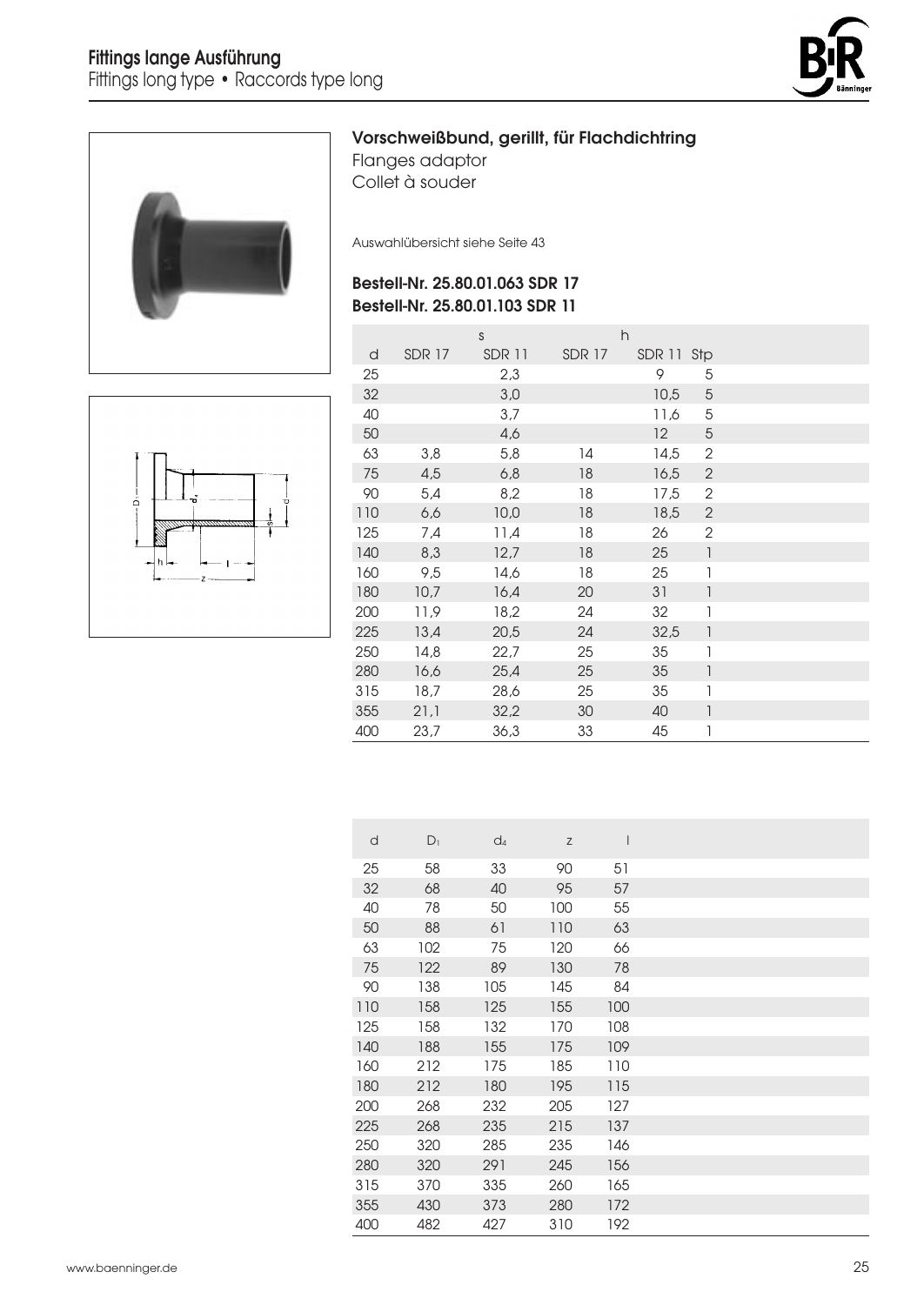## Vorschweißbund, gerillt, für Flachdichtring

Flanges adaptor

Collet à souder

Auswahlübersicht siehe Seite 43

**Bestell-Nr. 25.80.01.063 SDR 17**
**Bestell-Nr. 25.80.01.103 SDR 11**

| | s | | h | | |
|---|---|---|---|---|---|
| d | SDR 17 | SDR 11 | SDR 17 | SDR 11 | Stp |
| 25 | | 2,3 | | 9 | 5 |
| 32 | | 3,0 | | 10,5 | 5 |
| 40 | | 3,7 | | 11,6 | 5 |
| 50 | | 4,6 | | 12 | 5 |
| 63 | 3,8 | 5,8 | 14 | 14,5 | 2 |
| 75 | 4,5 | 6,8 | 18 | 16,5 | 2 |
| 90 | 5,4 | 8,2 | 18 | 17,5 | 2 |
| 110 | 6,6 | 10,0 | 18 | 18,5 | 2 |
| 125 | 7,4 | 11,4 | 18 | 26 | 2 |
| 140 | 8,3 | 12,7 | 18 | 25 | 1 |
| 160 | 9,5 | 14,6 | 18 | 25 | 1 |
| 180 | 10,7 | 16,4 | 20 | 31 | 1 |
| 200 | 11,9 | 18,2 | 24 | 32 | 1 |
| 225 | 13,4 | 20,5 | 24 | 32,5 | 1 |
| 250 | 14,8 | 22,7 | 25 | 35 | 1 |
| 280 | 16,6 | 25,4 | 25 | 35 | 1 |
| 315 | 18,7 | 28,6 | 25 | 35 | 1 |
| 355 | 21,1 | 32,2 | 30 | 40 | 1 |
| 400 | 23,7 | 36,3 | 33 | 45 | 1 |

| d | $D_1$ | $d_4$ | z | l |
|---|---|---|---|---|
| 25 | 58 | 33 | 90 | 51 |
| 32 | 68 | 40 | 95 | 57 |
| 40 | 78 | 50 | 100 | 55 |
| 50 | 88 | 61 | 110 | 63 |
| 63 | 102 | 75 | 120 | 66 |
| 75 | 122 | 89 | 130 | 78 |
| 90 | 138 | 105 | 145 | 84 |
| 110 | 158 | 125 | 155 | 100 |
| 125 | 158 | 132 | 170 | 108 |
| 140 | 188 | 155 | 175 | 109 |
| 160 | 212 | 175 | 185 | 110 |
| 180 | 212 | 180 | 195 | 115 |
| 200 | 268 | 232 | 205 | 127 |
| 225 | 268 | 235 | 215 | 137 |
| 250 | 320 | 285 | 235 | 146 |
| 280 | 320 | 291 | 245 | 156 |
| 315 | 370 | 335 | 260 | 165 |
| 355 | 430 | 373 | 280 | 172 |
| 400 | 482 | 427 | 310 | 192 |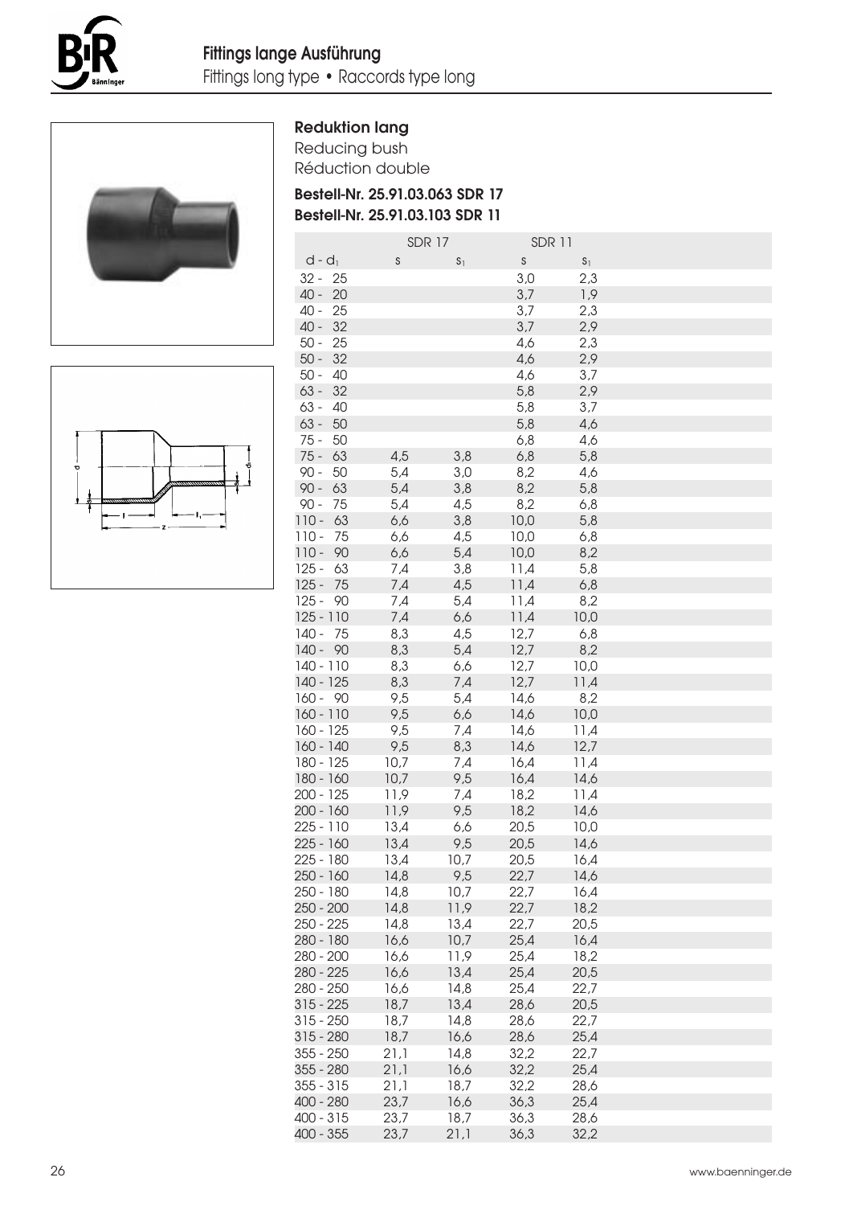# Fittings lange Ausführung

Fittings long type • Raccords type long

## Reduktion lang

Reducing bush

Réduction double

**Bestell-Nr. 25.91.03.063 SDR 17**

**Bestell-Nr. 25.91.03.103 SDR 11**

| | SDR 17 | | SDR 11 | |
|---|---|---|---|---|
| $d - d_1$ | s | $s_1$ | s | $s_1$ |
| 32 - 25 | | | 3,0 | 2,3 |
| 40 - 20 | | | 3,7 | 1,9 |
| 40 - 25 | | | 3,7 | 2,3 |
| 40 - 32 | | | 3,7 | 2,9 |
| 50 - 25 | | | 4,6 | 2,3 |
| 50 - 32 | | | 4,6 | 2,9 |
| 50 - 40 | | | 4,6 | 3,7 |
| 63 - 32 | | | 5,8 | 2,9 |
| 63 - 40 | | | 5,8 | 3,7 |
| 63 - 50 | | | 5,8 | 4,6 |
| 75 - 50 | | | 6,8 | 4,6 |
| 75 - 63 | 4,5 | 3,8 | 6,8 | 5,8 |
| 90 - 50 | 5,4 | 3,0 | 8,2 | 4,6 |
| 90 - 63 | 5,4 | 3,8 | 8,2 | 5,8 |
| 90 - 75 | 5,4 | 4,5 | 8,2 | 6,8 |
| 110 - 63 | 6,6 | 3,8 | 10,0 | 5,8 |
| 110 - 75 | 6,6 | 4,5 | 10,0 | 6,8 |
| 110 - 90 | 6,6 | 5,4 | 10,0 | 8,2 |
| 125 - 63 | 7,4 | 3,8 | 11,4 | 5,8 |
| 125 - 75 | 7,4 | 4,5 | 11,4 | 6,8 |
| 125 - 90 | 7,4 | 5,4 | 11,4 | 8,2 |
| 125 - 110 | 7,4 | 6,6 | 11,4 | 10,0 |
| 140 - 75 | 8,3 | 4,5 | 12,7 | 6,8 |
| 140 - 90 | 8,3 | 5,4 | 12,7 | 8,2 |
| 140 - 110 | 8,3 | 6,6 | 12,7 | 10,0 |
| 140 - 125 | 8,3 | 7,4 | 12,7 | 11,4 |
| 160 - 90 | 9,5 | 5,4 | 14,6 | 8,2 |
| 160 - 110 | 9,5 | 6,6 | 14,6 | 10,0 |
| 160 - 125 | 9,5 | 7,4 | 14,6 | 11,4 |
| 160 - 140 | 9,5 | 8,3 | 14,6 | 12,7 |
| 180 - 125 | 10,7 | 7,4 | 16,4 | 11,4 |
| 180 - 160 | 10,7 | 9,5 | 16,4 | 14,6 |
| 200 - 125 | 11,9 | 7,4 | 18,2 | 11,4 |
| 200 - 160 | 11,9 | 9,5 | 18,2 | 14,6 |
| 225 - 110 | 13,4 | 6,6 | 20,5 | 10,0 |
| 225 - 160 | 13,4 | 9,5 | 20,5 | 14,6 |
| 225 - 180 | 13,4 | 10,7 | 20,5 | 16,4 |
| 250 - 160 | 14,8 | 9,5 | 22,7 | 14,6 |
| 250 - 180 | 14,8 | 10,7 | 22,7 | 16,4 |
| 250 - 200 | 14,8 | 11,9 | 22,7 | 18,2 |
| 250 - 225 | 14,8 | 13,4 | 22,7 | 20,5 |
| 280 - 180 | 16,6 | 10,7 | 25,4 | 16,4 |
| 280 - 200 | 16,6 | 11,9 | 25,4 | 18,2 |
| 280 - 225 | 16,6 | 13,4 | 25,4 | 20,5 |
| 280 - 250 | 16,6 | 14,8 | 25,4 | 22,7 |
| 315 - 225 | 18,7 | 13,4 | 28,6 | 20,5 |
| 315 - 250 | 18,7 | 14,8 | 28,6 | 22,7 |
| 315 - 280 | 18,7 | 16,6 | 28,6 | 25,4 |
| 355 - 250 | 21,1 | 14,8 | 32,2 | 22,7 |
| 355 - 280 | 21,1 | 16,6 | 32,2 | 25,4 |
| 355 - 315 | 21,1 | 18,7 | 32,2 | 28,6 |
| 400 - 280 | 23,7 | 16,6 | 36,3 | 25,4 |
| 400 - 315 | 23,7 | 18,7 | 36,3 | 28,6 |
| 400 - 355 | 23,7 | 21,1 | 36,3 | 32,2 |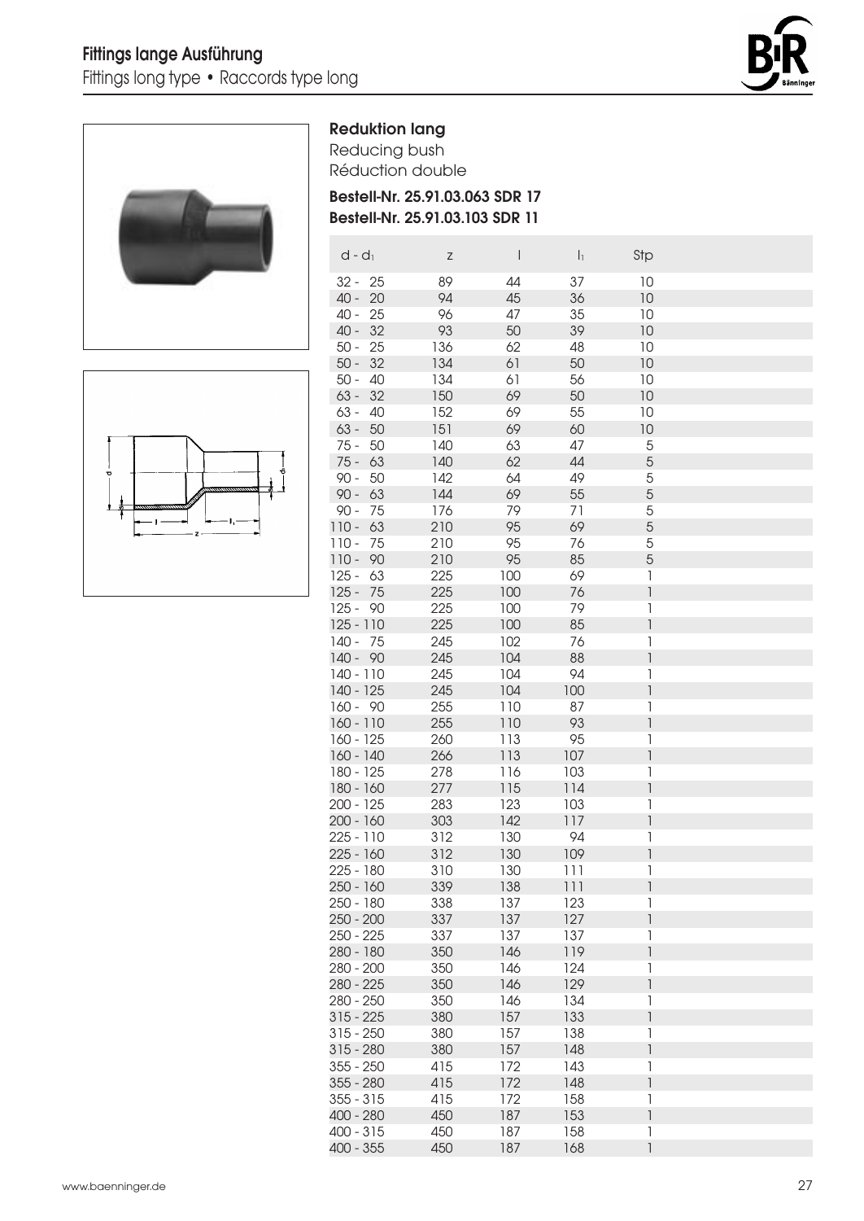## Fittings lange Ausführung

Fittings long type • Raccords type long

### Reduktion lang

Reducing bush
Réduction double

**Bestell-Nr. 25.91.03.063 SDR 17**
**Bestell-Nr. 25.91.03.103 SDR 11**

| $d - d_1$ | z | l | $l_1$ | Stp |
|---|---|---|---|---|
| 32 - 25 | 89 | 44 | 37 | 10 |
| 40 - 20 | 94 | 45 | 36 | 10 |
| 40 - 25 | 96 | 47 | 35 | 10 |
| 40 - 32 | 93 | 50 | 39 | 10 |
| 50 - 25 | 136 | 62 | 48 | 10 |
| 50 - 32 | 134 | 61 | 50 | 10 |
| 50 - 40 | 134 | 61 | 56 | 10 |
| 63 - 32 | 150 | 69 | 50 | 10 |
| 63 - 40 | 152 | 69 | 55 | 10 |
| 63 - 50 | 151 | 69 | 60 | 10 |
| 75 - 50 | 140 | 63 | 47 | 5 |
| 75 - 63 | 140 | 62 | 44 | 5 |
| 90 - 50 | 142 | 64 | 49 | 5 |
| 90 - 63 | 144 | 69 | 55 | 5 |
| 90 - 75 | 176 | 79 | 71 | 5 |
| 110 - 63 | 210 | 95 | 69 | 5 |
| 110 - 75 | 210 | 95 | 76 | 5 |
| 110 - 90 | 210 | 95 | 85 | 5 |
| 125 - 63 | 225 | 100 | 69 | 1 |
| 125 - 75 | 225 | 100 | 76 | 1 |
| 125 - 90 | 225 | 100 | 79 | 1 |
| 125 - 110 | 225 | 100 | 85 | 1 |
| 140 - 75 | 245 | 102 | 76 | 1 |
| 140 - 90 | 245 | 104 | 88 | 1 |
| 140 - 110 | 245 | 104 | 94 | 1 |
| 140 - 125 | 245 | 104 | 100 | 1 |
| 160 - 90 | 255 | 110 | 87 | 1 |
| 160 - 110 | 255 | 110 | 93 | 1 |
| 160 - 125 | 260 | 113 | 95 | 1 |
| 160 - 140 | 266 | 113 | 107 | 1 |
| 180 - 125 | 278 | 116 | 103 | 1 |
| 180 - 160 | 277 | 115 | 114 | 1 |
| 200 - 125 | 283 | 123 | 103 | 1 |
| 200 - 160 | 303 | 142 | 117 | 1 |
| 225 - 110 | 312 | 130 | 94 | 1 |
| 225 - 160 | 312 | 130 | 109 | 1 |
| 225 - 180 | 310 | 130 | 111 | 1 |
| 250 - 160 | 339 | 138 | 111 | 1 |
| 250 - 180 | 338 | 137 | 123 | 1 |
| 250 - 200 | 337 | 137 | 127 | 1 |
| 250 - 225 | 337 | 137 | 137 | 1 |
| 280 - 180 | 350 | 146 | 119 | 1 |
| 280 - 200 | 350 | 146 | 124 | 1 |
| 280 - 225 | 350 | 146 | 129 | 1 |
| 280 - 250 | 350 | 146 | 134 | 1 |
| 315 - 225 | 380 | 157 | 133 | 1 |
| 315 - 250 | 380 | 157 | 138 | 1 |
| 315 - 280 | 380 | 157 | 148 | 1 |
| 355 - 250 | 415 | 172 | 143 | 1 |
| 355 - 280 | 415 | 172 | 148 | 1 |
| 355 - 315 | 415 | 172 | 158 | 1 |
| 400 - 280 | 450 | 187 | 153 | 1 |
| 400 - 315 | 450 | 187 | 158 | 1 |
| 400 - 355 | 450 | 187 | 168 | 1 |

www.baenninger.de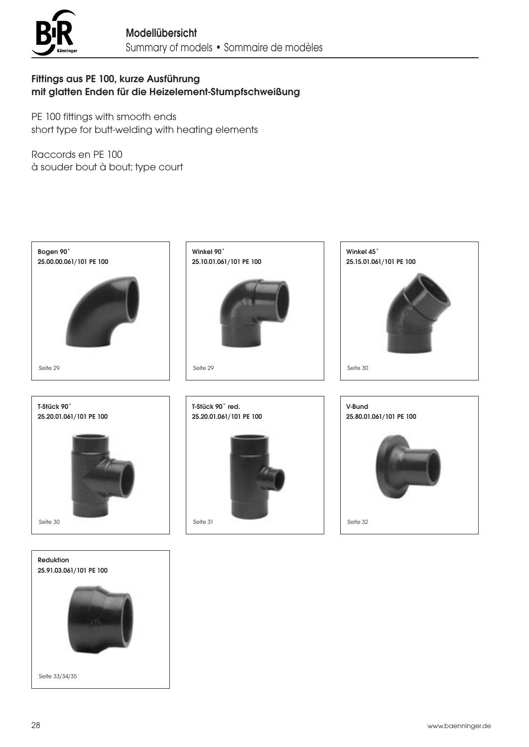# Modellübersicht

Summary of models • Sommaire de modèles

## Fittings aus PE 100, kurze Ausführung mit glatten Enden für die Heizelement-Stumpfschweißung

PE 100 fittings with smooth ends
short type for butt-welding with heating elements

Raccords en PE 100
à souder bout à bout; type court

**Bogen 90°**
**25.00.00.061/101 PE 100**

Seite 29

**Winkel 90°**
**25.10.01.061/101 PE 100**

Seite 29

**Winkel 45°**
**25.15.01.061/101 PE 100**

Seite 30

**T-Stück 90°**
**25.20.01.061/101 PE 100**

Seite 30

**T-Stück 90° red.**
**25.20.01.061/101 PE 100**

Seite 31

**V-Bund**
**25.80.01.061/101 PE 100**

Seite 32

**Reduktion**
**25.91.03.061/101 PE 100**

Seite 33/34/35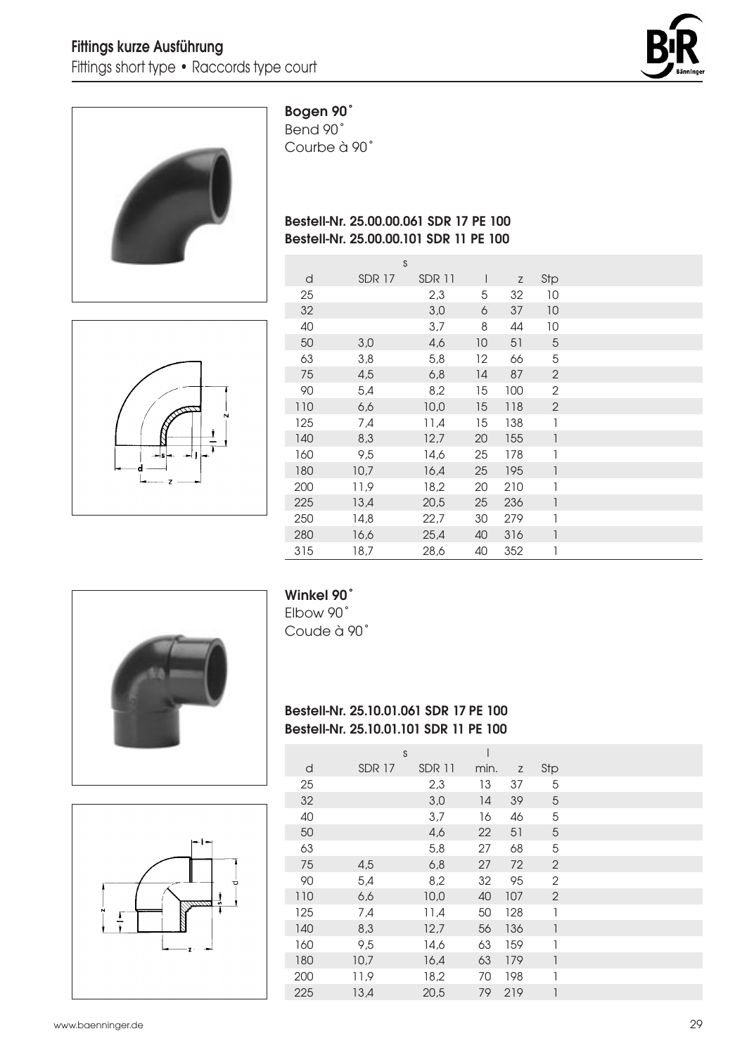# Fittings kurze Ausführung

Fittings short type • Raccords type court

## Bogen 90˚

Bend 90˚

Courbe à 90˚

**Bestell-Nr. 25.00.00.061 SDR 17 PE 100**
**Bestell-Nr. 25.00.00.101 SDR 11 PE 100**

| | s | | | | |
|---|---|---|---|---|---|
| d | SDR 17 | SDR 11 | l | z | Stp |
| 25 | | 2,3 | 5 | 32 | 10 |
| 32 | | 3,0 | 6 | 37 | 10 |
| 40 | | 3,7 | 8 | 44 | 10 |
| 50 | 3,0 | 4,6 | 10 | 51 | 5 |
| 63 | 3,8 | 5,8 | 12 | 66 | 5 |
| 75 | 4,5 | 6,8 | 14 | 87 | 2 |
| 90 | 5,4 | 8,2 | 15 | 100 | 2 |
| 110 | 6,6 | 10,0 | 15 | 118 | 2 |
| 125 | 7,4 | 11,4 | 15 | 138 | 1 |
| 140 | 8,3 | 12,7 | 20 | 155 | 1 |
| 160 | 9,5 | 14,6 | 25 | 178 | 1 |
| 180 | 10,7 | 16,4 | 25 | 195 | 1 |
| 200 | 11,9 | 18,2 | 20 | 210 | 1 |
| 225 | 13,4 | 20,5 | 25 | 236 | 1 |
| 250 | 14,8 | 22,7 | 30 | 279 | 1 |
| 280 | 16,6 | 25,4 | 40 | 316 | 1 |
| 315 | 18,7 | 28,6 | 40 | 352 | 1 |

## Winkel 90˚

Elbow 90˚

Coude à 90˚

**Bestell-Nr. 25.10.01.061 SDR 17 PE 100**
**Bestell-Nr. 25.10.01.101 SDR 11 PE 100**

| | s | | l | | |
|---|---|---|---|---|---|
| d | SDR 17 | SDR 11 | min. | z | Stp |
| 25 | | 2,3 | 13 | 37 | 5 |
| 32 | | 3,0 | 14 | 39 | 5 |
| 40 | | 3,7 | 16 | 46 | 5 |
| 50 | | 4,6 | 22 | 51 | 5 |
| 63 | | 5,8 | 27 | 68 | 5 |
| 75 | 4,5 | 6,8 | 27 | 72 | 2 |
| 90 | 5,4 | 8,2 | 32 | 95 | 2 |
| 110 | 6,6 | 10,0 | 40 | 107 | 2 |
| 125 | 7,4 | 11,4 | 50 | 128 | 1 |
| 140 | 8,3 | 12,7 | 56 | 136 | 1 |
| 160 | 9,5 | 14,6 | 63 | 159 | 1 |
| 180 | 10,7 | 16,4 | 63 | 179 | 1 |
| 200 | 11,9 | 18,2 | 70 | 198 | 1 |
| 225 | 13,4 | 20,5 | 79 | 219 | 1 |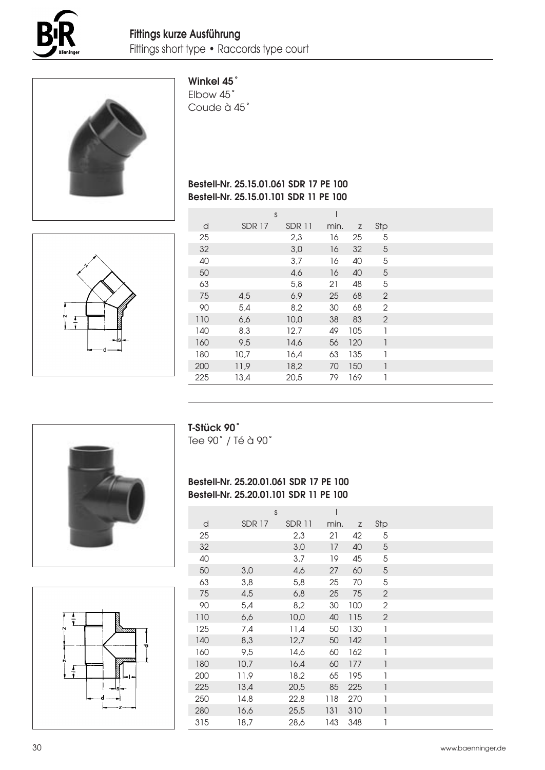# Fittings kurze Ausführung

Fittings short type • Raccords type court

## Winkel 45˚

Elbow 45˚
Coude à 45˚

**Bestell-Nr. 25.15.01.061 SDR 17 PE 100**
**Bestell-Nr. 25.15.01.101 SDR 11 PE 100**

| | s | | l | | |
|---|---|---|---|---|---|
| d | SDR 17 | SDR 11 | min. | z | Stp |
| 25 | | 2,3 | 16 | 25 | 5 |
| 32 | | 3,0 | 16 | 32 | 5 |
| 40 | | 3,7 | 16 | 40 | 5 |
| 50 | | 4,6 | 16 | 40 | 5 |
| 63 | | 5,8 | 21 | 48 | 5 |
| 75 | 4,5 | 6,9 | 25 | 68 | 2 |
| 90 | 5,4 | 8,2 | 30 | 68 | 2 |
| 110 | 6,6 | 10,0 | 38 | 83 | 2 |
| 140 | 8,3 | 12,7 | 49 | 105 | 1 |
| 160 | 9,5 | 14,6 | 56 | 120 | 1 |
| 180 | 10,7 | 16,4 | 63 | 135 | 1 |
| 200 | 11,9 | 18,2 | 70 | 150 | 1 |
| 225 | 13,4 | 20,5 | 79 | 169 | 1 |

## T-Stück 90˚

Tee 90˚ / Té à 90˚

**Bestell-Nr. 25.20.01.061 SDR 17 PE 100**
**Bestell-Nr. 25.20.01.101 SDR 11 PE 100**

| | s | | l | | |
|---|---|---|---|---|---|
| d | SDR 17 | SDR 11 | min. | z | Stp |
| 25 | | 2,3 | 21 | 42 | 5 |
| 32 | | 3,0 | 17 | 40 | 5 |
| 40 | | 3,7 | 19 | 45 | 5 |
| 50 | 3,0 | 4,6 | 27 | 60 | 5 |
| 63 | 3,8 | 5,8 | 25 | 70 | 5 |
| 75 | 4,5 | 6,8 | 25 | 75 | 2 |
| 90 | 5,4 | 8,2 | 30 | 100 | 2 |
| 110 | 6,6 | 10,0 | 40 | 115 | 2 |
| 125 | 7,4 | 11,4 | 50 | 130 | 1 |
| 140 | 8,3 | 12,7 | 50 | 142 | 1 |
| 160 | 9,5 | 14,6 | 60 | 162 | 1 |
| 180 | 10,7 | 16,4 | 60 | 177 | 1 |
| 200 | 11,9 | 18,2 | 65 | 195 | 1 |
| 225 | 13,4 | 20,5 | 85 | 225 | 1 |
| 250 | 14,8 | 22,8 | 118 | 270 | 1 |
| 280 | 16,6 | 25,5 | 131 | 310 | 1 |
| 315 | 18,7 | 28,6 | 143 | 348 | 1 |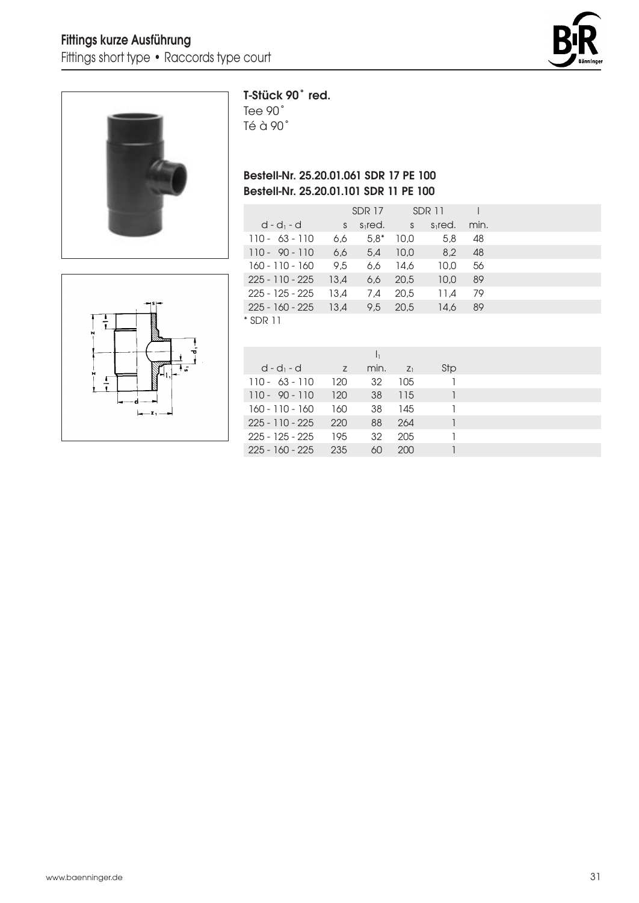**T-Stück 90˚ red.**
Tee 90˚
Té à 90˚

**Bestell-Nr. 25.20.01.061 SDR 17 PE 100**
**Bestell-Nr. 25.20.01.101 SDR 11 PE 100**

| | SDR 17 | | SDR 11 | | l |
|---|---|---|---|---|---|
| d - $d_1$ - d | s | $s_1$red. | s | $s_1$red. | min. |
| 110 - 63 - 110 | 6,6 | 5,8* | 10,0 | 5,8 | 48 |
| 110 - 90 - 110 | 6,6 | 5,4 | 10,0 | 8,2 | 48 |
| 160 - 110 - 160 | 9,5 | 6,6 | 14,6 | 10,0 | 56 |
| 225 - 110 - 225 | 13,4 | 6,6 | 20,5 | 10,0 | 89 |
| 225 - 125 - 225 | 13,4 | 7,4 | 20,5 | 11,4 | 79 |
| 225 - 160 - 225 | 13,4 | 9,5 | 20,5 | 14,6 | 89 |

* SDR 11

| d - $d_1$ - d | z | $l_1$ min. | $z_1$ | Stp |
|---|---|---|---|---|
| 110 - 63 - 110 | 120 | 32 | 105 | 1 |
| 110 - 90 - 110 | 120 | 38 | 115 | 1 |
| 160 - 110 - 160 | 160 | 38 | 145 | 1 |
| 225 - 110 - 225 | 220 | 88 | 264 | 1 |
| 225 - 125 - 225 | 195 | 32 | 205 | 1 |
| 225 - 160 - 225 | 235 | 60 | 200 | 1 |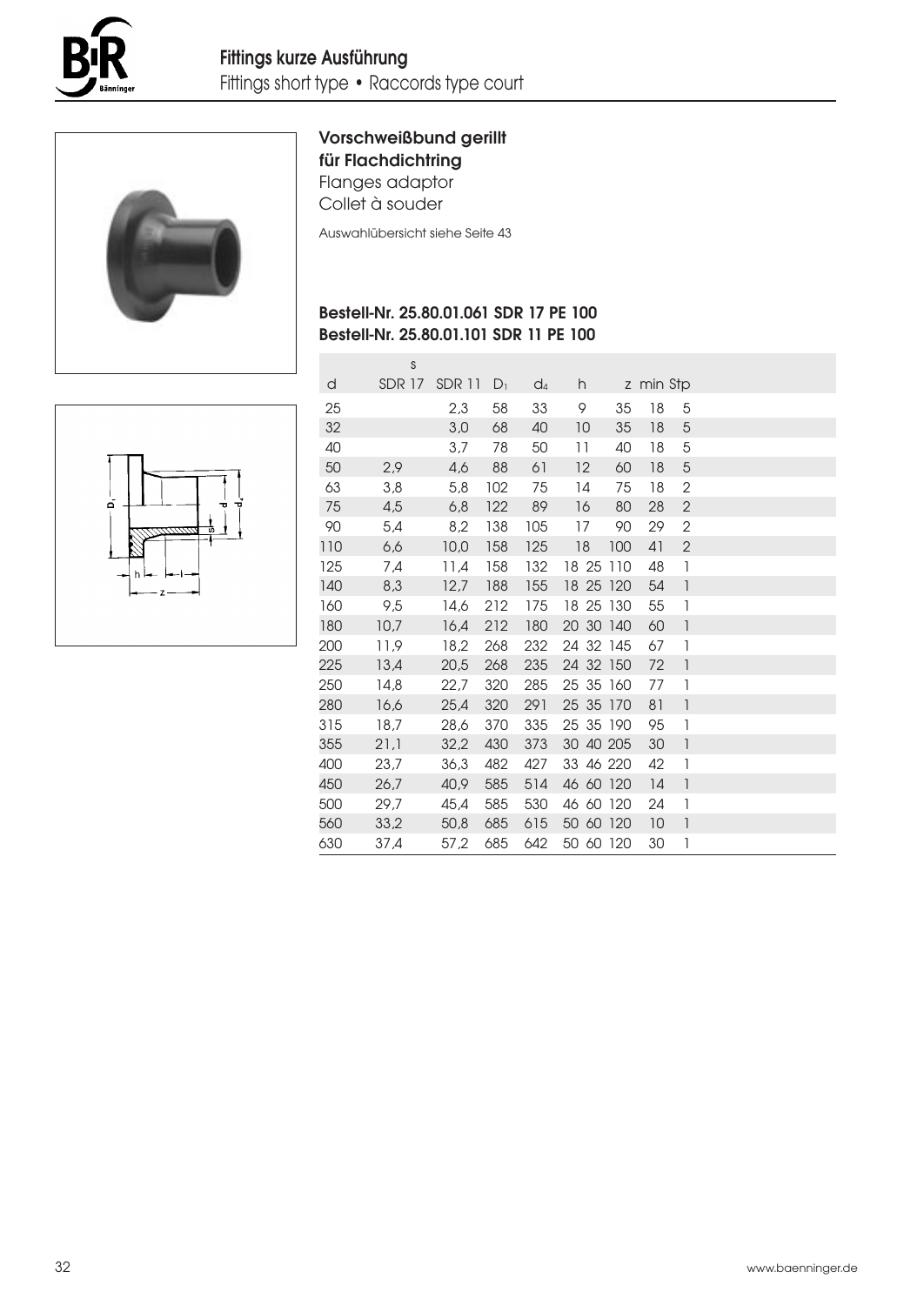## Fittings kurze Ausführung

Fittings short type • Raccords type court

### Vorschweißbund gerillt für Flachdichtring

Flanges adaptor

Collet à souder

Auswahlübersicht siehe Seite 43

**Bestell-Nr. 25.80.01.061 SDR 17 PE 100**
**Bestell-Nr. 25.80.01.101 SDR 11 PE 100**

| d | s SDR 17 | SDR 11 | $D_1$ | $d_4$ | h | | z | min | Stp |
|---|---|---|---|---|---|---|---|---|---|
| 25 | | 2,3 | 58 | 33 | 9 | | 35 | 18 | 5 |
| 32 | | 3,0 | 68 | 40 | 10 | | 35 | 18 | 5 |
| 40 | | 3,7 | 78 | 50 | 11 | | 40 | 18 | 5 |
| 50 | 2,9 | 4,6 | 88 | 61 | 12 | | 60 | 18 | 5 |
| 63 | 3,8 | 5,8 | 102 | 75 | 14 | | 75 | 18 | 2 |
| 75 | 4,5 | 6,8 | 122 | 89 | 16 | | 80 | 28 | 2 |
| 90 | 5,4 | 8,2 | 138 | 105 | 17 | | 90 | 29 | 2 |
| 110 | 6,6 | 10,0 | 158 | 125 | 18 | | 100 | 41 | 2 |
| 125 | 7,4 | 11,4 | 158 | 132 | 18 | 25 | 110 | 48 | 1 |
| 140 | 8,3 | 12,7 | 188 | 155 | 18 | 25 | 120 | 54 | 1 |
| 160 | 9,5 | 14,6 | 212 | 175 | 18 | 25 | 130 | 55 | 1 |
| 180 | 10,7 | 16,4 | 212 | 180 | 20 | 30 | 140 | 60 | 1 |
| 200 | 11,9 | 18,2 | 268 | 232 | 24 | 32 | 145 | 67 | 1 |
| 225 | 13,4 | 20,5 | 268 | 235 | 24 | 32 | 150 | 72 | 1 |
| 250 | 14,8 | 22,7 | 320 | 285 | 25 | 35 | 160 | 77 | 1 |
| 280 | 16,6 | 25,4 | 320 | 291 | 25 | 35 | 170 | 81 | 1 |
| 315 | 18,7 | 28,6 | 370 | 335 | 25 | 35 | 190 | 95 | 1 |
| 355 | 21,1 | 32,2 | 430 | 373 | 30 | 40 | 205 | 30 | 1 |
| 400 | 23,7 | 36,3 | 482 | 427 | 33 | 46 | 220 | 42 | 1 |
| 450 | 26,7 | 40,9 | 585 | 514 | 46 | 60 | 120 | 14 | 1 |
| 500 | 29,7 | 45,4 | 585 | 530 | 46 | 60 | 120 | 24 | 1 |
| 560 | 33,2 | 50,8 | 685 | 615 | 50 | 60 | 120 | 10 | 1 |
| 630 | 37,4 | 57,2 | 685 | 642 | 50 | 60 | 120 | 30 | 1 |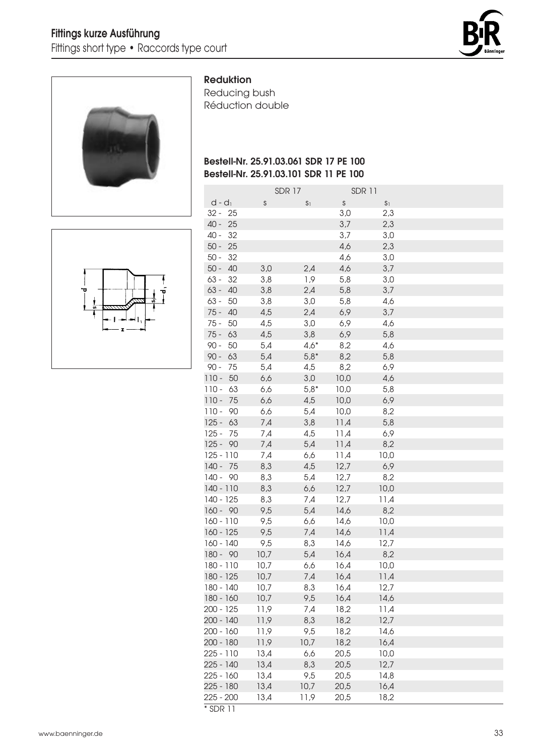## Reduktion

Reducing bush
Réduction double

**Bestell-Nr. 25.91.03.061 SDR 17 PE 100**
**Bestell-Nr. 25.91.03.101 SDR 11 PE 100**

| | SDR 17 | | SDR 11 | |
|---|---|---|---|---|
| $d - d_1$ | s | $s_1$ | s | $s_1$ |
| 32 - 25 | | | 3,0 | 2,3 |
| 40 - 25 | | | 3,7 | 2,3 |
| 40 - 32 | | | 3,7 | 3,0 |
| 50 - 25 | | | 4,6 | 2,3 |
| 50 - 32 | | | 4,6 | 3,0 |
| 50 - 40 | 3,0 | 2,4 | 4,6 | 3,7 |
| 63 - 32 | 3,8 | 1,9 | 5,8 | 3,0 |
| 63 - 40 | 3,8 | 2,4 | 5,8 | 3,7 |
| 63 - 50 | 3,8 | 3,0 | 5,8 | 4,6 |
| 75 - 40 | 4,5 | 2,4 | 6,9 | 3,7 |
| 75 - 50 | 4,5 | 3,0 | 6,9 | 4,6 |
| 75 - 63 | 4,5 | 3,8 | 6,9 | 5,8 |
| 90 - 50 | 5,4 | 4,6* | 8,2 | 4,6 |
| 90 - 63 | 5,4 | 5,8* | 8,2 | 5,8 |
| 90 - 75 | 5,4 | 4,5 | 8,2 | 6,9 |
| 110 - 50 | 6,6 | 3,0 | 10,0 | 4,6 |
| 110 - 63 | 6,6 | 5,8* | 10,0 | 5,8 |
| 110 - 75 | 6,6 | 4,5 | 10,0 | 6,9 |
| 110 - 90 | 6,6 | 5,4 | 10,0 | 8,2 |
| 125 - 63 | 7,4 | 3,8 | 11,4 | 5,8 |
| 125 - 75 | 7,4 | 4,5 | 11,4 | 6,9 |
| 125 - 90 | 7,4 | 5,4 | 11,4 | 8,2 |
| 125 - 110 | 7,4 | 6,6 | 11,4 | 10,0 |
| 140 - 75 | 8,3 | 4,5 | 12,7 | 6,9 |
| 140 - 90 | 8,3 | 5,4 | 12,7 | 8,2 |
| 140 - 110 | 8,3 | 6,6 | 12,7 | 10,0 |
| 140 - 125 | 8,3 | 7,4 | 12,7 | 11,4 |
| 160 - 90 | 9,5 | 5,4 | 14,6 | 8,2 |
| 160 - 110 | 9,5 | 6,6 | 14,6 | 10,0 |
| 160 - 125 | 9,5 | 7,4 | 14,6 | 11,4 |
| 160 - 140 | 9,5 | 8,3 | 14,6 | 12,7 |
| 180 - 90 | 10,7 | 5,4 | 16,4 | 8,2 |
| 180 - 110 | 10,7 | 6,6 | 16,4 | 10,0 |
| 180 - 125 | 10,7 | 7,4 | 16,4 | 11,4 |
| 180 - 140 | 10,7 | 8,3 | 16,4 | 12,7 |
| 180 - 160 | 10,7 | 9,5 | 16,4 | 14,6 |
| 200 - 125 | 11,9 | 7,4 | 18,2 | 11,4 |
| 200 - 140 | 11,9 | 8,3 | 18,2 | 12,7 |
| 200 - 160 | 11,9 | 9,5 | 18,2 | 14,6 |
| 200 - 180 | 11,9 | 10,7 | 18,2 | 16,4 |
| 225 - 110 | 13,4 | 6,6 | 20,5 | 10,0 |
| 225 - 140 | 13,4 | 8,3 | 20,5 | 12,7 |
| 225 - 160 | 13,4 | 9,5 | 20,5 | 14,8 |
| 225 - 180 | 13,4 | 10,7 | 20,5 | 16,4 |
| 225 - 200 | 13,4 | 11,9 | 20,5 | 18,2 |

* SDR 11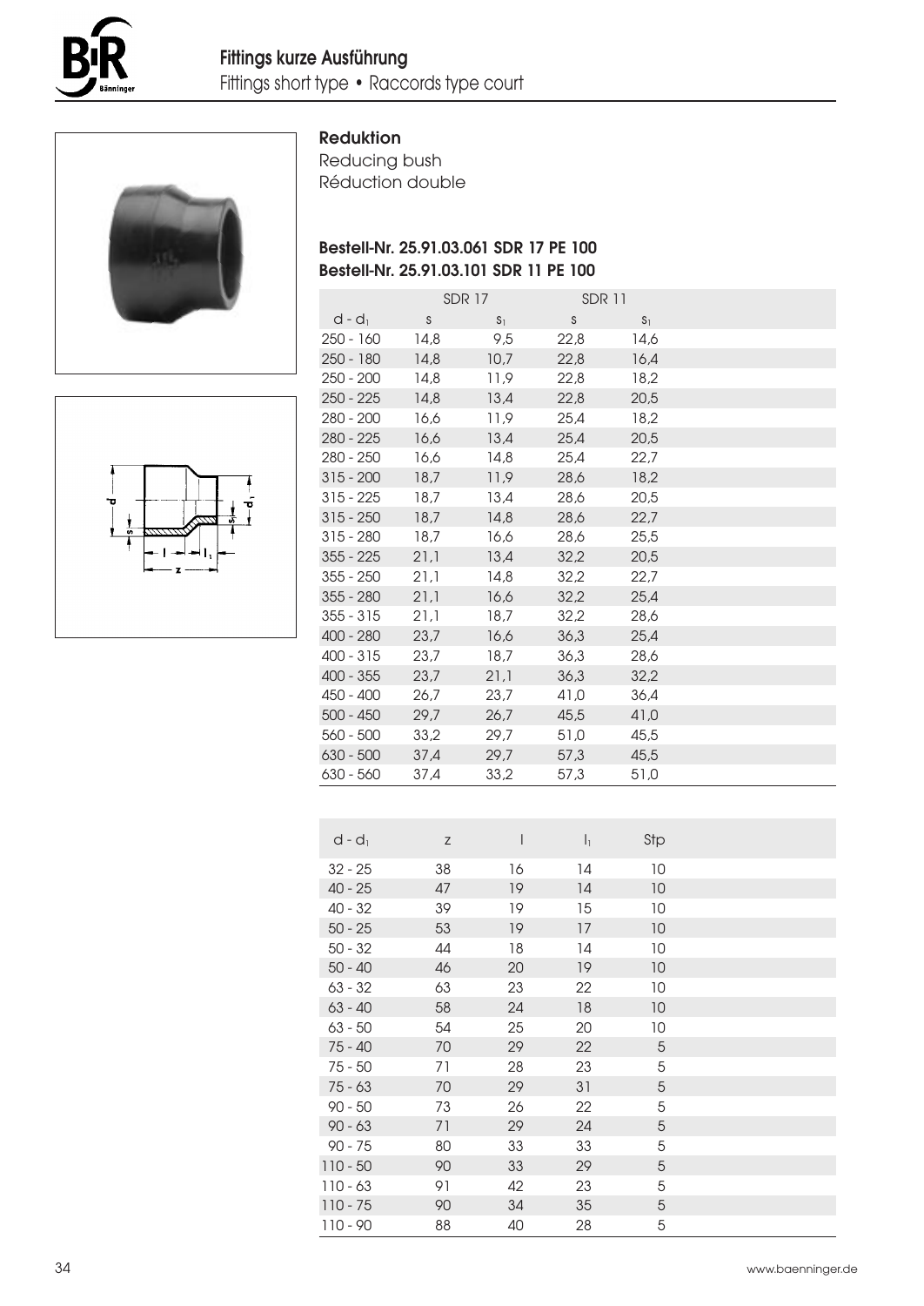## Fittings kurze Ausführung

Fittings short type • Raccords type court

### Reduktion

Reducing bush

Réduction double

**Bestell-Nr. 25.91.03.061 SDR 17 PE 100**

**Bestell-Nr. 25.91.03.101 SDR 11 PE 100**

| | SDR 17 | | SDR 11 | |
|---|---|---|---|---|
| $d - d_1$ | s | $s_1$ | s | $s_1$ |
| 250 - 160 | 14,8 | 9,5 | 22,8 | 14,6 |
| 250 - 180 | 14,8 | 10,7 | 22,8 | 16,4 |
| 250 - 200 | 14,8 | 11,9 | 22,8 | 18,2 |
| 250 - 225 | 14,8 | 13,4 | 22,8 | 20,5 |
| 280 - 200 | 16,6 | 11,9 | 25,4 | 18,2 |
| 280 - 225 | 16,6 | 13,4 | 25,4 | 20,5 |
| 280 - 250 | 16,6 | 14,8 | 25,4 | 22,7 |
| 315 - 200 | 18,7 | 11,9 | 28,6 | 18,2 |
| 315 - 225 | 18,7 | 13,4 | 28,6 | 20,5 |
| 315 - 250 | 18,7 | 14,8 | 28,6 | 22,7 |
| 315 - 280 | 18,7 | 16,6 | 28,6 | 25,5 |
| 355 - 225 | 21,1 | 13,4 | 32,2 | 20,5 |
| 355 - 250 | 21,1 | 14,8 | 32,2 | 22,7 |
| 355 - 280 | 21,1 | 16,6 | 32,2 | 25,4 |
| 355 - 315 | 21,1 | 18,7 | 32,2 | 28,6 |
| 400 - 280 | 23,7 | 16,6 | 36,3 | 25,4 |
| 400 - 315 | 23,7 | 18,7 | 36,3 | 28,6 |
| 400 - 355 | 23,7 | 21,1 | 36,3 | 32,2 |
| 450 - 400 | 26,7 | 23,7 | 41,0 | 36,4 |
| 500 - 450 | 29,7 | 26,7 | 45,5 | 41,0 |
| 560 - 500 | 33,2 | 29,7 | 51,0 | 45,5 |
| 630 - 500 | 37,4 | 29,7 | 57,3 | 45,5 |
| 630 - 560 | 37,4 | 33,2 | 57,3 | 51,0 |

| $d - d_1$ | z | l | $l_1$ | Stp |
|---|---|---|---|---|
| 32 - 25 | 38 | 16 | 14 | 10 |
| 40 - 25 | 47 | 19 | 14 | 10 |
| 40 - 32 | 39 | 19 | 15 | 10 |
| 50 - 25 | 53 | 19 | 17 | 10 |
| 50 - 32 | 44 | 18 | 14 | 10 |
| 50 - 40 | 46 | 20 | 19 | 10 |
| 63 - 32 | 63 | 23 | 22 | 10 |
| 63 - 40 | 58 | 24 | 18 | 10 |
| 63 - 50 | 54 | 25 | 20 | 10 |
| 75 - 40 | 70 | 29 | 22 | 5 |
| 75 - 50 | 71 | 28 | 23 | 5 |
| 75 - 63 | 70 | 29 | 31 | 5 |
| 90 - 50 | 73 | 26 | 22 | 5 |
| 90 - 63 | 71 | 29 | 24 | 5 |
| 90 - 75 | 80 | 33 | 33 | 5 |
| 110 - 50 | 90 | 33 | 29 | 5 |
| 110 - 63 | 91 | 42 | 23 | 5 |
| 110 - 75 | 90 | 34 | 35 | 5 |
| 110 - 90 | 88 | 40 | 28 | 5 |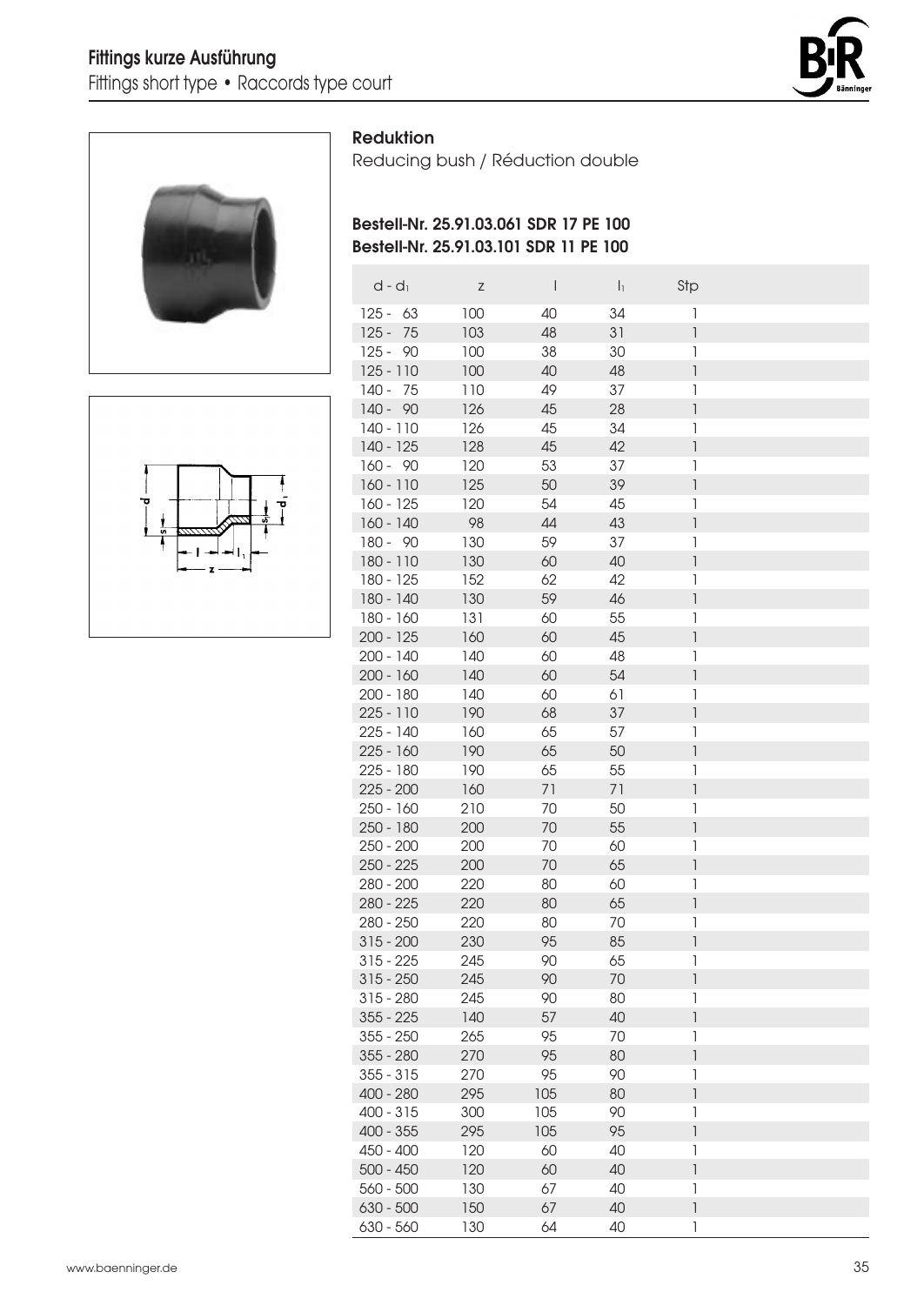## Fittings kurze Ausführung

Fittings short type • Raccords type court

### Reduktion

Reducing bush / Réduction double

**Bestell-Nr. 25.91.03.061 SDR 17 PE 100**
**Bestell-Nr. 25.91.03.101 SDR 11 PE 100**

| $d - d_1$ | z | l | $l_1$ | Stp |
|---|---|---|---|---|
| 125 - 63 | 100 | 40 | 34 | 1 |
| 125 - 75 | 103 | 48 | 31 | 1 |
| 125 - 90 | 100 | 38 | 30 | 1 |
| 125 - 110 | 100 | 40 | 48 | 1 |
| 140 - 75 | 110 | 49 | 37 | 1 |
| 140 - 90 | 126 | 45 | 28 | 1 |
| 140 - 110 | 126 | 45 | 34 | 1 |
| 140 - 125 | 128 | 45 | 42 | 1 |
| 160 - 90 | 120 | 53 | 37 | 1 |
| 160 - 110 | 125 | 50 | 39 | 1 |
| 160 - 125 | 120 | 54 | 45 | 1 |
| 160 - 140 | 98 | 44 | 43 | 1 |
| 180 - 90 | 130 | 59 | 37 | 1 |
| 180 - 110 | 130 | 60 | 40 | 1 |
| 180 - 125 | 152 | 62 | 42 | 1 |
| 180 - 140 | 130 | 59 | 46 | 1 |
| 180 - 160 | 131 | 60 | 55 | 1 |
| 200 - 125 | 160 | 60 | 45 | 1 |
| 200 - 140 | 140 | 60 | 48 | 1 |
| 200 - 160 | 140 | 60 | 54 | 1 |
| 200 - 180 | 140 | 60 | 61 | 1 |
| 225 - 110 | 190 | 68 | 37 | 1 |
| 225 - 140 | 160 | 65 | 57 | 1 |
| 225 - 160 | 190 | 65 | 50 | 1 |
| 225 - 180 | 190 | 65 | 55 | 1 |
| 225 - 200 | 160 | 71 | 71 | 1 |
| 250 - 160 | 210 | 70 | 50 | 1 |
| 250 - 180 | 200 | 70 | 55 | 1 |
| 250 - 200 | 200 | 70 | 60 | 1 |
| 250 - 225 | 200 | 70 | 65 | 1 |
| 280 - 200 | 220 | 80 | 60 | 1 |
| 280 - 225 | 220 | 80 | 65 | 1 |
| 280 - 250 | 220 | 80 | 70 | 1 |
| 315 - 200 | 230 | 95 | 85 | 1 |
| 315 - 225 | 245 | 90 | 65 | 1 |
| 315 - 250 | 245 | 90 | 70 | 1 |
| 315 - 280 | 245 | 90 | 80 | 1 |
| 355 - 225 | 140 | 57 | 40 | 1 |
| 355 - 250 | 265 | 95 | 70 | 1 |
| 355 - 280 | 270 | 95 | 80 | 1 |
| 355 - 315 | 270 | 95 | 90 | 1 |
| 400 - 280 | 295 | 105 | 80 | 1 |
| 400 - 315 | 300 | 105 | 90 | 1 |
| 400 - 355 | 295 | 105 | 95 | 1 |
| 450 - 400 | 120 | 60 | 40 | 1 |
| 500 - 450 | 120 | 60 | 40 | 1 |
| 560 - 500 | 130 | 67 | 40 | 1 |
| 630 - 500 | 150 | 67 | 40 | 1 |
| 630 - 560 | 130 | 64 | 40 | 1 |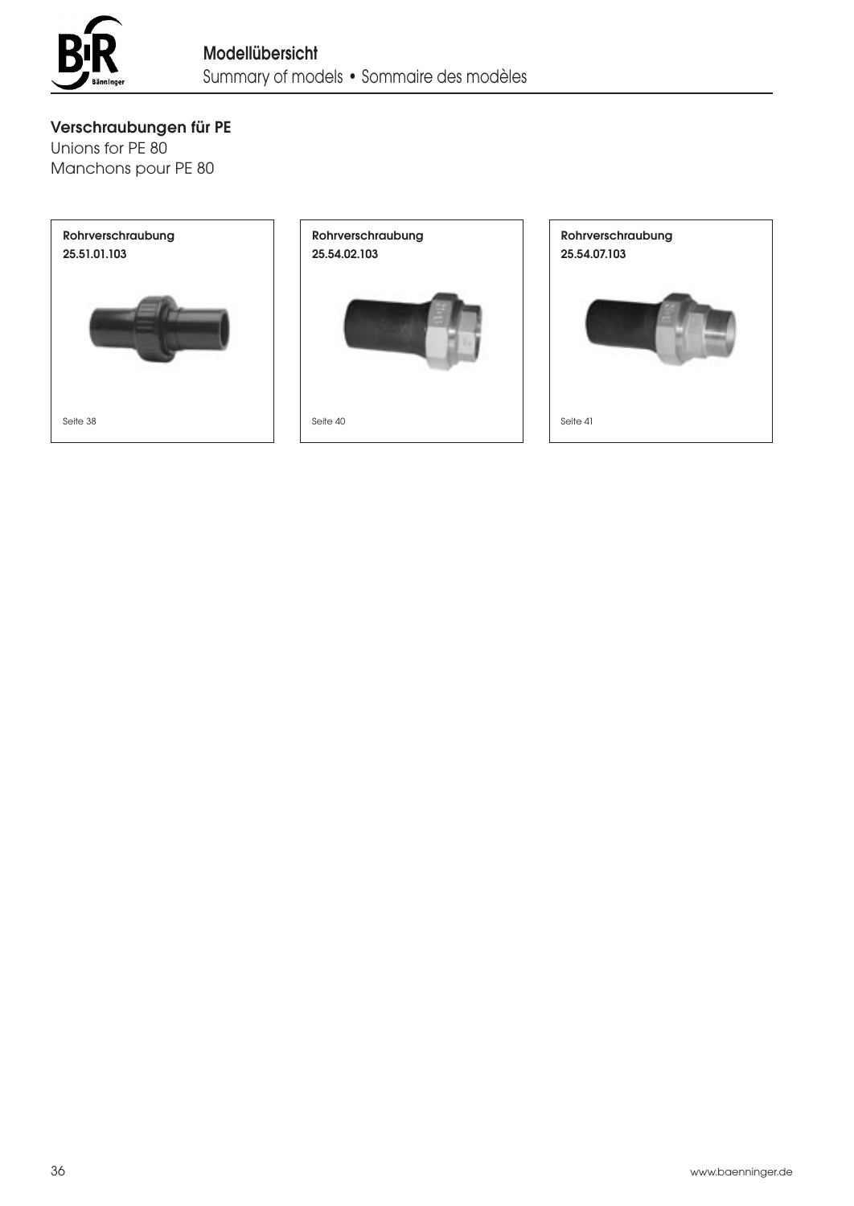# Modellübersicht

Summary of models • Sommaire des modèles

## Verschraubungen für PE

Unions for PE 80

Manchons pour PE 80

**Rohrverschraubung**
**25.51.01.103**

Seite 38

**Rohrverschraubung**
**25.54.02.103**

Seite 40

**Rohrverschraubung**
**25.54.07.103**

Seite 41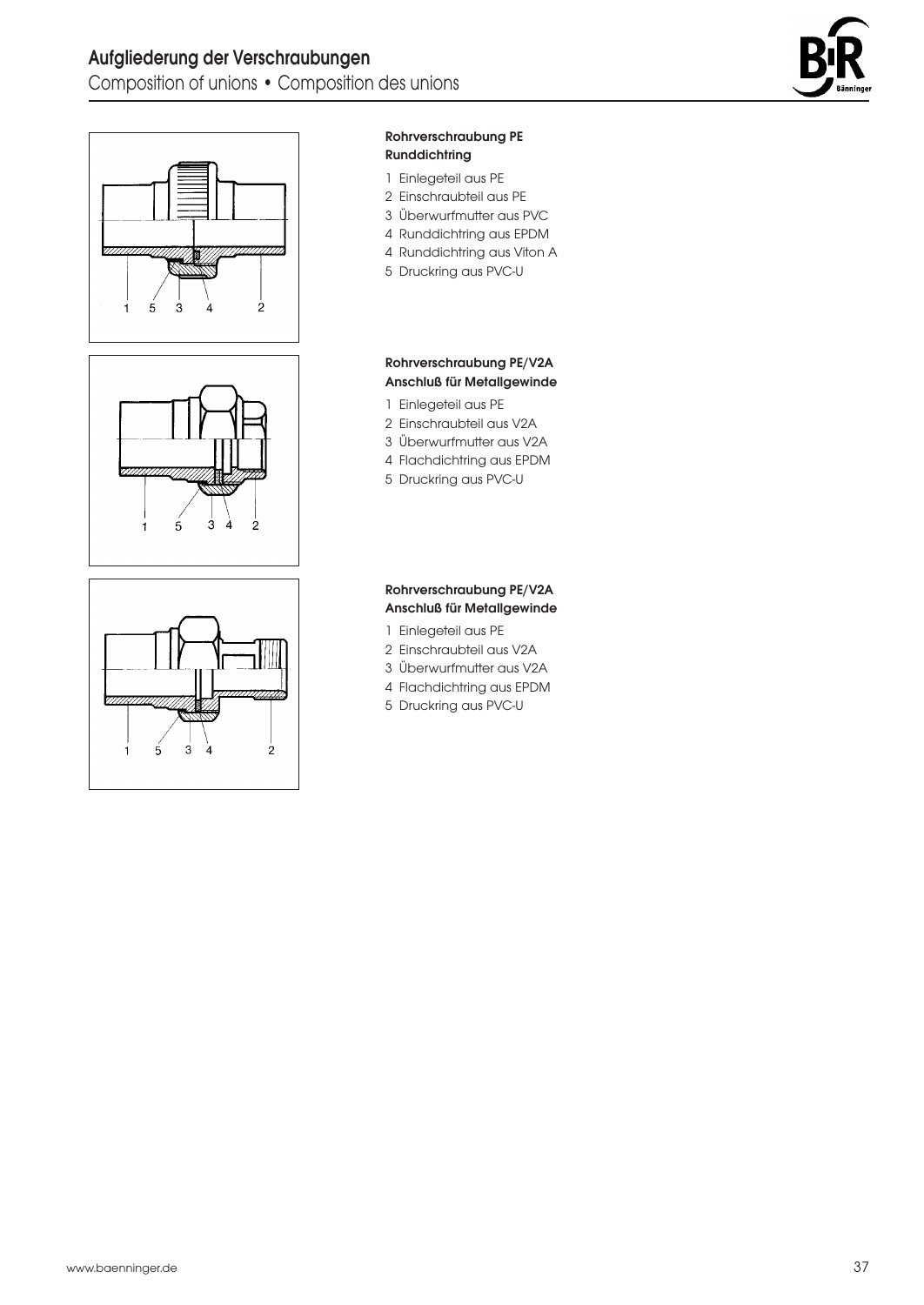# Aufgliederung der Verschraubungen

Composition of unions • Composition des unions

**Rohrverschraubung PE**
**Runddichtring**

1 Einlegeteil aus PE
2 Einschraubteil aus PE
3 Überwurfmutter aus PVC
4 Runddichtring aus EPDM
4 Runddichtring aus Viton A
5 Druckring aus PVC-U

**Rohrverschraubung PE/V2A**
**Anschluß für Metallgewinde**

1 Einlegeteil aus PE
2 Einschraubteil aus V2A
3 Überwurfmutter aus V2A
4 Flachdichtring aus EPDM
5 Druckring aus PVC-U

**Rohrverschraubung PE/V2A**
**Anschluß für Metallgewinde**

1 Einlegeteil aus PE
2 Einschraubteil aus V2A
3 Überwurfmutter aus V2A
4 Flachdichtring aus EPDM
5 Druckring aus PVC-U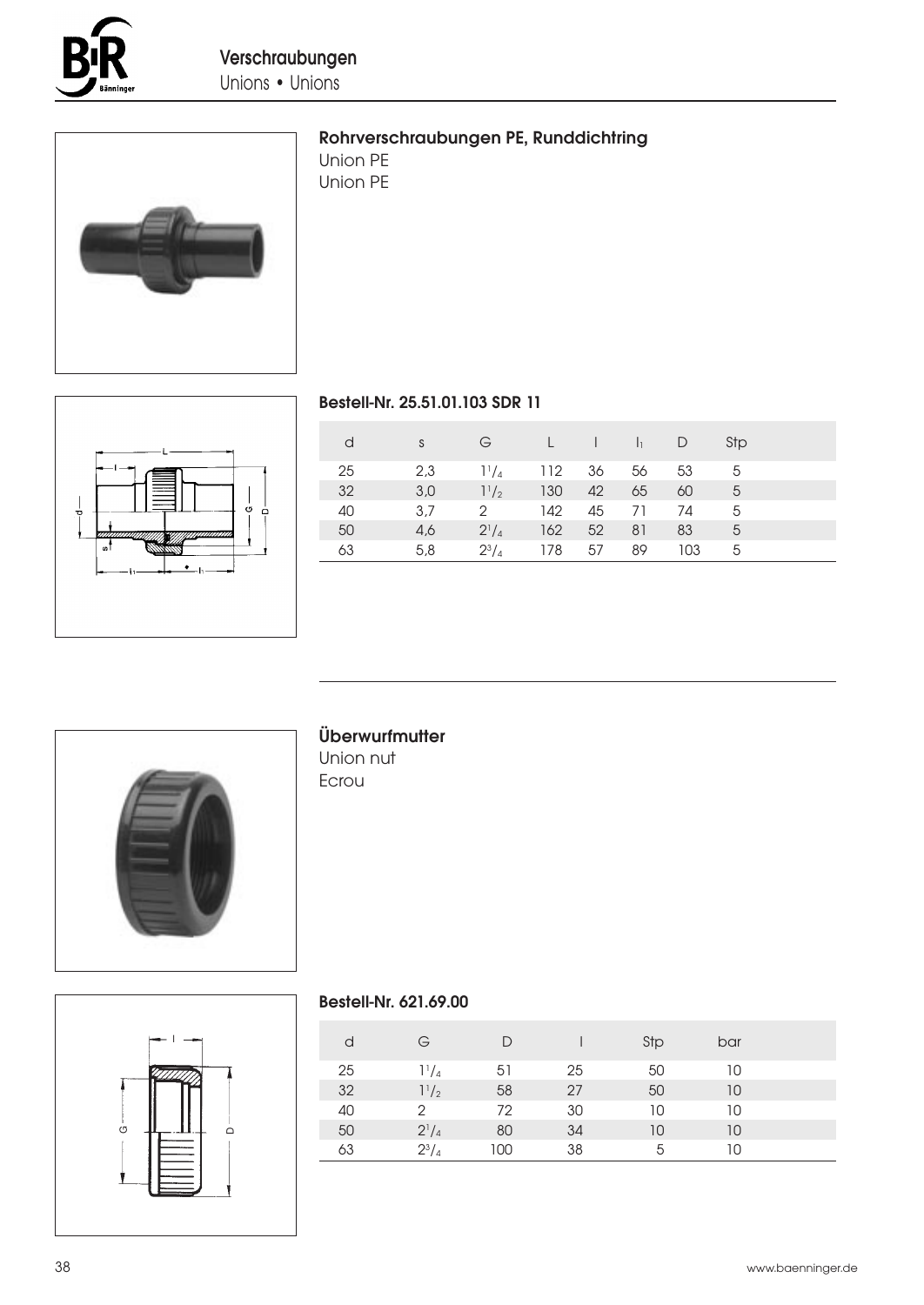## Rohrverschraubungen PE, Runddichtring

Union PE
Union PE

### Bestell-Nr. 25.51.01.103 SDR 11

| d | s | G | L | l | $l_1$ | D | Stp |
|---|---|---|---|---|---|---|---|
| 25 | 2,3 | $1^1/_4$ | 112 | 36 | 56 | 53 | 5 |
| 32 | 3,0 | $1^1/_2$ | 130 | 42 | 65 | 60 | 5 |
| 40 | 3,7 | 2 | 142 | 45 | 71 | 74 | 5 |
| 50 | 4,6 | $2^1/_4$ | 162 | 52 | 81 | 83 | 5 |
| 63 | 5,8 | $2^3/_4$ | 178 | 57 | 89 | 103 | 5 |

## Überwurfmutter

Union nut
Ecrou

### Bestell-Nr. 621.69.00

| d | G | D | l | Stp | bar |
|---|---|---|---|---|---|
| 25 | $1^1/_4$ | 51 | 25 | 50 | 10 |
| 32 | $1^1/_2$ | 58 | 27 | 50 | 10 |
| 40 | 2 | 72 | 30 | 10 | 10 |
| 50 | $2^1/_4$ | 80 | 34 | 10 | 10 |
| 63 | $2^3/_4$ | 100 | 38 | 5 | 10 |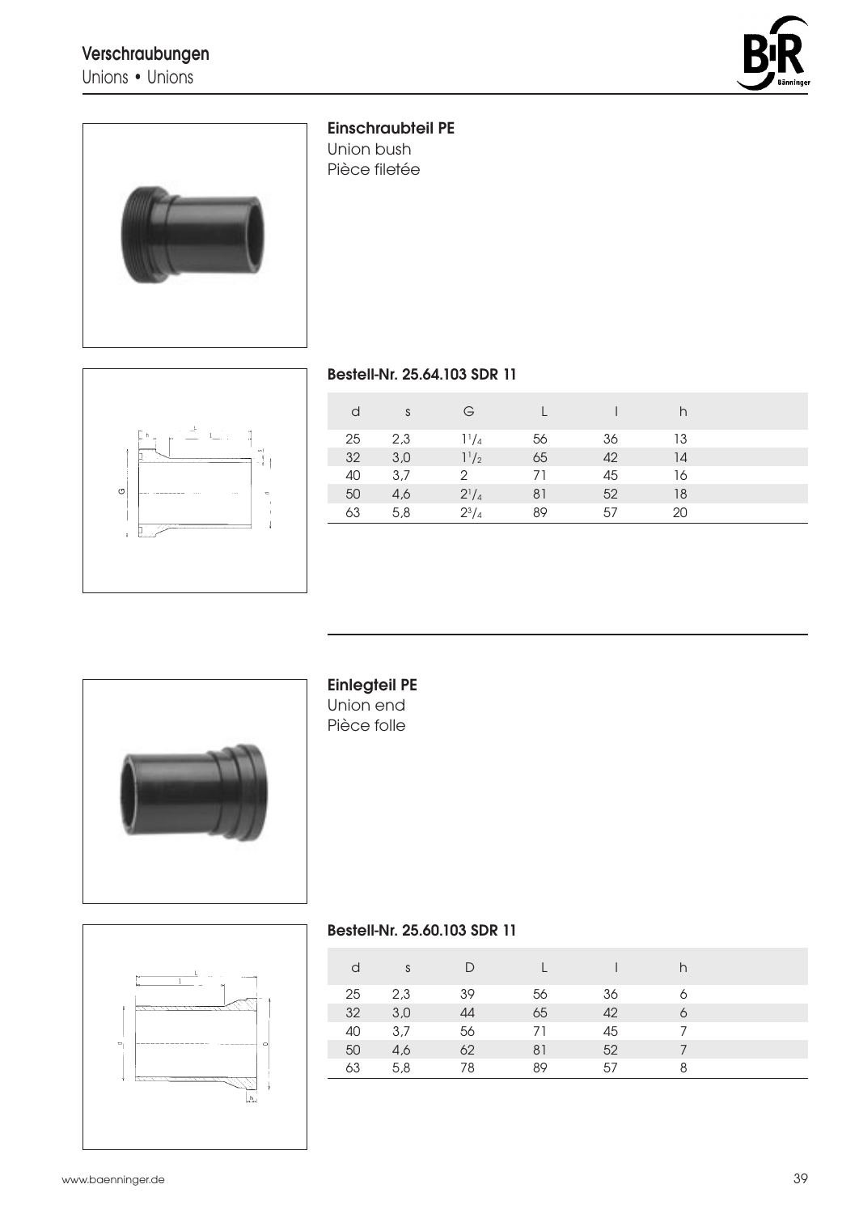## Einschraubteil PE

Union bush
Pièce filetée

### Bestell-Nr. 25.64.103 SDR 11

| d | s | G | L | l | h |
|---|---|---|---|---|---|
| 25 | 2,3 | $1^1/_4$ | 56 | 36 | 13 |
| 32 | 3,0 | $1^1/_2$ | 65 | 42 | 14 |
| 40 | 3,7 | 2 | 71 | 45 | 16 |
| 50 | 4,6 | $2^1/_4$ | 81 | 52 | 18 |
| 63 | 5,8 | $2^3/_4$ | 89 | 57 | 20 |

## Einlegteil PE

Union end
Pièce folle

### Bestell-Nr. 25.60.103 SDR 11

| d | s | D | L | l | h |
|---|---|---|---|---|---|
| 25 | 2,3 | 39 | 56 | 36 | 6 |
| 32 | 3,0 | 44 | 65 | 42 | 6 |
| 40 | 3,7 | 56 | 71 | 45 | 7 |
| 50 | 4,6 | 62 | 81 | 52 | 7 |
| 63 | 5,8 | 78 | 89 | 57 | 8 |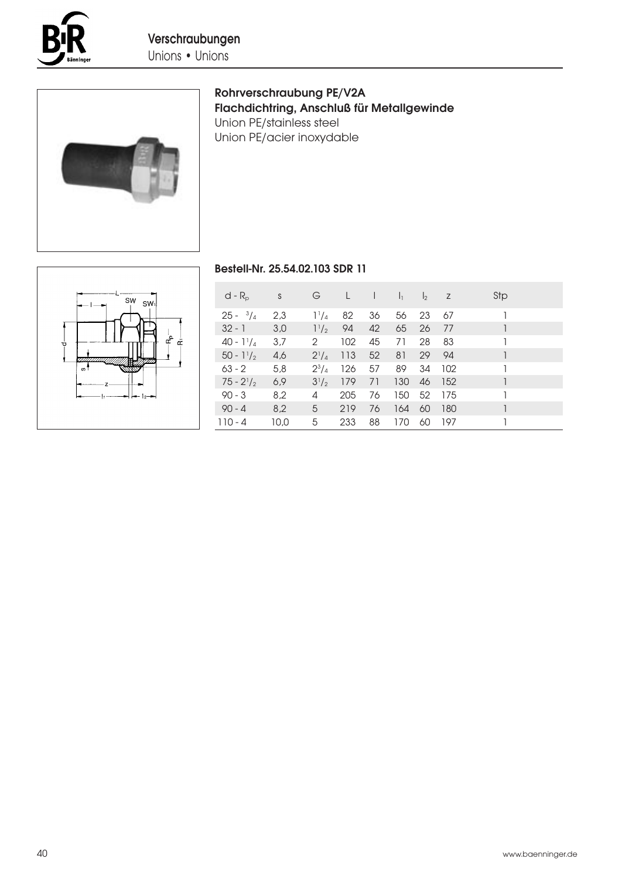## Verschraubungen

Unions • Unions

### Rohrverschraubung PE/V2A
### Flachdichtring, Anschluß für Metallgewinde

Union PE/stainless steel

Union PE/acier inoxydable

**Bestell-Nr. 25.54.02.103 SDR 11**

| d - $R_p$ | s | G | L | l | $l_1$ | $l_2$ | z | Stp |
|---|---|---|---|---|---|---|---|---|
| 25 - $^3/_4$ | 2,3 | $1^1/_4$ | 82 | 36 | 56 | 23 | 67 | 1 |
| 32 - 1 | 3,0 | $1^1/_2$ | 94 | 42 | 65 | 26 | 77 | 1 |
| 40 - $1^1/_4$ | 3,7 | 2 | 102 | 45 | 71 | 28 | 83 | 1 |
| 50 - $1^1/_2$ | 4,6 | $2^1/_4$ | 113 | 52 | 81 | 29 | 94 | 1 |
| 63 - 2 | 5,8 | $2^3/_4$ | 126 | 57 | 89 | 34 | 102 | 1 |
| 75 - $2^1/_2$ | 6,9 | $3^1/_2$ | 179 | 71 | 130 | 46 | 152 | 1 |
| 90 - 3 | 8,2 | 4 | 205 | 76 | 150 | 52 | 175 | 1 |
| 90 - 4 | 8,2 | 5 | 219 | 76 | 164 | 60 | 180 | 1 |
| 110 - 4 | 10,0 | 5 | 233 | 88 | 170 | 60 | 197 | 1 |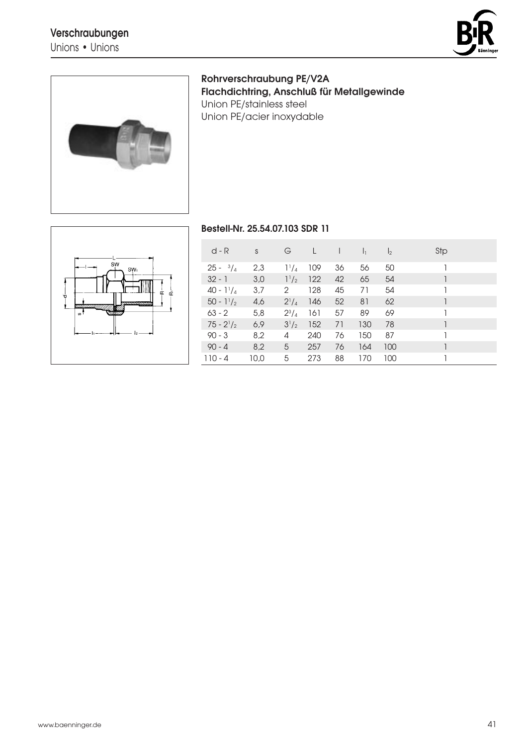## Verschraubungen
Unions • Unions

### Rohrverschraubung PE/V2A
### Flachdichtring, Anschluß für Metallgewinde
Union PE/stainless steel
Union PE/acier inoxydable

**Bestell-Nr. 25.54.07.103 SDR 11**

| d - R | s | G | L | l | $l_1$ | $l_2$ | Stp |
|---|---|---|---|---|---|---|---|
| 25 - $^3/_4$ | 2,3 | $1^1/_4$ | 109 | 36 | 56 | 50 | 1 |
| 32 - 1 | 3,0 | $1^1/_2$ | 122 | 42 | 65 | 54 | 1 |
| 40 - $1^1/_4$ | 3,7 | 2 | 128 | 45 | 71 | 54 | 1 |
| 50 - $1^1/_2$ | 4,6 | $2^1/_4$ | 146 | 52 | 81 | 62 | 1 |
| 63 - 2 | 5,8 | $2^3/_4$ | 161 | 57 | 89 | 69 | 1 |
| 75 - $2^1/_2$ | 6,9 | $3^1/_2$ | 152 | 71 | 130 | 78 | 1 |
| 90 - 3 | 8,2 | 4 | 240 | 76 | 150 | 87 | 1 |
| 90 - 4 | 8,2 | 5 | 257 | 76 | 164 | 100 | 1 |
| 110 - 4 | 10,0 | 5 | 273 | 88 | 170 | 100 | 1 |

www.baenninger.de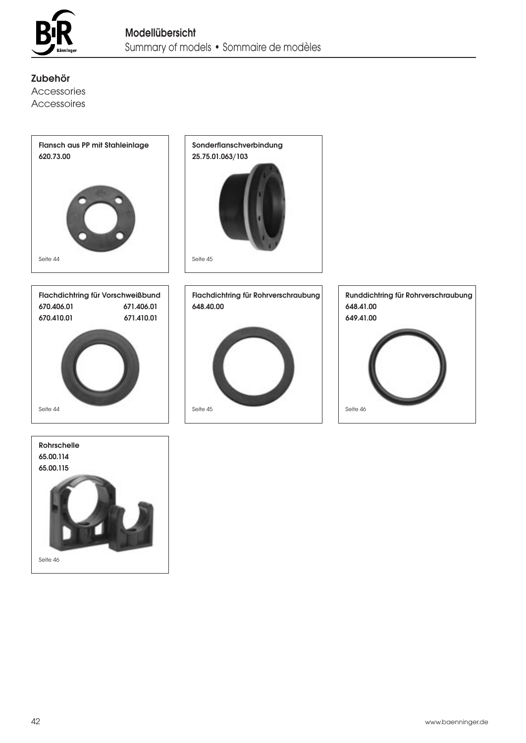# Modellübersicht

Summary of models • Sommaire de modèles

## Zubehör

Accessories

Accessoires

**Flansch aus PP mit Stahleinlage**
**620.73.00**

Seite 44

**Sonderflanschverbindung**
**25.75.01.063/103**

Seite 45

**Flachdichtring für Vorschweißbund**
**670.406.01** **671.406.01**
**670.410.01** **671.410.01**

Seite 44

**Flachdichtring für Rohrverschraubung**
**648.40.00**

Seite 45

**Runddichtring für Rohrverschraubung**
**648.41.00**
**649.41.00**

Seite 46

**Rohrschelle**
**65.00.114**
**65.00.115**

Seite 46

www.baenninger.de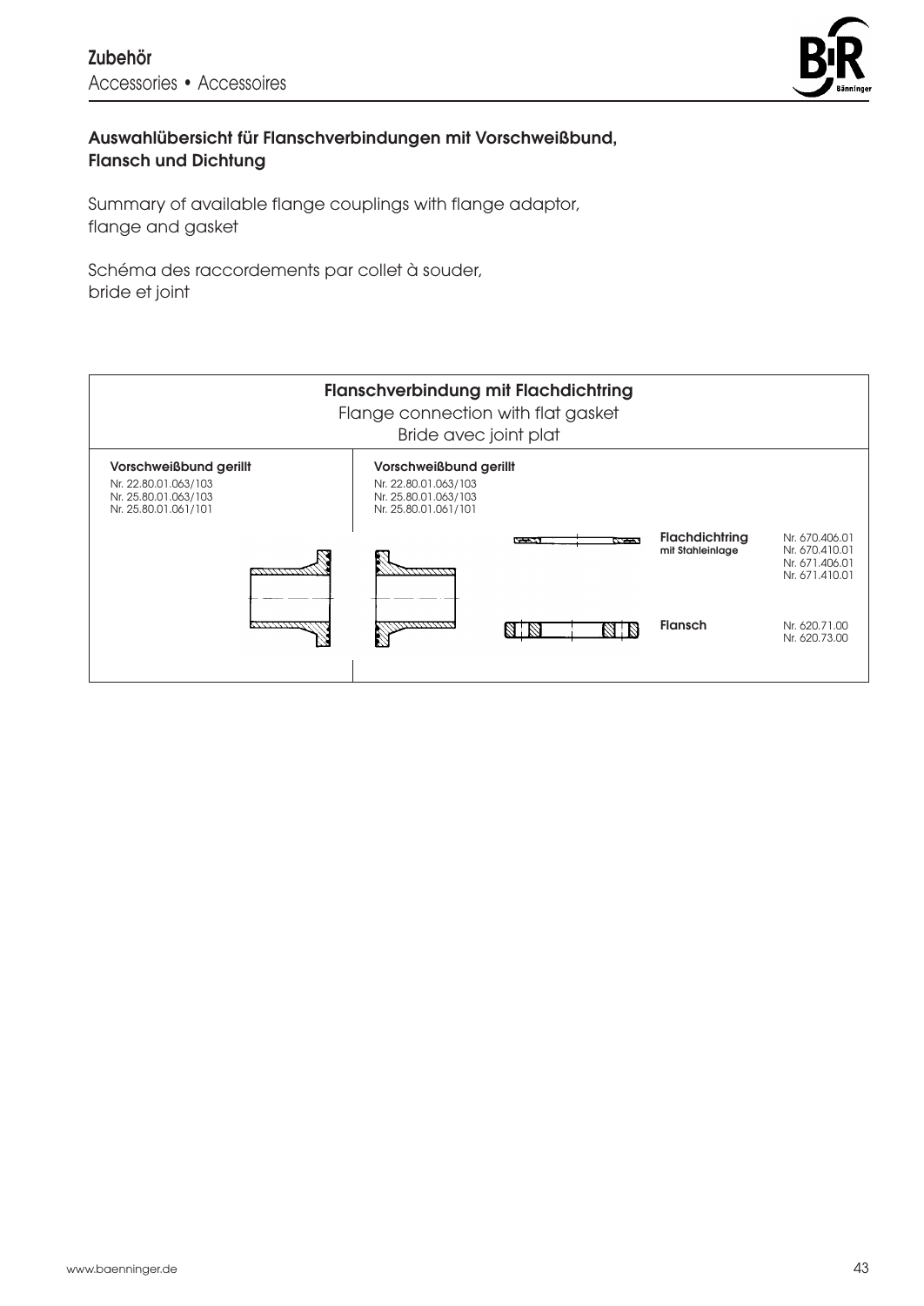## Auswahlübersicht für Flanschverbindungen mit Vorschweißbund, Flansch und Dichtung

Summary of available flange couplings with flange adaptor, flange and gasket

Schéma des raccordements par collet à souder, bride et joint

| **Flanschverbindung mit Flachdichtring**<br>Flange connection with flat gasket<br>Bride avec joint plat | | | |
|---|---|---|---|
| **Vorschweißbund gerillt**<br>Nr. 22.80.01.063/103<br>Nr. 25.80.01.063/103<br>Nr. 25.80.01.061/101 | **Vorschweißbund gerillt**<br>Nr. 22.80.01.063/103<br>Nr. 25.80.01.063/103<br>Nr. 25.80.01.061/101 | **Flachdichtring mit Stahleinlage** | Nr. 670.406.01<br>Nr. 670.410.01<br>Nr. 671.406.01<br>Nr. 671.410.01 |
| | | **Flansch** | Nr. 620.71.00<br>Nr. 620.73.00 |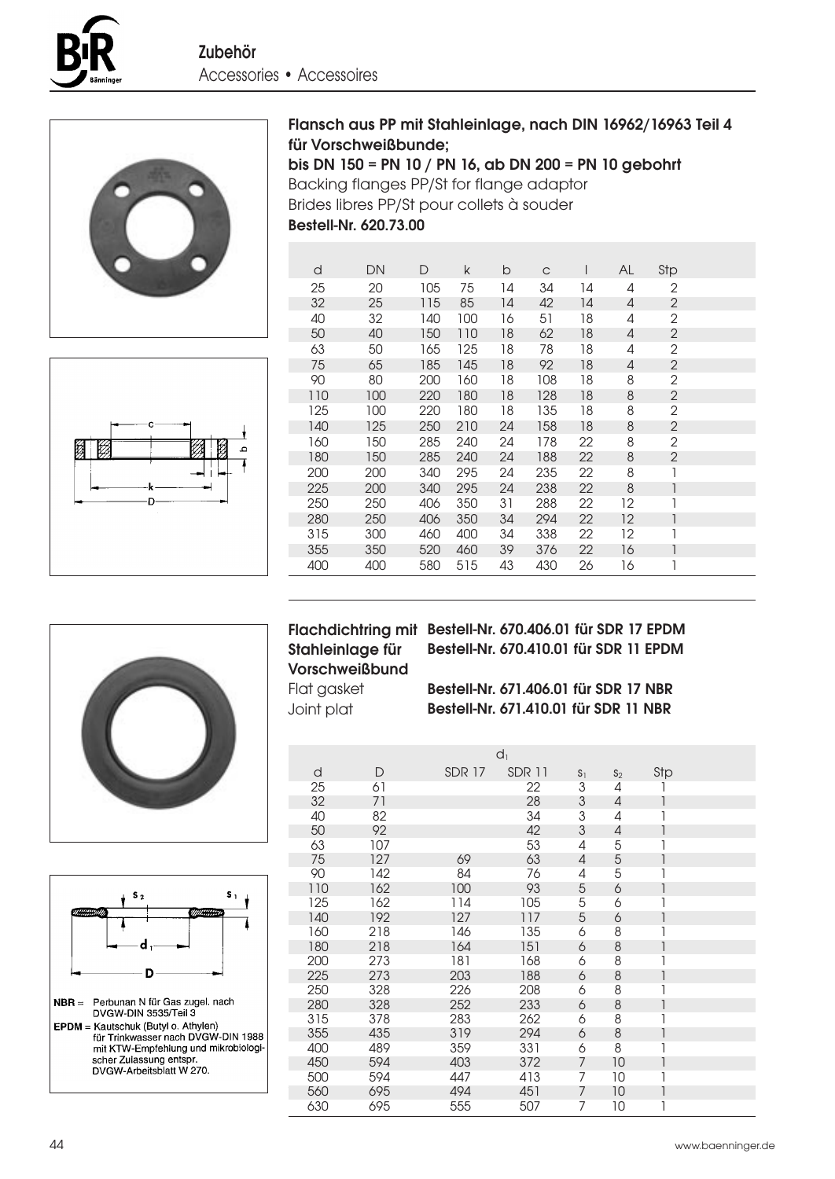## Zubehör
Accessories • Accessoires

### Flansch aus PP mit Stahleinlage, nach DIN 16962/16963 Teil 4 für Vorschweißbunde;
### bis DN 150 = PN 10 / PN 16, ab DN 200 = PN 10 gebohrt

Backing flanges PP/St for flange adaptor
Brides libres PP/St pour collets à souder
**Bestell-Nr. 620.73.00**

| d | DN | D | k | b | c | l | AL | Stp |
|---|---|---|---|---|---|---|---|---|
| 25 | 20 | 105 | 75 | 14 | 34 | 14 | 4 | 2 |
| 32 | 25 | 115 | 85 | 14 | 42 | 14 | 4 | 2 |
| 40 | 32 | 140 | 100 | 16 | 51 | 18 | 4 | 2 |
| 50 | 40 | 150 | 110 | 18 | 62 | 18 | 4 | 2 |
| 63 | 50 | 165 | 125 | 18 | 78 | 18 | 4 | 2 |
| 75 | 65 | 185 | 145 | 18 | 92 | 18 | 4 | 2 |
| 90 | 80 | 200 | 160 | 18 | 108 | 18 | 8 | 2 |
| 110 | 100 | 220 | 180 | 18 | 128 | 18 | 8 | 2 |
| 125 | 100 | 220 | 180 | 18 | 135 | 18 | 8 | 2 |
| 140 | 125 | 250 | 210 | 24 | 158 | 18 | 8 | 2 |
| 160 | 150 | 285 | 240 | 24 | 178 | 22 | 8 | 2 |
| 180 | 150 | 285 | 240 | 24 | 188 | 22 | 8 | 2 |
| 200 | 200 | 340 | 295 | 24 | 235 | 22 | 8 | 1 |
| 225 | 200 | 340 | 295 | 24 | 238 | 22 | 8 | 1 |
| 250 | 250 | 406 | 350 | 31 | 288 | 22 | 12 | 1 |
| 280 | 250 | 406 | 350 | 34 | 294 | 22 | 12 | 1 |
| 315 | 300 | 460 | 400 | 34 | 338 | 22 | 12 | 1 |
| 355 | 350 | 520 | 460 | 39 | 376 | 22 | 16 | 1 |
| 400 | 400 | 580 | 515 | 43 | 430 | 26 | 16 | 1 |

### Flachdichtring mit Stahleinlage für Vorschweißbund

Flat gasket
Joint plat

**Bestell-Nr. 670.406.01 für SDR 17 EPDM**
**Bestell-Nr. 670.410.01 für SDR 11 EPDM**

**Bestell-Nr. 671.406.01 für SDR 17 NBR**
**Bestell-Nr. 671.410.01 für SDR 11 NBR**

| d | D | $d_1$ SDR 17 | $d_1$ SDR 11 | $s_1$ | $s_2$ | Stp |
|---|---|---|---|---|---|---|
| 25 | 61 | | 22 | 3 | 4 | 1 |
| 32 | 71 | | 28 | 3 | 4 | 1 |
| 40 | 82 | | 34 | 3 | 4 | 1 |
| 50 | 92 | | 42 | 3 | 4 | 1 |
| 63 | 107 | | 53 | 4 | 5 | 1 |
| 75 | 127 | 69 | 63 | 4 | 5 | 1 |
| 90 | 142 | 84 | 76 | 4 | 5 | 1 |
| 110 | 162 | 100 | 93 | 5 | 6 | 1 |
| 125 | 162 | 114 | 105 | 5 | 6 | 1 |
| 140 | 192 | 127 | 117 | 5 | 6 | 1 |
| 160 | 218 | 146 | 135 | 6 | 8 | 1 |
| 180 | 218 | 164 | 151 | 6 | 8 | 1 |
| 200 | 273 | 181 | 168 | 6 | 8 | 1 |
| 225 | 273 | 203 | 188 | 6 | 8 | 1 |
| 250 | 328 | 226 | 208 | 6 | 8 | 1 |
| 280 | 328 | 252 | 233 | 6 | 8 | 1 |
| 315 | 378 | 283 | 262 | 6 | 8 | 1 |
| 355 | 435 | 319 | 294 | 6 | 8 | 1 |
| 400 | 489 | 359 | 331 | 6 | 8 | 1 |
| 450 | 594 | 403 | 372 | 7 | 10 | 1 |
| 500 | 594 | 447 | 413 | 7 | 10 | 1 |
| 560 | 695 | 494 | 451 | 7 | 10 | 1 |
| 630 | 695 | 555 | 507 | 7 | 10 | 1 |

**NBR** = Perbunan N für Gas zugel. nach DVGW-DIN 3535/Teil 3

**EPDM** = Kautschuk (Butyl o. Athylen) für Trinkwasser nach DVGW-DIN 1988 mit KTW-Empfehlung und mikrobiologischer Zulassung entspr. DVGW-Arbeitsblatt W 270.

www.baenninger.de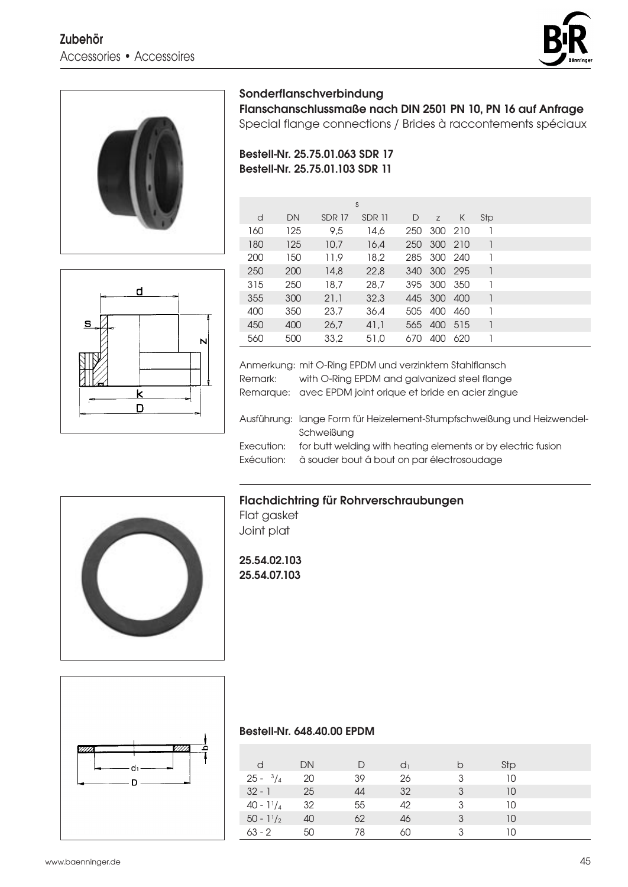## Sonderflanschverbindung

**Flanschanschlussmaße nach DIN 2501 PN 10, PN 16 auf Anfrage**

Special flange connections / Brides à raccontements spéciaux

**Bestell-Nr. 25.75.01.063 SDR 17**
**Bestell-Nr. 25.75.01.103 SDR 11**

| | | s | | | | | |
|---|---|---|---|---|---|---|---|
| d | DN | SDR 17 | SDR 11 | D | z | K | Stp |
| 160 | 125 | 9,5 | 14,6 | 250 | 300 | 210 | 1 |
| 180 | 125 | 10,7 | 16,4 | 250 | 300 | 210 | 1 |
| 200 | 150 | 11,9 | 18,2 | 285 | 300 | 240 | 1 |
| 250 | 200 | 14,8 | 22,8 | 340 | 300 | 295 | 1 |
| 315 | 250 | 18,7 | 28,7 | 395 | 300 | 350 | 1 |
| 355 | 300 | 21,1 | 32,3 | 445 | 300 | 400 | 1 |
| 400 | 350 | 23,7 | 36,4 | 505 | 400 | 460 | 1 |
| 450 | 400 | 26,7 | 41,1 | 565 | 400 | 515 | 1 |
| 560 | 500 | 33,2 | 51,0 | 670 | 400 | 620 | 1 |

Anmerkung: mit O-Ring EPDM und verzinktem Stahlflansch
Remark: with O-Ring EPDM and galvanized steel flange
Remarque: avec EPDM joint orique et bride en acier zingue

Ausführung: lange Form für Heizelement-Stumpfschweißung und Heizwendel-Schweißung
Execution: for butt welding with heating elements or by electric fusion
Exécution: à souder bout á bout on par électrosoudage

## Flachdichtring für Rohrverschraubungen

Flat gasket
Joint plat

**25.54.02.103**
**25.54.07.103**

**Bestell-Nr. 648.40.00 EPDM**

| d | DN | D | $d_1$ | b | Stp |
|---|---|---|---|---|---|
| 25 - $^3/_4$ | 20 | 39 | 26 | 3 | 10 |
| 32 - 1 | 25 | 44 | 32 | 3 | 10 |
| 40 - $1^1/_4$ | 32 | 55 | 42 | 3 | 10 |
| 50 - $1^1/_2$ | 40 | 62 | 46 | 3 | 10 |
| 63 - 2 | 50 | 78 | 60 | 3 | 10 |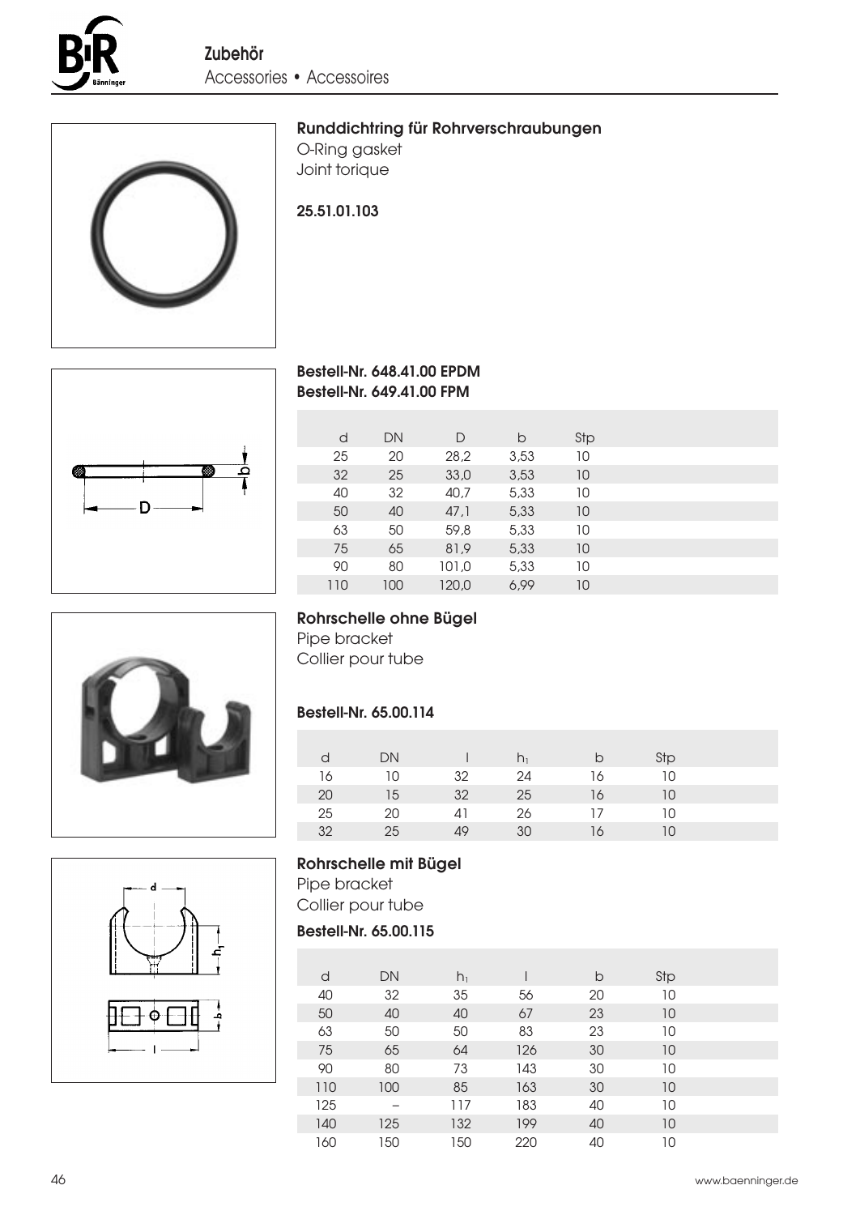## Zubehör
Accessories • Accessoires

### Runddichtring für Rohrverschraubungen
O-Ring gasket
Joint torique

**25.51.01.103**

**Bestell-Nr. 648.41.00 EPDM**
**Bestell-Nr. 649.41.00 FPM**

| d | DN | D | b | Stp |
|---|---|---|---|---|
| 25 | 20 | 28,2 | 3,53 | 10 |
| 32 | 25 | 33,0 | 3,53 | 10 |
| 40 | 32 | 40,7 | 5,33 | 10 |
| 50 | 40 | 47,1 | 5,33 | 10 |
| 63 | 50 | 59,8 | 5,33 | 10 |
| 75 | 65 | 81,9 | 5,33 | 10 |
| 90 | 80 | 101,0 | 5,33 | 10 |
| 110 | 100 | 120,0 | 6,99 | 10 |

### Rohrschelle ohne Bügel
Pipe bracket
Collier pour tube

**Bestell-Nr. 65.00.114**

| d | DN | l | $h_1$ | b | Stp |
|---|---|---|---|---|---|
| 16 | 10 | 32 | 24 | 16 | 10 |
| 20 | 15 | 32 | 25 | 16 | 10 |
| 25 | 20 | 41 | 26 | 17 | 10 |
| 32 | 25 | 49 | 30 | 16 | 10 |

### Rohrschelle mit Bügel
Pipe bracket
Collier pour tube

**Bestell-Nr. 65.00.115**

| d | DN | $h_1$ | l | b | Stp |
|---|---|---|---|---|---|
| 40 | 32 | 35 | 56 | 20 | 10 |
| 50 | 40 | 40 | 67 | 23 | 10 |
| 63 | 50 | 50 | 83 | 23 | 10 |
| 75 | 65 | 64 | 126 | 30 | 10 |
| 90 | 80 | 73 | 143 | 30 | 10 |
| 110 | 100 | 85 | 163 | 30 | 10 |
| 125 | – | 117 | 183 | 40 | 10 |
| 140 | 125 | 132 | 199 | 40 | 10 |
| 160 | 150 | 150 | 220 | 40 | 10 |

www.baenninger.de